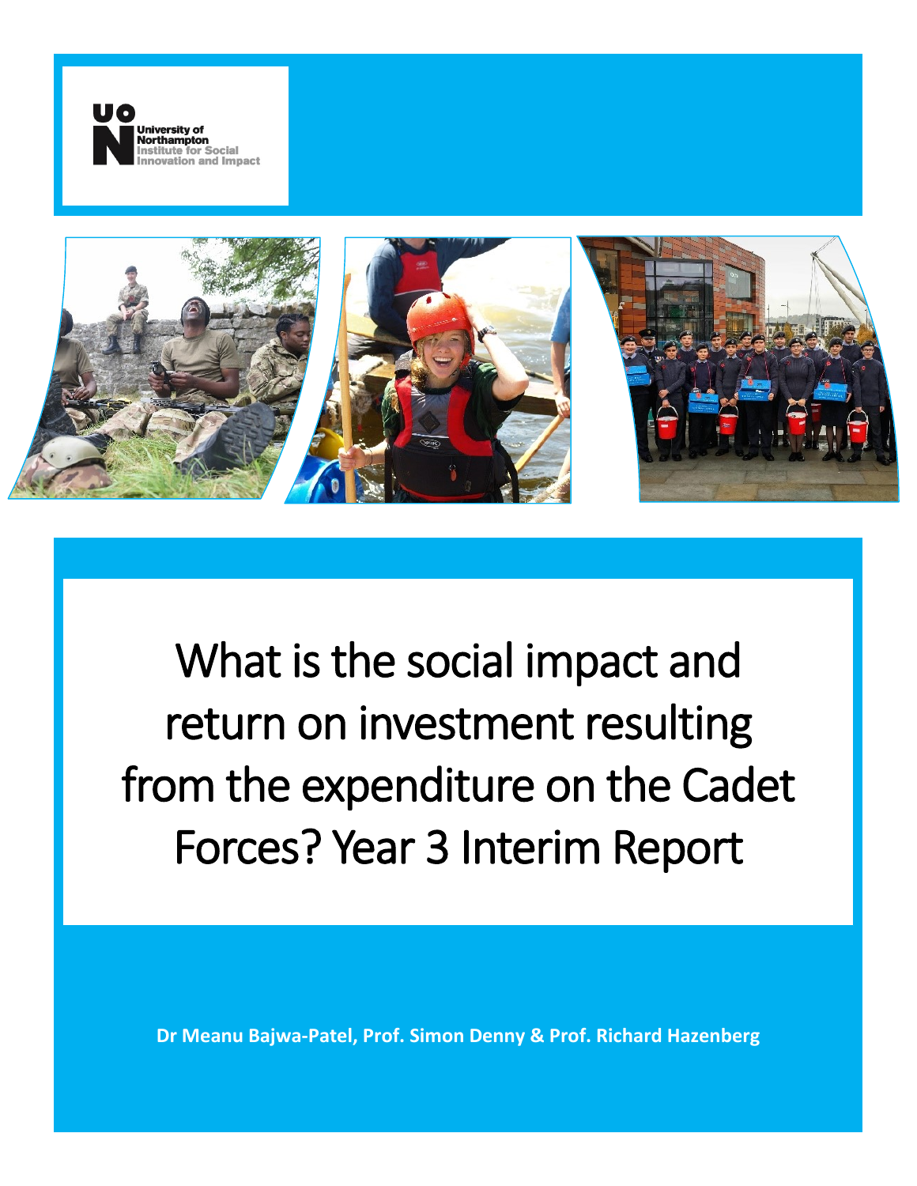University of Northampton
Institute for Social Innovation and Impact

# What is the social impact and return on investment resulting from the expenditure on the Cadet Forces? Year 3 Interim Report

**Dr Meanu Bajwa-Patel, Prof. Simon Denny & Prof. Richard Hazenberg**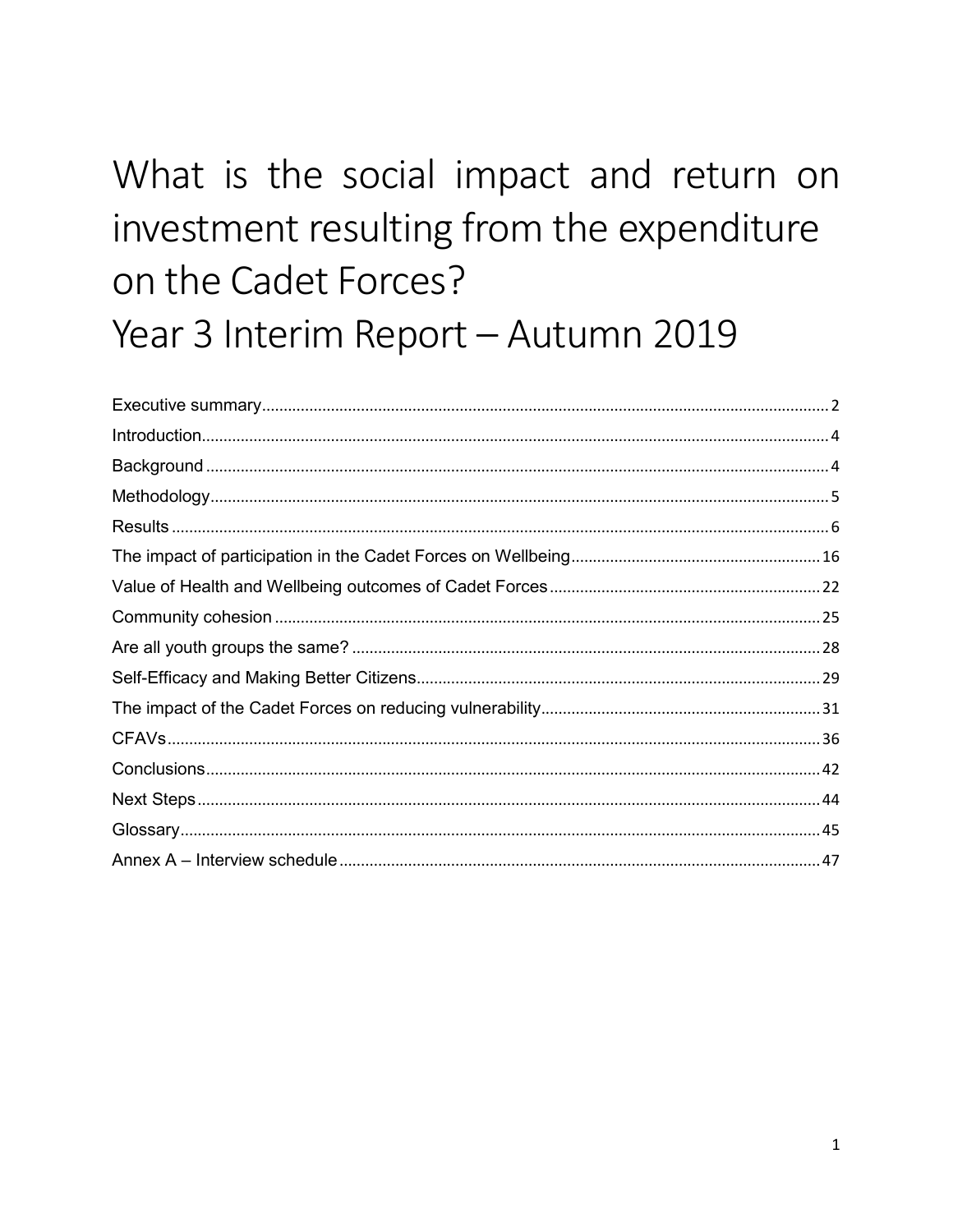# What is the social impact and return on investment resulting from the expenditure on the Cadet Forces?
# Year 3 Interim Report – Autumn 2019

Executive summary ........ 2
Introduction ........ 4
Background ........ 4
Methodology ........ 5
Results ........ 6
The impact of participation in the Cadet Forces on Wellbeing ........ 16
Value of Health and Wellbeing outcomes of Cadet Forces ........ 22
Community cohesion ........ 25
Are all youth groups the same? ........ 28
Self-Efficacy and Making Better Citizens ........ 29
The impact of the Cadet Forces on reducing vulnerability ........ 31
CFAVs ........ 36
Conclusions ........ 42
Next Steps ........ 44
Glossary ........ 45
Annex A – Interview schedule ........ 47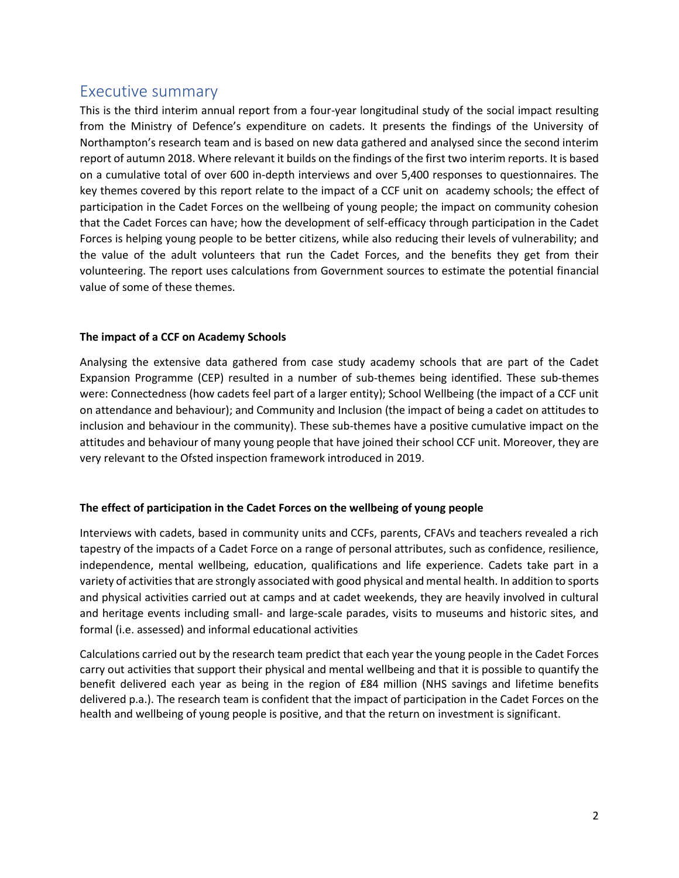## Executive summary

This is the third interim annual report from a four-year longitudinal study of the social impact resulting from the Ministry of Defence's expenditure on cadets. It presents the findings of the University of Northampton's research team and is based on new data gathered and analysed since the second interim report of autumn 2018. Where relevant it builds on the findings of the first two interim reports. It is based on a cumulative total of over 600 in-depth interviews and over 5,400 responses to questionnaires. The key themes covered by this report relate to the impact of a CCF unit on academy schools; the effect of participation in the Cadet Forces on the wellbeing of young people; the impact on community cohesion that the Cadet Forces can have; how the development of self-efficacy through participation in the Cadet Forces is helping young people to be better citizens, while also reducing their levels of vulnerability; and the value of the adult volunteers that run the Cadet Forces, and the benefits they get from their volunteering. The report uses calculations from Government sources to estimate the potential financial value of some of these themes.

**The impact of a CCF on Academy Schools**

Analysing the extensive data gathered from case study academy schools that are part of the Cadet Expansion Programme (CEP) resulted in a number of sub-themes being identified. These sub-themes were: Connectedness (how cadets feel part of a larger entity); School Wellbeing (the impact of a CCF unit on attendance and behaviour); and Community and Inclusion (the impact of being a cadet on attitudes to inclusion and behaviour in the community). These sub-themes have a positive cumulative impact on the attitudes and behaviour of many young people that have joined their school CCF unit. Moreover, they are very relevant to the Ofsted inspection framework introduced in 2019.

**The effect of participation in the Cadet Forces on the wellbeing of young people**

Interviews with cadets, based in community units and CCFs, parents, CFAVs and teachers revealed a rich tapestry of the impacts of a Cadet Force on a range of personal attributes, such as confidence, resilience, independence, mental wellbeing, education, qualifications and life experience. Cadets take part in a variety of activities that are strongly associated with good physical and mental health. In addition to sports and physical activities carried out at camps and at cadet weekends, they are heavily involved in cultural and heritage events including small- and large-scale parades, visits to museums and historic sites, and formal (i.e. assessed) and informal educational activities

Calculations carried out by the research team predict that each year the young people in the Cadet Forces carry out activities that support their physical and mental wellbeing and that it is possible to quantify the benefit delivered each year as being in the region of £84 million (NHS savings and lifetime benefits delivered p.a.). The research team is confident that the impact of participation in the Cadet Forces on the health and wellbeing of young people is positive, and that the return on investment is significant.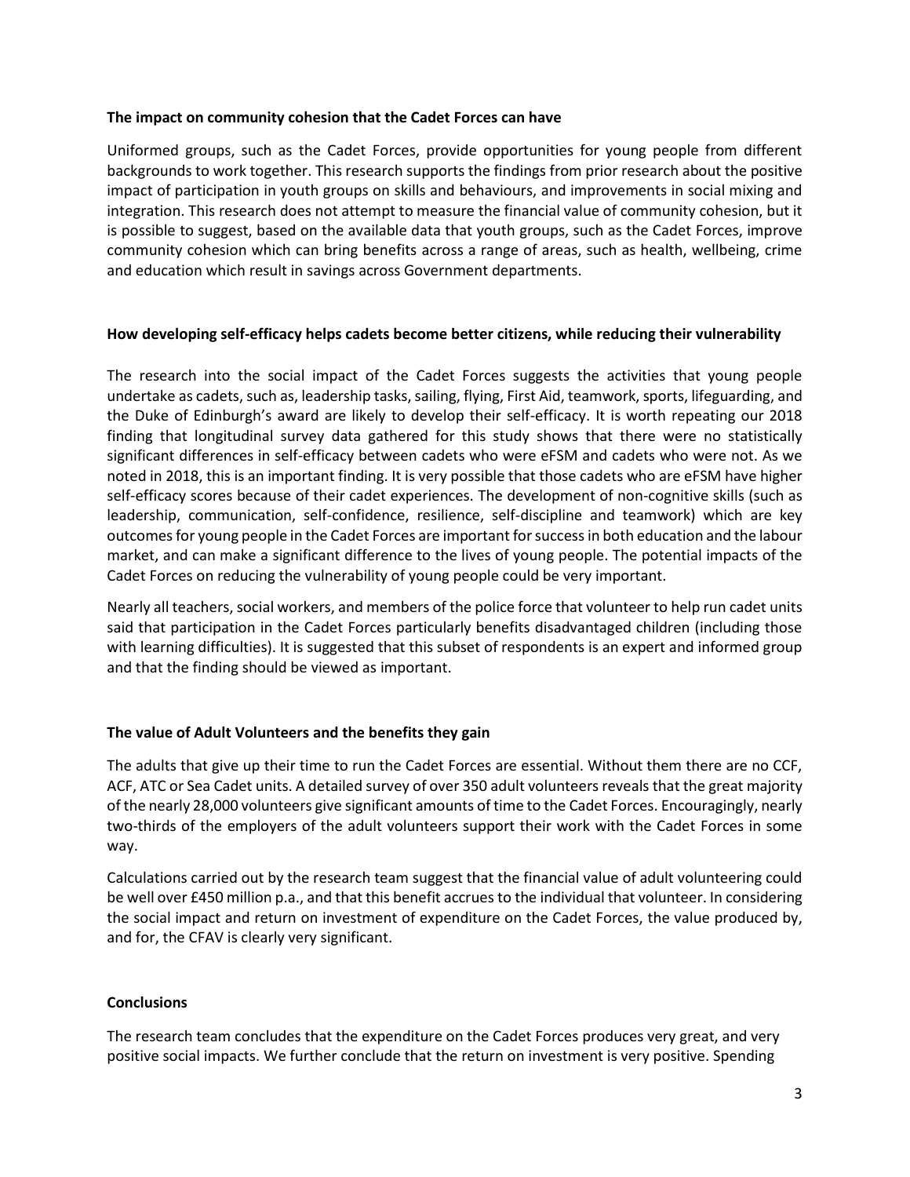**The impact on community cohesion that the Cadet Forces can have**

Uniformed groups, such as the Cadet Forces, provide opportunities for young people from different backgrounds to work together. This research supports the findings from prior research about the positive impact of participation in youth groups on skills and behaviours, and improvements in social mixing and integration. This research does not attempt to measure the financial value of community cohesion, but it is possible to suggest, based on the available data that youth groups, such as the Cadet Forces, improve community cohesion which can bring benefits across a range of areas, such as health, wellbeing, crime and education which result in savings across Government departments.

**How developing self-efficacy helps cadets become better citizens, while reducing their vulnerability**

The research into the social impact of the Cadet Forces suggests the activities that young people undertake as cadets, such as, leadership tasks, sailing, flying, First Aid, teamwork, sports, lifeguarding, and the Duke of Edinburgh's award are likely to develop their self-efficacy. It is worth repeating our 2018 finding that longitudinal survey data gathered for this study shows that there were no statistically significant differences in self-efficacy between cadets who were eFSM and cadets who were not. As we noted in 2018, this is an important finding. It is very possible that those cadets who are eFSM have higher self-efficacy scores because of their cadet experiences. The development of non-cognitive skills (such as leadership, communication, self-confidence, resilience, self-discipline and teamwork) which are key outcomes for young people in the Cadet Forces are important for success in both education and the labour market, and can make a significant difference to the lives of young people. The potential impacts of the Cadet Forces on reducing the vulnerability of young people could be very important.

Nearly all teachers, social workers, and members of the police force that volunteer to help run cadet units said that participation in the Cadet Forces particularly benefits disadvantaged children (including those with learning difficulties). It is suggested that this subset of respondents is an expert and informed group and that the finding should be viewed as important.

**The value of Adult Volunteers and the benefits they gain**

The adults that give up their time to run the Cadet Forces are essential. Without them there are no CCF, ACF, ATC or Sea Cadet units. A detailed survey of over 350 adult volunteers reveals that the great majority of the nearly 28,000 volunteers give significant amounts of time to the Cadet Forces. Encouragingly, nearly two-thirds of the employers of the adult volunteers support their work with the Cadet Forces in some way.

Calculations carried out by the research team suggest that the financial value of adult volunteering could be well over £450 million p.a., and that this benefit accrues to the individual that volunteer. In considering the social impact and return on investment of expenditure on the Cadet Forces, the value produced by, and for, the CFAV is clearly very significant.

**Conclusions**

The research team concludes that the expenditure on the Cadet Forces produces very great, and very positive social impacts. We further conclude that the return on investment is very positive. Spending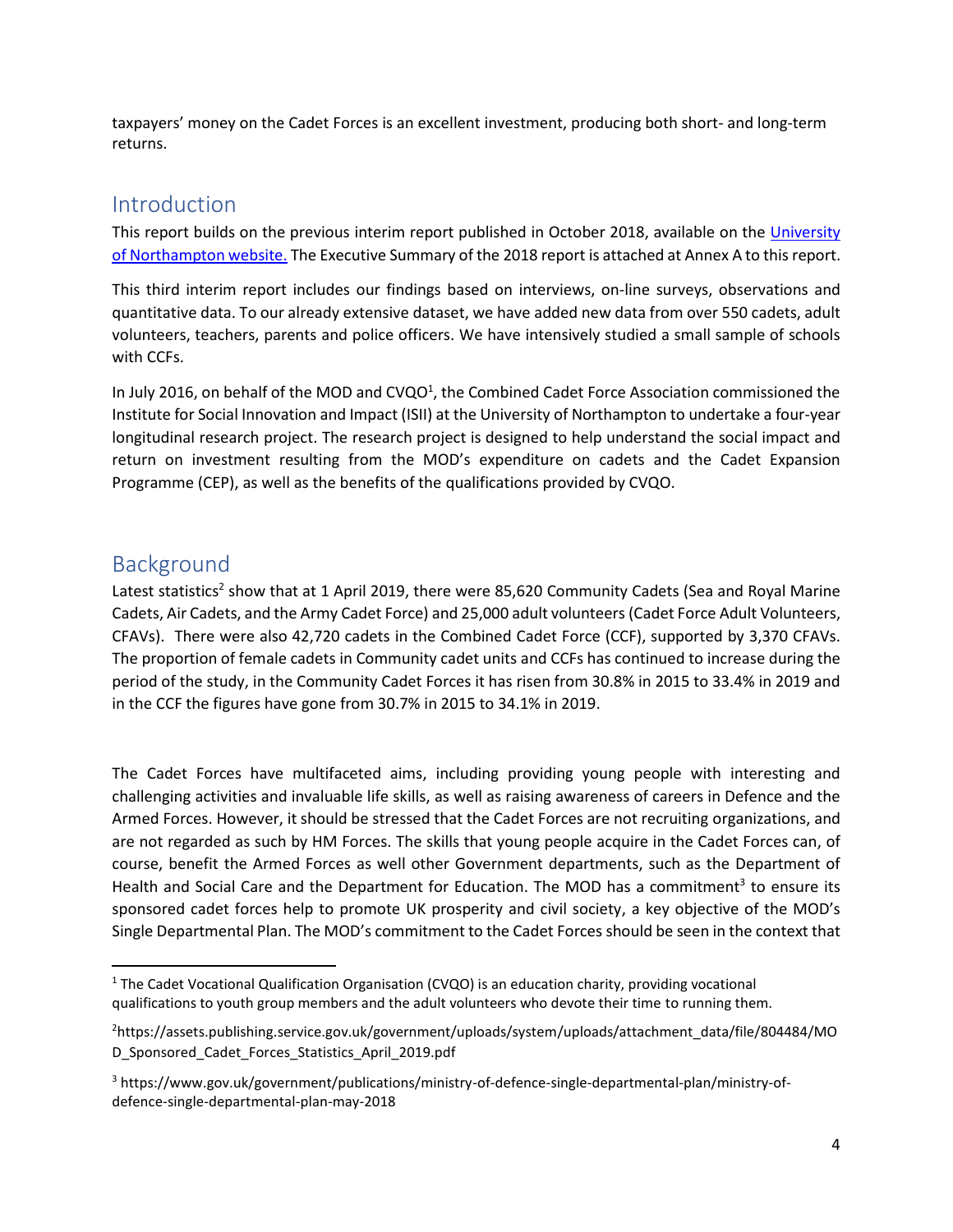taxpayers' money on the Cadet Forces is an excellent investment, producing both short- and long-term returns.

## Introduction

This report builds on the previous interim report published in October 2018, available on the [University of Northampton website.](#) The Executive Summary of the 2018 report is attached at Annex A to this report.

This third interim report includes our findings based on interviews, on-line surveys, observations and quantitative data. To our already extensive dataset, we have added new data from over 550 cadets, adult volunteers, teachers, parents and police officers. We have intensively studied a small sample of schools with CCFs.

In July 2016, on behalf of the MOD and CVQO[1], the Combined Cadet Force Association commissioned the Institute for Social Innovation and Impact (ISII) at the University of Northampton to undertake a four-year longitudinal research project. The research project is designed to help understand the social impact and return on investment resulting from the MOD's expenditure on cadets and the Cadet Expansion Programme (CEP), as well as the benefits of the qualifications provided by CVQO.

## Background

Latest statistics[2] show that at 1 April 2019, there were 85,620 Community Cadets (Sea and Royal Marine Cadets, Air Cadets, and the Army Cadet Force) and 25,000 adult volunteers (Cadet Force Adult Volunteers, CFAVs). There were also 42,720 cadets in the Combined Cadet Force (CCF), supported by 3,370 CFAVs. The proportion of female cadets in Community cadet units and CCFs has continued to increase during the period of the study, in the Community Cadet Forces it has risen from 30.8% in 2015 to 33.4% in 2019 and in the CCF the figures have gone from 30.7% in 2015 to 34.1% in 2019.

The Cadet Forces have multifaceted aims, including providing young people with interesting and challenging activities and invaluable life skills, as well as raising awareness of careers in Defence and the Armed Forces. However, it should be stressed that the Cadet Forces are not recruiting organizations, and are not regarded as such by HM Forces. The skills that young people acquire in the Cadet Forces can, of course, benefit the Armed Forces as well other Government departments, such as the Department of Health and Social Care and the Department for Education. The MOD has a commitment[3] to ensure its sponsored cadet forces help to promote UK prosperity and civil society, a key objective of the MOD's Single Departmental Plan. The MOD's commitment to the Cadet Forces should be seen in the context that

---

[1] The Cadet Vocational Qualification Organisation (CVQO) is an education charity, providing vocational qualifications to youth group members and the adult volunteers who devote their time to running them.

[2] https://assets.publishing.service.gov.uk/government/uploads/system/uploads/attachment_data/file/804484/MOD_Sponsored_Cadet_Forces_Statistics_April_2019.pdf

[3] https://www.gov.uk/government/publications/ministry-of-defence-single-departmental-plan/ministry-of-defence-single-departmental-plan-may-2018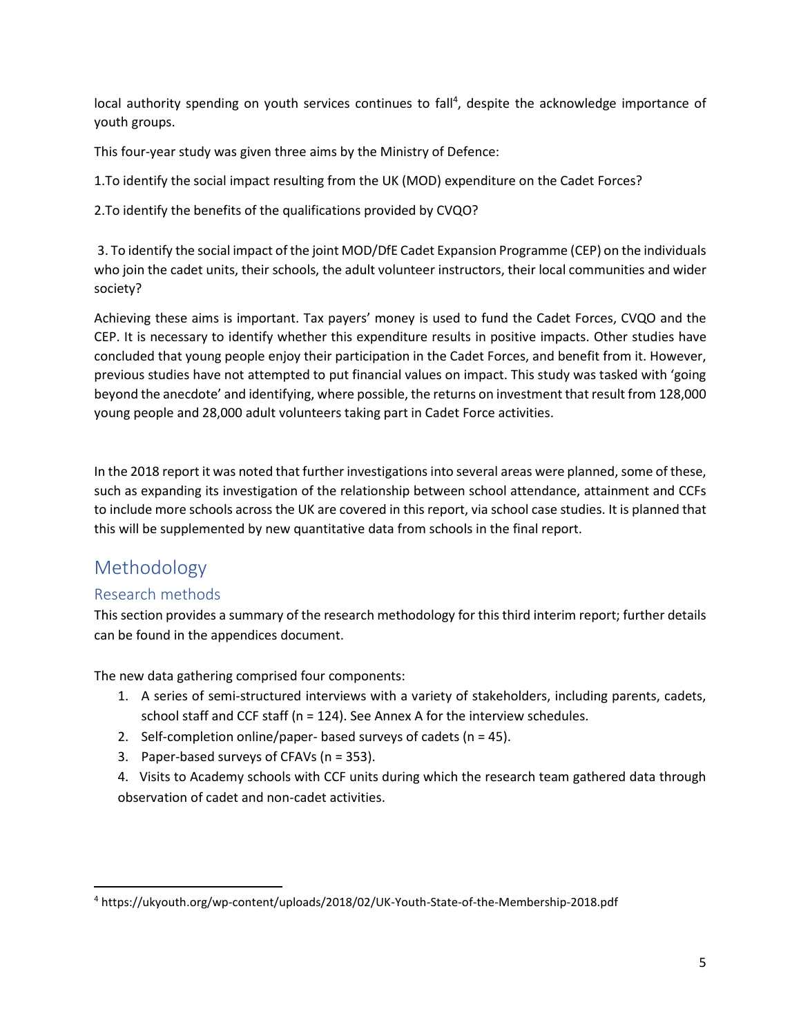local authority spending on youth services continues to fall[4], despite the acknowledge importance of youth groups.

This four-year study was given three aims by the Ministry of Defence:

1.To identify the social impact resulting from the UK (MOD) expenditure on the Cadet Forces?

2.To identify the benefits of the qualifications provided by CVQO?

3. To identify the social impact of the joint MOD/DfE Cadet Expansion Programme (CEP) on the individuals who join the cadet units, their schools, the adult volunteer instructors, their local communities and wider society?

Achieving these aims is important. Tax payers' money is used to fund the Cadet Forces, CVQO and the CEP. It is necessary to identify whether this expenditure results in positive impacts. Other studies have concluded that young people enjoy their participation in the Cadet Forces, and benefit from it. However, previous studies have not attempted to put financial values on impact. This study was tasked with 'going beyond the anecdote' and identifying, where possible, the returns on investment that result from 128,000 young people and 28,000 adult volunteers taking part in Cadet Force activities.

In the 2018 report it was noted that further investigations into several areas were planned, some of these, such as expanding its investigation of the relationship between school attendance, attainment and CCFs to include more schools across the UK are covered in this report, via school case studies. It is planned that this will be supplemented by new quantitative data from schools in the final report.

# Methodology

## Research methods

This section provides a summary of the research methodology for this third interim report; further details can be found in the appendices document.

The new data gathering comprised four components:

1. A series of semi-structured interviews with a variety of stakeholders, including parents, cadets, school staff and CCF staff (n = 124). See Annex A for the interview schedules.
2. Self-completion online/paper- based surveys of cadets (n = 45).
3. Paper-based surveys of CFAVs (n = 353).
4. Visits to Academy schools with CCF units during which the research team gathered data through observation of cadet and non-cadet activities.

[4] https://ukyouth.org/wp-content/uploads/2018/02/UK-Youth-State-of-the-Membership-2018.pdf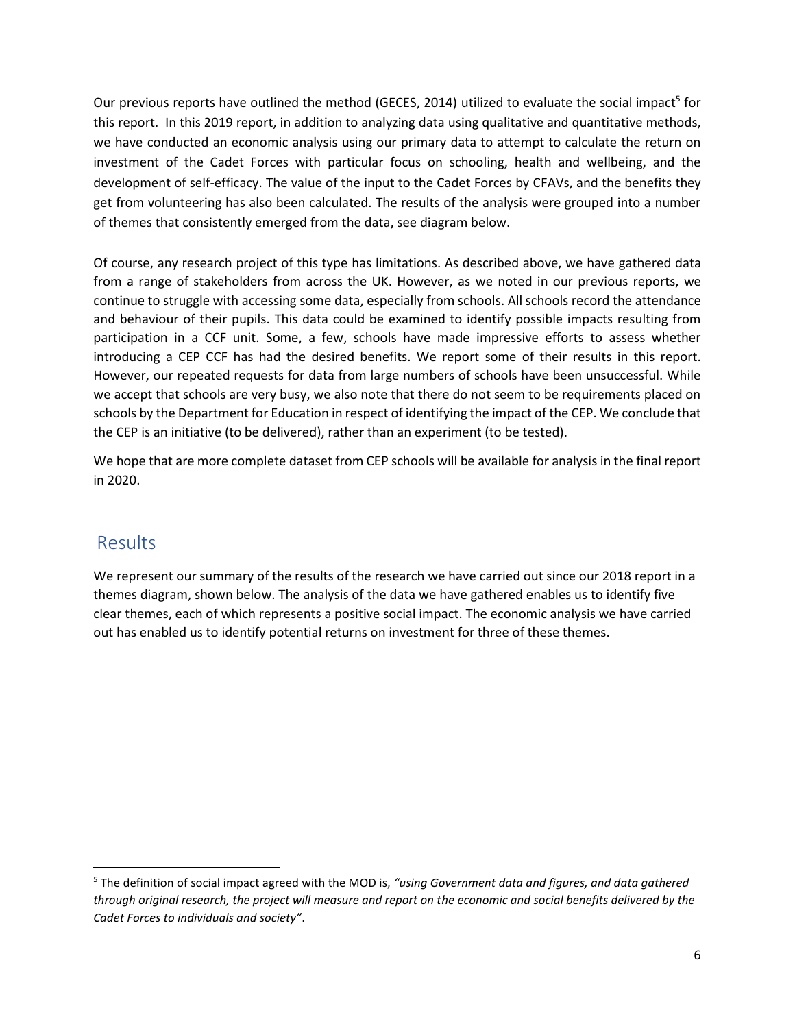Our previous reports have outlined the method (GECES, 2014) utilized to evaluate the social impact[5] for this report. In this 2019 report, in addition to analyzing data using qualitative and quantitative methods, we have conducted an economic analysis using our primary data to attempt to calculate the return on investment of the Cadet Forces with particular focus on schooling, health and wellbeing, and the development of self-efficacy. The value of the input to the Cadet Forces by CFAVs, and the benefits they get from volunteering has also been calculated. The results of the analysis were grouped into a number of themes that consistently emerged from the data, see diagram below.

Of course, any research project of this type has limitations. As described above, we have gathered data from a range of stakeholders from across the UK. However, as we noted in our previous reports, we continue to struggle with accessing some data, especially from schools. All schools record the attendance and behaviour of their pupils. This data could be examined to identify possible impacts resulting from participation in a CCF unit. Some, a few, schools have made impressive efforts to assess whether introducing a CEP CCF has had the desired benefits. We report some of their results in this report. However, our repeated requests for data from large numbers of schools have been unsuccessful. While we accept that schools are very busy, we also note that there do not seem to be requirements placed on schools by the Department for Education in respect of identifying the impact of the CEP. We conclude that the CEP is an initiative (to be delivered), rather than an experiment (to be tested).

We hope that are more complete dataset from CEP schools will be available for analysis in the final report in 2020.

## Results

We represent our summary of the results of the research we have carried out since our 2018 report in a themes diagram, shown below. The analysis of the data we have gathered enables us to identify five clear themes, each of which represents a positive social impact. The economic analysis we have carried out has enabled us to identify potential returns on investment for three of these themes.

---

[5] The definition of social impact agreed with the MOD is, *"using Government data and figures, and data gathered through original research, the project will measure and report on the economic and social benefits delivered by the Cadet Forces to individuals and society"*.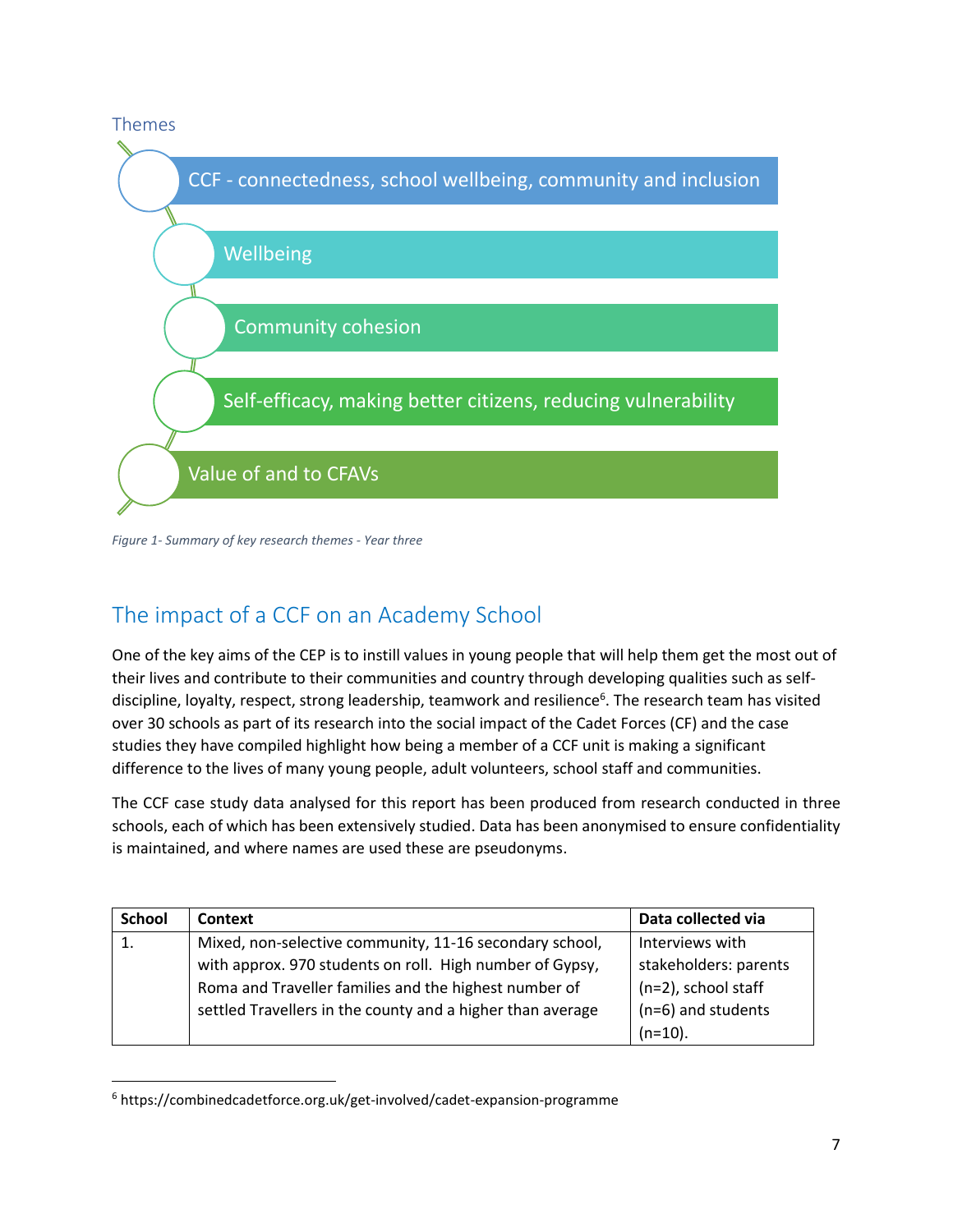### Themes

- CCF - connectedness, school wellbeing, community and inclusion
- Wellbeing
- Community cohesion
- Self-efficacy, making better citizens, reducing vulnerability
- Value of and to CFAVs

*Figure 1- Summary of key research themes - Year three*

## The impact of a CCF on an Academy School

One of the key aims of the CEP is to instill values in young people that will help them get the most out of their lives and contribute to their communities and country through developing qualities such as self-discipline, loyalty, respect, strong leadership, teamwork and resilience[6]. The research team has visited over 30 schools as part of its research into the social impact of the Cadet Forces (CF) and the case studies they have compiled highlight how being a member of a CCF unit is making a significant difference to the lives of many young people, adult volunteers, school staff and communities.

The CCF case study data analysed for this report has been produced from research conducted in three schools, each of which has been extensively studied. Data has been anonymised to ensure confidentiality is maintained, and where names are used these are pseudonyms.

| School | Context | Data collected via |
|---|---|---|
| 1. | Mixed, non-selective community, 11-16 secondary school, with approx. 970 students on roll. High number of Gypsy, Roma and Traveller families and the highest number of settled Travellers in the county and a higher than average | Interviews with stakeholders: parents (n=2), school staff (n=6) and students (n=10). |

[6] https://combinedcadetforce.org.uk/get-involved/cadet-expansion-programme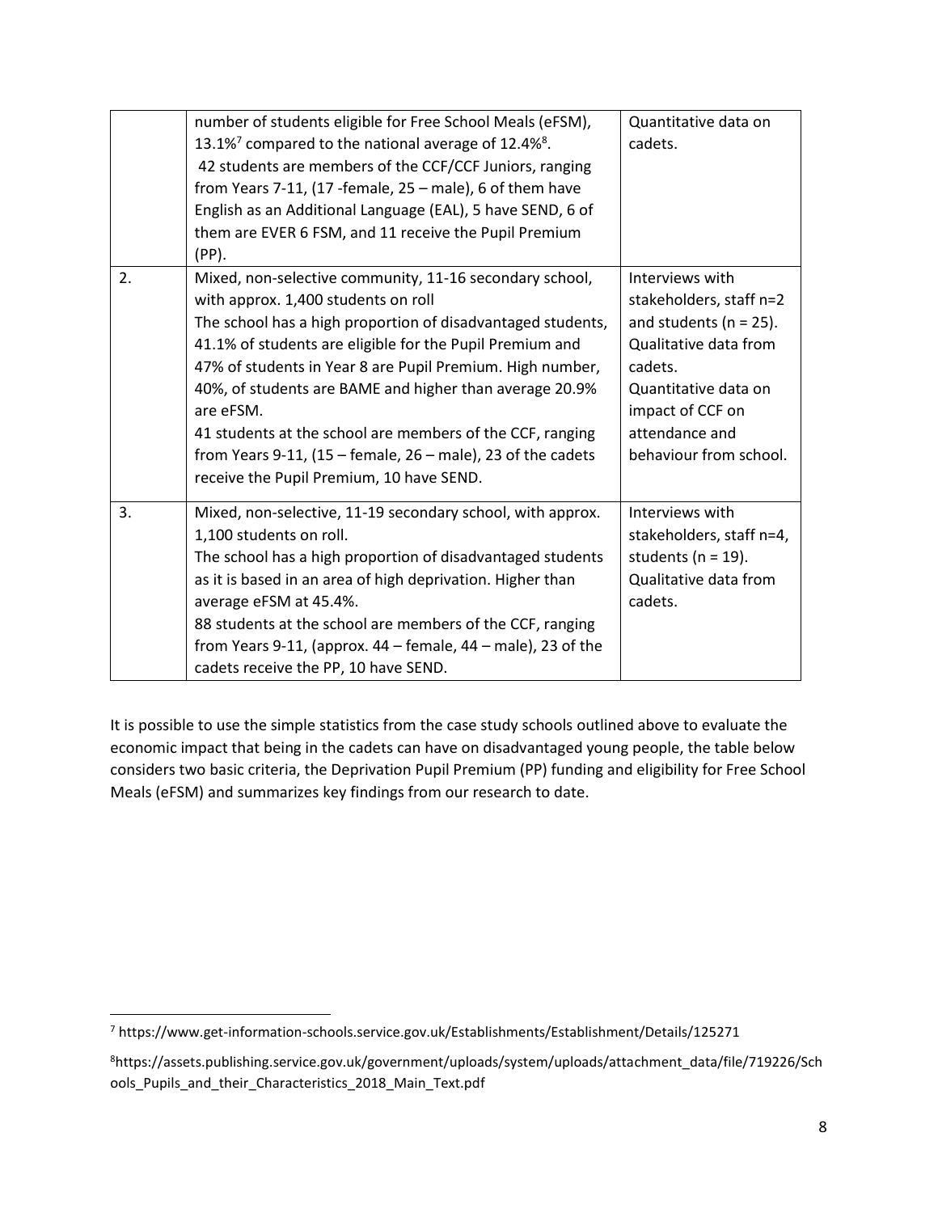| | | |
|---|---|---|
| | number of students eligible for Free School Meals (eFSM), 13.1%[7] compared to the national average of 12.4%[8].<br>42 students are members of the CCF/CCF Juniors, ranging from Years 7-11, (17 -female, 25 – male), 6 of them have English as an Additional Language (EAL), 5 have SEND, 6 of them are EVER 6 FSM, and 11 receive the Pupil Premium (PP). | Quantitative data on cadets. |
| 2. | Mixed, non-selective community, 11-16 secondary school, with approx. 1,400 students on roll<br>The school has a high proportion of disadvantaged students, 41.1% of students are eligible for the Pupil Premium and 47% of students in Year 8 are Pupil Premium. High number, 40%, of students are BAME and higher than average 20.9% are eFSM.<br>41 students at the school are members of the CCF, ranging from Years 9-11, (15 – female, 26 – male), 23 of the cadets receive the Pupil Premium, 10 have SEND. | Interviews with stakeholders, staff n=2 and students (n = 25). Qualitative data from cadets. Quantitative data on impact of CCF on attendance and behaviour from school. |
| 3. | Mixed, non-selective, 11-19 secondary school, with approx. 1,100 students on roll.<br>The school has a high proportion of disadvantaged students as it is based in an area of high deprivation. Higher than average eFSM at 45.4%.<br>88 students at the school are members of the CCF, ranging from Years 9-11, (approx. 44 – female, 44 – male), 23 of the cadets receive the PP, 10 have SEND. | Interviews with stakeholders, staff n=4, students (n = 19). Qualitative data from cadets. |

It is possible to use the simple statistics from the case study schools outlined above to evaluate the economic impact that being in the cadets can have on disadvantaged young people, the table below considers two basic criteria, the Deprivation Pupil Premium (PP) funding and eligibility for Free School Meals (eFSM) and summarizes key findings from our research to date.

[7] https://www.get-information-schools.service.gov.uk/Establishments/Establishment/Details/125271

[8] https://assets.publishing.service.gov.uk/government/uploads/system/uploads/attachment_data/file/719226/Schools_Pupils_and_their_Characteristics_2018_Main_Text.pdf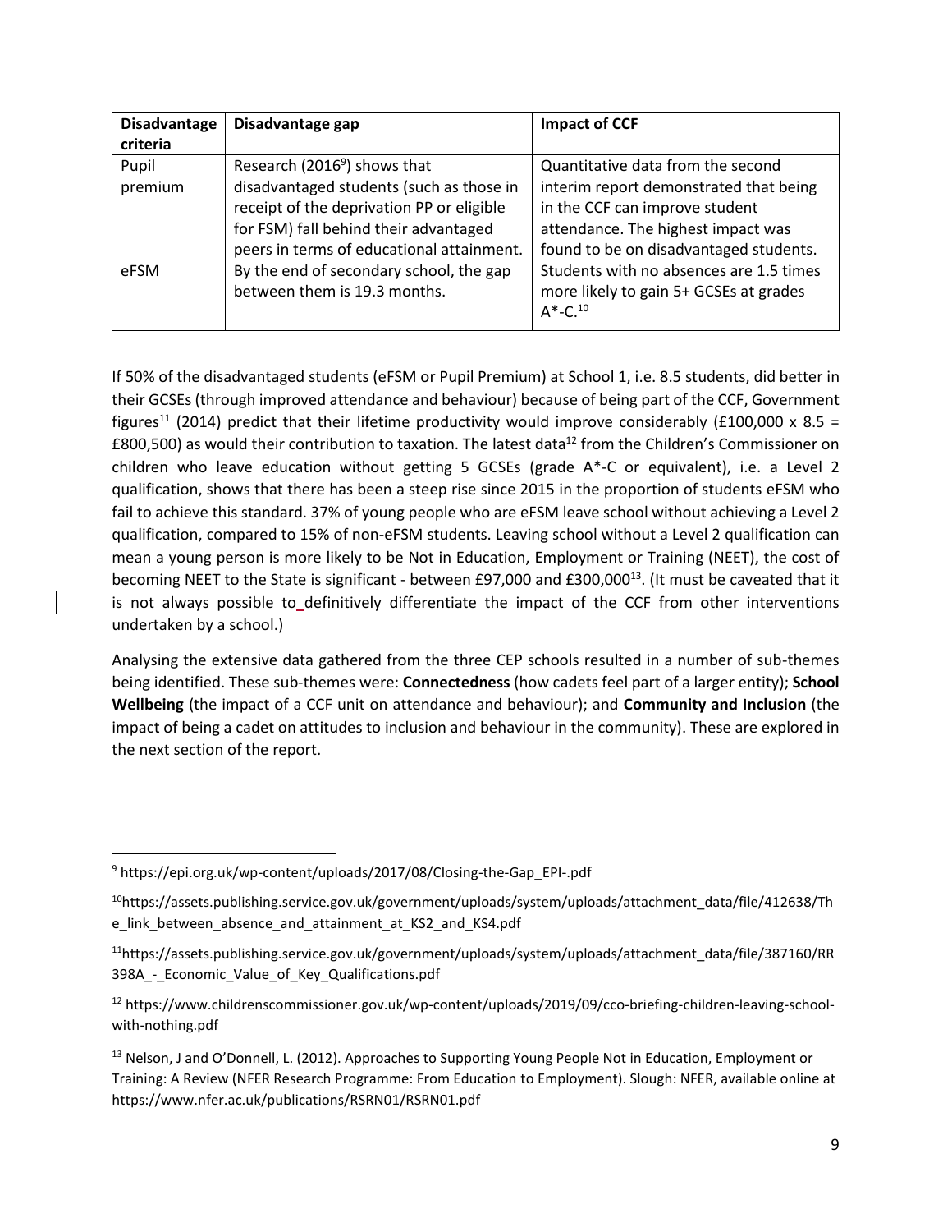| Disadvantage criteria | Disadvantage gap | Impact of CCF |
|---|---|---|
| Pupil premium | Research (2016[9]) shows that disadvantaged students (such as those in receipt of the deprivation PP or eligible for FSM) fall behind their advantaged peers in terms of educational attainment. By the end of secondary school, the gap between them is 19.3 months. | Quantitative data from the second interim report demonstrated that being in the CCF can improve student attendance. The highest impact was found to be on disadvantaged students. Students with no absences are 1.5 times more likely to gain 5+ GCSEs at grades A*-C.[10] |
| eFSM | | |

If 50% of the disadvantaged students (eFSM or Pupil Premium) at School 1, i.e. 8.5 students, did better in their GCSEs (through improved attendance and behaviour) because of being part of the CCF, Government figures[11] (2014) predict that their lifetime productivity would improve considerably (£100,000 x 8.5 = £800,500) as would their contribution to taxation. The latest data[12] from the Children's Commissioner on children who leave education without getting 5 GCSEs (grade A*-C or equivalent), i.e. a Level 2 qualification, shows that there has been a steep rise since 2015 in the proportion of students eFSM who fail to achieve this standard. 37% of young people who are eFSM leave school without achieving a Level 2 qualification, compared to 15% of non-eFSM students. Leaving school without a Level 2 qualification can mean a young person is more likely to be Not in Education, Employment or Training (NEET), the cost of becoming NEET to the State is significant - between £97,000 and £300,000[13]. (It must be caveated that it is not always possible to definitively differentiate the impact of the CCF from other interventions undertaken by a school.)

Analysing the extensive data gathered from the three CEP schools resulted in a number of sub-themes being identified. These sub-themes were: **Connectedness** (how cadets feel part of a larger entity); **School Wellbeing** (the impact of a CCF unit on attendance and behaviour); and **Community and Inclusion** (the impact of being a cadet on attitudes to inclusion and behaviour in the community). These are explored in the next section of the report.

---

[9] https://epi.org.uk/wp-content/uploads/2017/08/Closing-the-Gap_EPI-.pdf

[10] https://assets.publishing.service.gov.uk/government/uploads/system/uploads/attachment_data/file/412638/The_link_between_absence_and_attainment_at_KS2_and_KS4.pdf

[11] https://assets.publishing.service.gov.uk/government/uploads/system/uploads/attachment_data/file/387160/RR398A_-_Economic_Value_of_Key_Qualifications.pdf

[12] https://www.childrenscommissioner.gov.uk/wp-content/uploads/2019/09/cco-briefing-children-leaving-school-with-nothing.pdf

[13] Nelson, J and O'Donnell, L. (2012). Approaches to Supporting Young People Not in Education, Employment or Training: A Review (NFER Research Programme: From Education to Employment). Slough: NFER, available online at https://www.nfer.ac.uk/publications/RSRN01/RSRN01.pdf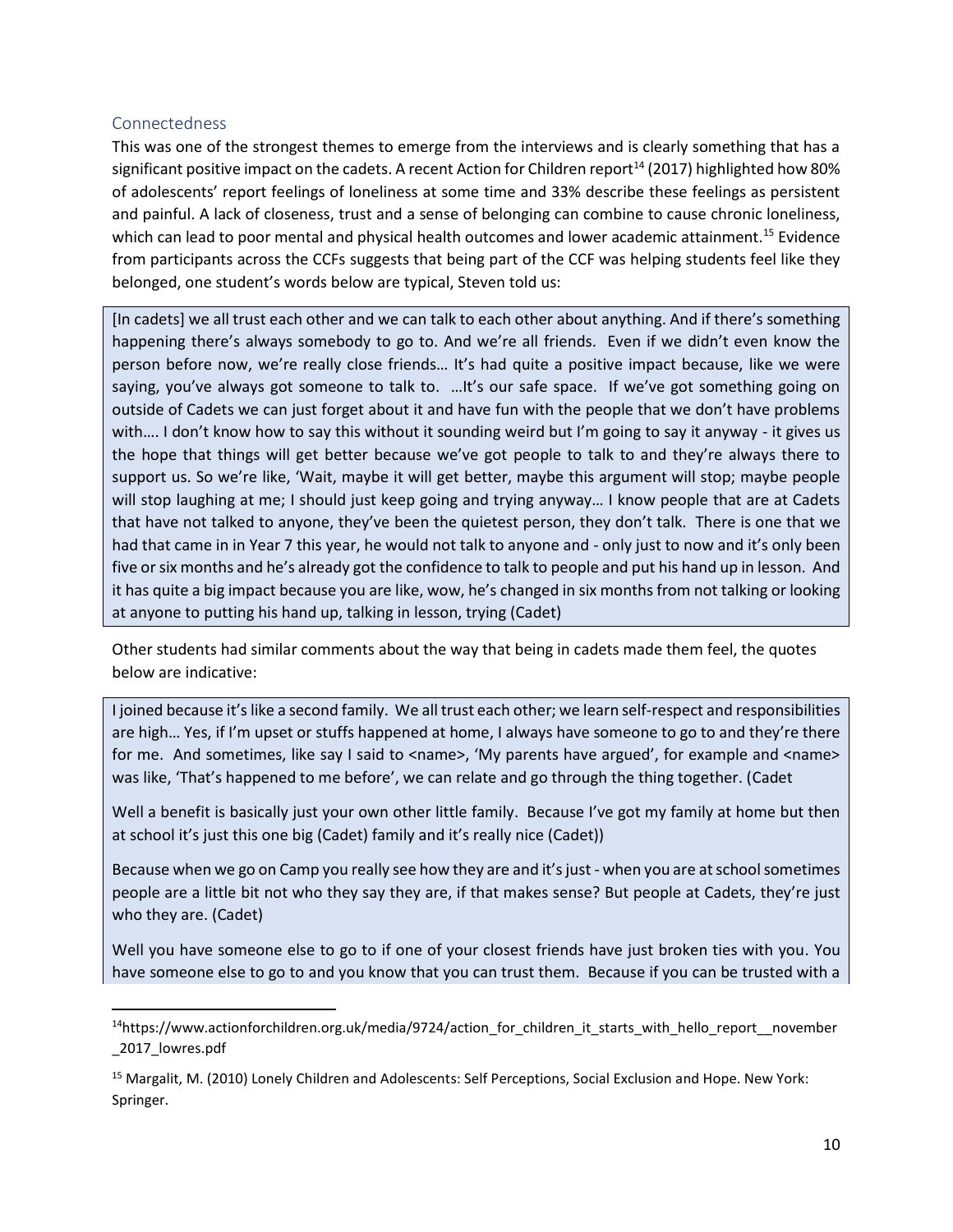## Connectedness

This was one of the strongest themes to emerge from the interviews and is clearly something that has a significant positive impact on the cadets. A recent Action for Children report[14] (2017) highlighted how 80% of adolescents' report feelings of loneliness at some time and 33% describe these feelings as persistent and painful. A lack of closeness, trust and a sense of belonging can combine to cause chronic loneliness, which can lead to poor mental and physical health outcomes and lower academic attainment.[15] Evidence from participants across the CCFs suggests that being part of the CCF was helping students feel like they belonged, one student's words below are typical, Steven told us:

> [In cadets] we all trust each other and we can talk to each other about anything. And if there's something happening there's always somebody to go to. And we're all friends. Even if we didn't even know the person before now, we're really close friends… It's had quite a positive impact because, like we were saying, you've always got someone to talk to. …It's our safe space. If we've got something going on outside of Cadets we can just forget about it and have fun with the people that we don't have problems with…. I don't know how to say this without it sounding weird but I'm going to say it anyway - it gives us the hope that things will get better because we've got people to talk to and they're always there to support us. So we're like, 'Wait, maybe it will get better, maybe this argument will stop; maybe people will stop laughing at me; I should just keep going and trying anyway… I know people that are at Cadets that have not talked to anyone, they've been the quietest person, they don't talk. There is one that we had that came in in Year 7 this year, he would not talk to anyone and - only just to now and it's only been five or six months and he's already got the confidence to talk to people and put his hand up in lesson. And it has quite a big impact because you are like, wow, he's changed in six months from not talking or looking at anyone to putting his hand up, talking in lesson, trying (Cadet)

Other students had similar comments about the way that being in cadets made them feel, the quotes below are indicative:

> I joined because it's like a second family. We all trust each other; we learn self-respect and responsibilities are high… Yes, if I'm upset or stuffs happened at home, I always have someone to go to and they're there for me. And sometimes, like say I said to <name>, 'My parents have argued', for example and <name> was like, 'That's happened to me before', we can relate and go through the thing together. (Cadet
>
> Well a benefit is basically just your own other little family. Because I've got my family at home but then at school it's just this one big (Cadet) family and it's really nice (Cadet))
>
> Because when we go on Camp you really see how they are and it's just - when you are at school sometimes people are a little bit not who they say they are, if that makes sense? But people at Cadets, they're just who they are. (Cadet)
>
> Well you have someone else to go to if one of your closest friends have just broken ties with you. You have someone else to go to and you know that you can trust them. Because if you can be trusted with a

---

[14] https://www.actionforchildren.org.uk/media/9724/action_for_children_it_starts_with_hello_report__november_2017_lowres.pdf

[15] Margalit, M. (2010) Lonely Children and Adolescents: Self Perceptions, Social Exclusion and Hope. New York: Springer.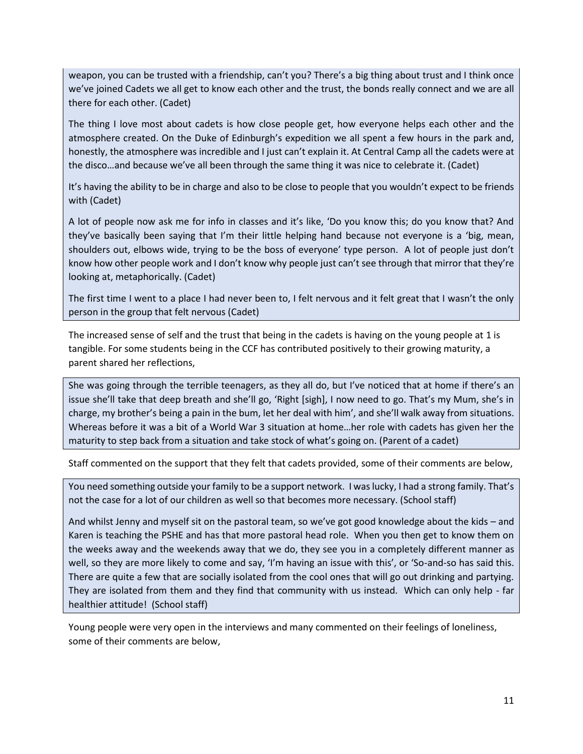weapon, you can be trusted with a friendship, can't you? There's a big thing about trust and I think once we've joined Cadets we all get to know each other and the trust, the bonds really connect and we are all there for each other. (Cadet)

The thing I love most about cadets is how close people get, how everyone helps each other and the atmosphere created. On the Duke of Edinburgh's expedition we all spent a few hours in the park and, honestly, the atmosphere was incredible and I just can't explain it. At Central Camp all the cadets were at the disco…and because we've all been through the same thing it was nice to celebrate it. (Cadet)

It's having the ability to be in charge and also to be close to people that you wouldn't expect to be friends with (Cadet)

A lot of people now ask me for info in classes and it's like, 'Do you know this; do you know that? And they've basically been saying that I'm their little helping hand because not everyone is a 'big, mean, shoulders out, elbows wide, trying to be the boss of everyone' type person. A lot of people just don't know how other people work and I don't know why people just can't see through that mirror that they're looking at, metaphorically. (Cadet)

The first time I went to a place I had never been to, I felt nervous and it felt great that I wasn't the only person in the group that felt nervous (Cadet)

The increased sense of self and the trust that being in the cadets is having on the young people at 1 is tangible. For some students being in the CCF has contributed positively to their growing maturity, a parent shared her reflections,

She was going through the terrible teenagers, as they all do, but I've noticed that at home if there's an issue she'll take that deep breath and she'll go, 'Right [sigh], I now need to go. That's my Mum, she's in charge, my brother's being a pain in the bum, let her deal with him', and she'll walk away from situations. Whereas before it was a bit of a World War 3 situation at home…her role with cadets has given her the maturity to step back from a situation and take stock of what's going on. (Parent of a cadet)

Staff commented on the support that they felt that cadets provided, some of their comments are below,

You need something outside your family to be a support network. I was lucky, I had a strong family. That's not the case for a lot of our children as well so that becomes more necessary. (School staff)

And whilst Jenny and myself sit on the pastoral team, so we've got good knowledge about the kids – and Karen is teaching the PSHE and has that more pastoral head role. When you then get to know them on the weeks away and the weekends away that we do, they see you in a completely different manner as well, so they are more likely to come and say, 'I'm having an issue with this', or 'So-and-so has said this. There are quite a few that are socially isolated from the cool ones that will go out drinking and partying. They are isolated from them and they find that community with us instead. Which can only help - far healthier attitude! (School staff)

Young people were very open in the interviews and many commented on their feelings of loneliness, some of their comments are below,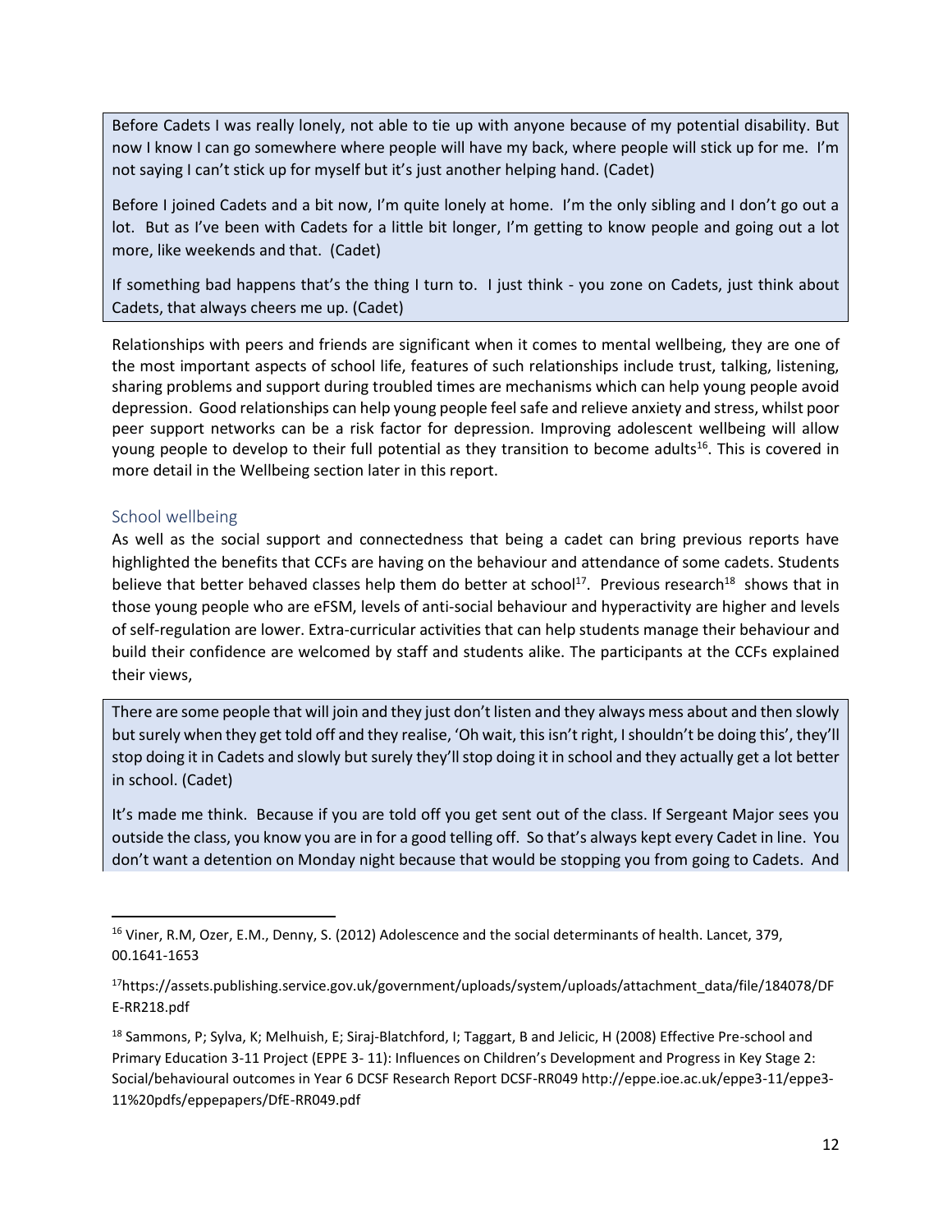Before Cadets I was really lonely, not able to tie up with anyone because of my potential disability. But now I know I can go somewhere where people will have my back, where people will stick up for me. I'm not saying I can't stick up for myself but it's just another helping hand. (Cadet)

Before I joined Cadets and a bit now, I'm quite lonely at home. I'm the only sibling and I don't go out a lot. But as I've been with Cadets for a little bit longer, I'm getting to know people and going out a lot more, like weekends and that. (Cadet)

If something bad happens that's the thing I turn to. I just think - you zone on Cadets, just think about Cadets, that always cheers me up. (Cadet)

Relationships with peers and friends are significant when it comes to mental wellbeing, they are one of the most important aspects of school life, features of such relationships include trust, talking, listening, sharing problems and support during troubled times are mechanisms which can help young people avoid depression. Good relationships can help young people feel safe and relieve anxiety and stress, whilst poor peer support networks can be a risk factor for depression. Improving adolescent wellbeing will allow young people to develop to their full potential as they transition to become adults[16]. This is covered in more detail in the Wellbeing section later in this report.

## School wellbeing

As well as the social support and connectedness that being a cadet can bring previous reports have highlighted the benefits that CCFs are having on the behaviour and attendance of some cadets. Students believe that better behaved classes help them do better at school[17]. Previous research[18] shows that in those young people who are eFSM, levels of anti-social behaviour and hyperactivity are higher and levels of self-regulation are lower. Extra-curricular activities that can help students manage their behaviour and build their confidence are welcomed by staff and students alike. The participants at the CCFs explained their views,

There are some people that will join and they just don't listen and they always mess about and then slowly but surely when they get told off and they realise, 'Oh wait, this isn't right, I shouldn't be doing this', they'll stop doing it in Cadets and slowly but surely they'll stop doing it in school and they actually get a lot better in school. (Cadet)

It's made me think. Because if you are told off you get sent out of the class. If Sergeant Major sees you outside the class, you know you are in for a good telling off. So that's always kept every Cadet in line. You don't want a detention on Monday night because that would be stopping you from going to Cadets. And

---

[16] Viner, R.M, Ozer, E.M., Denny, S. (2012) Adolescence and the social determinants of health. Lancet, 379, 00.1641-1653

[17] https://assets.publishing.service.gov.uk/government/uploads/system/uploads/attachment_data/file/184078/DFE-RR218.pdf

[18] Sammons, P; Sylva, K; Melhuish, E; Siraj-Blatchford, I; Taggart, B and Jelicic, H (2008) Effective Pre-school and Primary Education 3-11 Project (EPPE 3- 11): Influences on Children's Development and Progress in Key Stage 2: Social/behavioural outcomes in Year 6 DCSF Research Report DCSF-RR049 http://eppe.ioe.ac.uk/eppe3-11/eppe3-11%20pdfs/eppepapers/DfE-RR049.pdf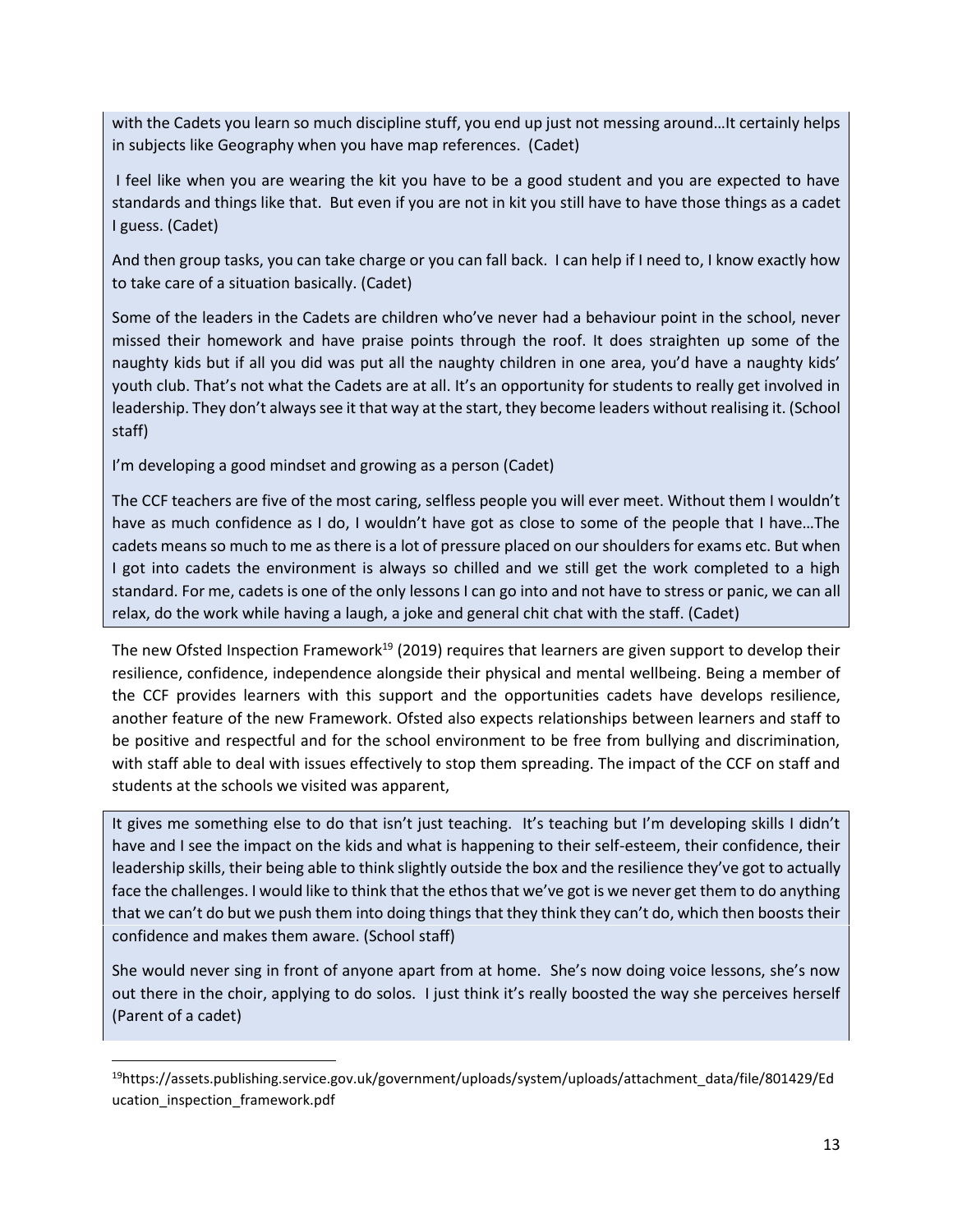with the Cadets you learn so much discipline stuff, you end up just not messing around…It certainly helps in subjects like Geography when you have map references. (Cadet)

I feel like when you are wearing the kit you have to be a good student and you are expected to have standards and things like that. But even if you are not in kit you still have to have those things as a cadet I guess. (Cadet)

And then group tasks, you can take charge or you can fall back. I can help if I need to, I know exactly how to take care of a situation basically. (Cadet)

Some of the leaders in the Cadets are children who've never had a behaviour point in the school, never missed their homework and have praise points through the roof. It does straighten up some of the naughty kids but if all you did was put all the naughty children in one area, you'd have a naughty kids' youth club. That's not what the Cadets are at all. It's an opportunity for students to really get involved in leadership. They don't always see it that way at the start, they become leaders without realising it. (School staff)

I'm developing a good mindset and growing as a person (Cadet)

The CCF teachers are five of the most caring, selfless people you will ever meet. Without them I wouldn't have as much confidence as I do, I wouldn't have got as close to some of the people that I have…The cadets means so much to me as there is a lot of pressure placed on our shoulders for exams etc. But when I got into cadets the environment is always so chilled and we still get the work completed to a high standard. For me, cadets is one of the only lessons I can go into and not have to stress or panic, we can all relax, do the work while having a laugh, a joke and general chit chat with the staff. (Cadet)

The new Ofsted Inspection Framework[19] (2019) requires that learners are given support to develop their resilience, confidence, independence alongside their physical and mental wellbeing. Being a member of the CCF provides learners with this support and the opportunities cadets have develops resilience, another feature of the new Framework. Ofsted also expects relationships between learners and staff to be positive and respectful and for the school environment to be free from bullying and discrimination, with staff able to deal with issues effectively to stop them spreading. The impact of the CCF on staff and students at the schools we visited was apparent,

It gives me something else to do that isn't just teaching. It's teaching but I'm developing skills I didn't have and I see the impact on the kids and what is happening to their self-esteem, their confidence, their leadership skills, their being able to think slightly outside the box and the resilience they've got to actually face the challenges. I would like to think that the ethos that we've got is we never get them to do anything that we can't do but we push them into doing things that they think they can't do, which then boosts their confidence and makes them aware. (School staff)

She would never sing in front of anyone apart from at home. She's now doing voice lessons, she's now out there in the choir, applying to do solos. I just think it's really boosted the way she perceives herself (Parent of a cadet)

---

[19] https://assets.publishing.service.gov.uk/government/uploads/system/uploads/attachment_data/file/801429/Education_inspection_framework.pdf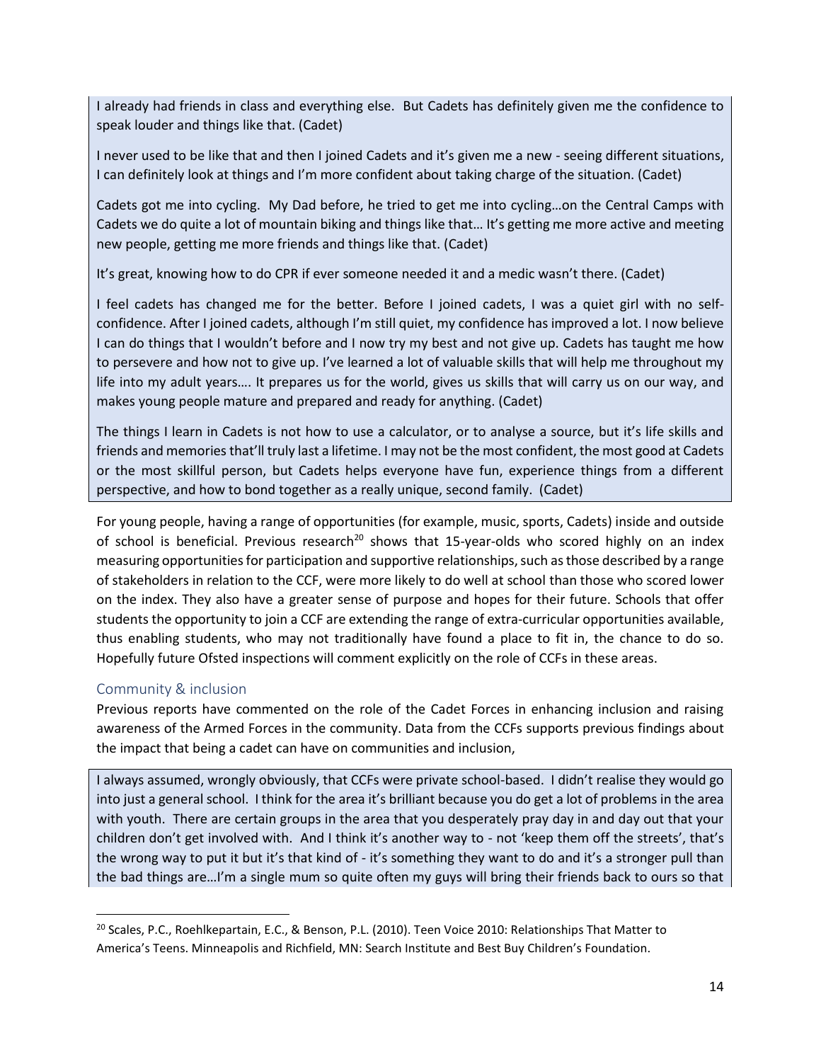I already had friends in class and everything else. But Cadets has definitely given me the confidence to speak louder and things like that. (Cadet)

I never used to be like that and then I joined Cadets and it's given me a new - seeing different situations, I can definitely look at things and I'm more confident about taking charge of the situation. (Cadet)

Cadets got me into cycling. My Dad before, he tried to get me into cycling…on the Central Camps with Cadets we do quite a lot of mountain biking and things like that… It's getting me more active and meeting new people, getting me more friends and things like that. (Cadet)

It's great, knowing how to do CPR if ever someone needed it and a medic wasn't there. (Cadet)

I feel cadets has changed me for the better. Before I joined cadets, I was a quiet girl with no self-confidence. After I joined cadets, although I'm still quiet, my confidence has improved a lot. I now believe I can do things that I wouldn't before and I now try my best and not give up. Cadets has taught me how to persevere and how not to give up. I've learned a lot of valuable skills that will help me throughout my life into my adult years…. It prepares us for the world, gives us skills that will carry us on our way, and makes young people mature and prepared and ready for anything. (Cadet)

The things I learn in Cadets is not how to use a calculator, or to analyse a source, but it's life skills and friends and memories that'll truly last a lifetime. I may not be the most confident, the most good at Cadets or the most skillful person, but Cadets helps everyone have fun, experience things from a different perspective, and how to bond together as a really unique, second family. (Cadet)

For young people, having a range of opportunities (for example, music, sports, Cadets) inside and outside of school is beneficial. Previous research[20] shows that 15-year-olds who scored highly on an index measuring opportunities for participation and supportive relationships, such as those described by a range of stakeholders in relation to the CCF, were more likely to do well at school than those who scored lower on the index. They also have a greater sense of purpose and hopes for their future. Schools that offer students the opportunity to join a CCF are extending the range of extra-curricular opportunities available, thus enabling students, who may not traditionally have found a place to fit in, the chance to do so. Hopefully future Ofsted inspections will comment explicitly on the role of CCFs in these areas.

## Community & inclusion

Previous reports have commented on the role of the Cadet Forces in enhancing inclusion and raising awareness of the Armed Forces in the community. Data from the CCFs supports previous findings about the impact that being a cadet can have on communities and inclusion,

I always assumed, wrongly obviously, that CCFs were private school-based. I didn't realise they would go into just a general school. I think for the area it's brilliant because you do get a lot of problems in the area with youth. There are certain groups in the area that you desperately pray day in and day out that your children don't get involved with. And I think it's another way to - not 'keep them off the streets', that's the wrong way to put it but it's that kind of - it's something they want to do and it's a stronger pull than the bad things are…I'm a single mum so quite often my guys will bring their friends back to ours so that

[20] Scales, P.C., Roehlkepartain, E.C., & Benson, P.L. (2010). Teen Voice 2010: Relationships That Matter to America's Teens. Minneapolis and Richfield, MN: Search Institute and Best Buy Children's Foundation.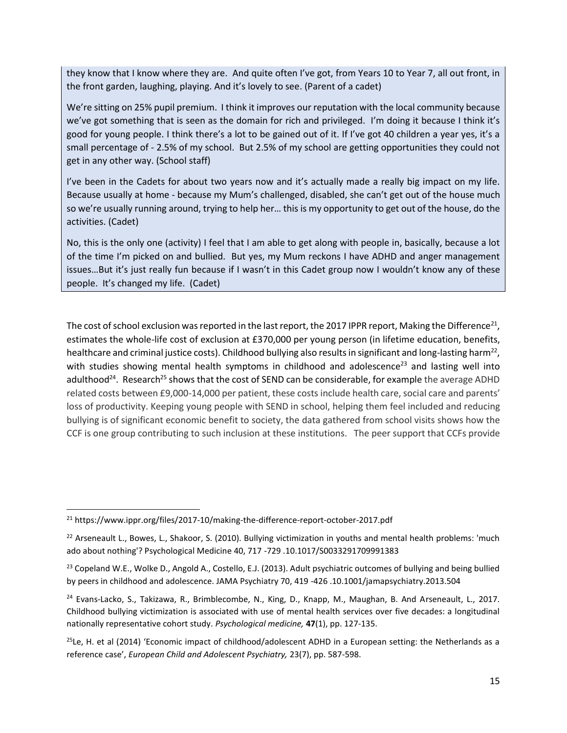they know that I know where they are. And quite often I've got, from Years 10 to Year 7, all out front, in the front garden, laughing, playing. And it's lovely to see. (Parent of a cadet)

We're sitting on 25% pupil premium. I think it improves our reputation with the local community because we've got something that is seen as the domain for rich and privileged. I'm doing it because I think it's good for young people. I think there's a lot to be gained out of it. If I've got 40 children a year yes, it's a small percentage of - 2.5% of my school. But 2.5% of my school are getting opportunities they could not get in any other way. (School staff)

I've been in the Cadets for about two years now and it's actually made a really big impact on my life. Because usually at home - because my Mum's challenged, disabled, she can't get out of the house much so we're usually running around, trying to help her… this is my opportunity to get out of the house, do the activities. (Cadet)

No, this is the only one (activity) I feel that I am able to get along with people in, basically, because a lot of the time I'm picked on and bullied. But yes, my Mum reckons I have ADHD and anger management issues…But it's just really fun because if I wasn't in this Cadet group now I wouldn't know any of these people. It's changed my life. (Cadet)

The cost of school exclusion was reported in the last report, the 2017 IPPR report, Making the Difference[21], estimates the whole-life cost of exclusion at £370,000 per young person (in lifetime education, benefits, healthcare and criminal justice costs). Childhood bullying also results in significant and long-lasting harm[22], with studies showing mental health symptoms in childhood and adolescence[23] and lasting well into adulthood[24]. Research[25] shows that the cost of SEND can be considerable, for example the average ADHD related costs between £9,000-14,000 per patient, these costs include health care, social care and parents' loss of productivity. Keeping young people with SEND in school, helping them feel included and reducing bullying is of significant economic benefit to society, the data gathered from school visits shows how the CCF is one group contributing to such inclusion at these institutions. The peer support that CCFs provide

[21] https://www.ippr.org/files/2017-10/making-the-difference-report-october-2017.pdf

[22] Arseneault L., Bowes, L., Shakoor, S. (2010). Bullying victimization in youths and mental health problems: 'much ado about nothing'? Psychological Medicine 40, 717 -729 .10.1017/S0033291709991383

[23] Copeland W.E., Wolke D., Angold A., Costello, E.J. (2013). Adult psychiatric outcomes of bullying and being bullied by peers in childhood and adolescence. JAMA Psychiatry 70, 419 -426 .10.1001/jamapsychiatry.2013.504

[24] Evans-Lacko, S., Takizawa, R., Brimblecombe, N., King, D., Knapp, M., Maughan, B. And Arseneault, L., 2017. Childhood bullying victimization is associated with use of mental health services over five decades: a longitudinal nationally representative cohort study. *Psychological medicine,* **47**(1), pp. 127-135.

[25] Le, H. et al (2014) 'Economic impact of childhood/adolescent ADHD in a European setting: the Netherlands as a reference case', *European Child and Adolescent Psychiatry,* 23(7), pp. 587-598.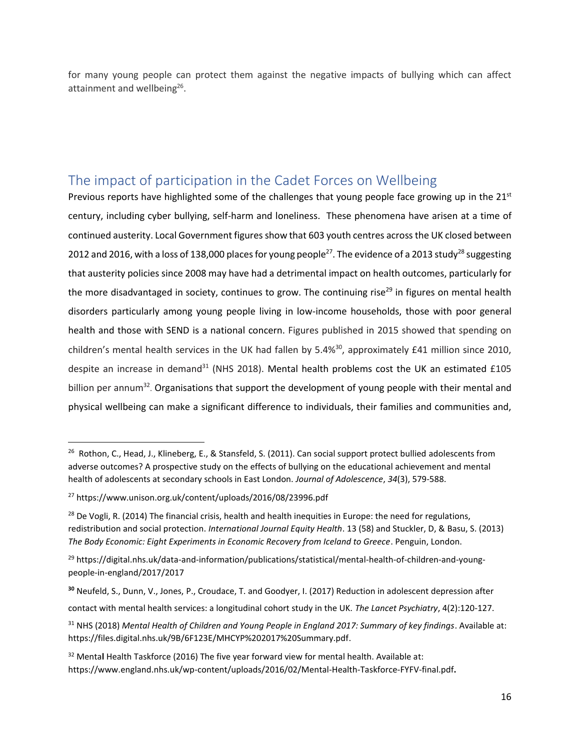for many young people can protect them against the negative impacts of bullying which can affect attainment and wellbeing[26].

## The impact of participation in the Cadet Forces on Wellbeing

Previous reports have highlighted some of the challenges that young people face growing up in the 21st century, including cyber bullying, self-harm and loneliness. These phenomena have arisen at a time of continued austerity. Local Government figures show that 603 youth centres across the UK closed between 2012 and 2016, with a loss of 138,000 places for young people[27]. The evidence of a 2013 study[28] suggesting that austerity policies since 2008 may have had a detrimental impact on health outcomes, particularly for the more disadvantaged in society, continues to grow. The continuing rise[29] in figures on mental health disorders particularly among young people living in low-income households, those with poor general health and those with SEND is a national concern. Figures published in 2015 showed that spending on children's mental health services in the UK had fallen by 5.4%[30], approximately £41 million since 2010, despite an increase in demand[31] (NHS 2018). Mental health problems cost the UK an estimated £105 billion per annum[32]. Organisations that support the development of young people with their mental and physical wellbeing can make a significant difference to individuals, their families and communities and,

---

[26] Rothon, C., Head, J., Klineberg, E., & Stansfeld, S. (2011). Can social support protect bullied adolescents from adverse outcomes? A prospective study on the effects of bullying on the educational achievement and mental health of adolescents at secondary schools in East London. *Journal of Adolescence*, *34*(3), 579-588.

[27] https://www.unison.org.uk/content/uploads/2016/08/23996.pdf

[28] De Vogli, R. (2014) The financial crisis, health and health inequities in Europe: the need for regulations, redistribution and social protection. *International Journal Equity Health*. 13 (58) and Stuckler, D, & Basu, S. (2013) *The Body Economic: Eight Experiments in Economic Recovery from Iceland to Greece*. Penguin, London.

[29] https://digital.nhs.uk/data-and-information/publications/statistical/mental-health-of-children-and-young-people-in-england/2017/2017

**[30]** Neufeld, S., Dunn, V., Jones, P., Croudace, T. and Goodyer, I. (2017) Reduction in adolescent depression after contact with mental health services: a longitudinal cohort study in the UK. *The Lancet Psychiatry*, 4(2):120-127.

[31] NHS (2018) *Mental Health of Children and Young People in England 2017: Summary of key findings*. Available at: https://files.digital.nhs.uk/9B/6F123E/MHCYP%202017%20Summary.pdf.

[32] Mental Health Taskforce (2016) The five year forward view for mental health. Available at: https://www.england.nhs.uk/wp-content/uploads/2016/02/Mental-Health-Taskforce-FYFV-final.pdf.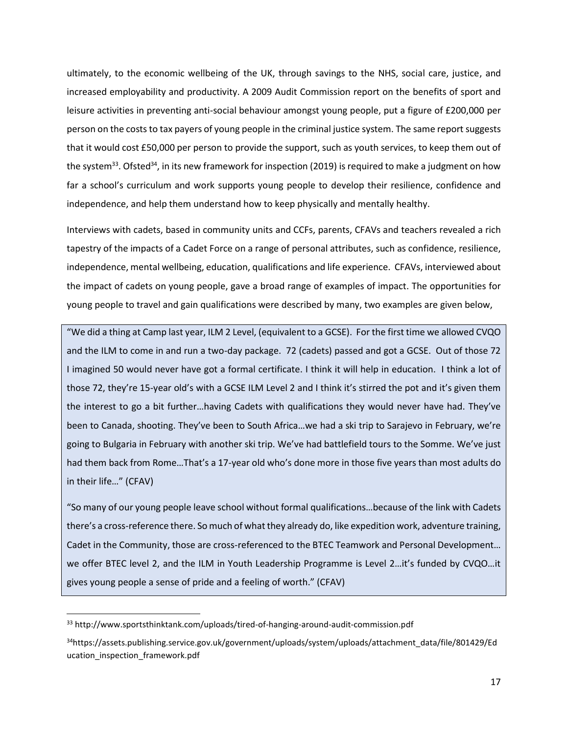ultimately, to the economic wellbeing of the UK, through savings to the NHS, social care, justice, and increased employability and productivity. A 2009 Audit Commission report on the benefits of sport and leisure activities in preventing anti-social behaviour amongst young people, put a figure of £200,000 per person on the costs to tax payers of young people in the criminal justice system. The same report suggests that it would cost £50,000 per person to provide the support, such as youth services, to keep them out of the system[33]. Ofsted[34], in its new framework for inspection (2019) is required to make a judgment on how far a school's curriculum and work supports young people to develop their resilience, confidence and independence, and help them understand how to keep physically and mentally healthy.

Interviews with cadets, based in community units and CCFs, parents, CFAVs and teachers revealed a rich tapestry of the impacts of a Cadet Force on a range of personal attributes, such as confidence, resilience, independence, mental wellbeing, education, qualifications and life experience. CFAVs, interviewed about the impact of cadets on young people, gave a broad range of examples of impact. The opportunities for young people to travel and gain qualifications were described by many, two examples are given below,

> "We did a thing at Camp last year, ILM 2 Level, (equivalent to a GCSE). For the first time we allowed CVQO and the ILM to come in and run a two-day package. 72 (cadets) passed and got a GCSE. Out of those 72 I imagined 50 would never have got a formal certificate. I think it will help in education. I think a lot of those 72, they're 15-year old's with a GCSE ILM Level 2 and I think it's stirred the pot and it's given them the interest to go a bit further…having Cadets with qualifications they would never have had. They've been to Canada, shooting. They've been to South Africa…we had a ski trip to Sarajevo in February, we're going to Bulgaria in February with another ski trip. We've had battlefield tours to the Somme. We've just had them back from Rome…That's a 17-year old who's done more in those five years than most adults do in their life…" (CFAV)
>
> "So many of our young people leave school without formal qualifications…because of the link with Cadets there's a cross-reference there. So much of what they already do, like expedition work, adventure training, Cadet in the Community, those are cross-referenced to the BTEC Teamwork and Personal Development… we offer BTEC level 2, and the ILM in Youth Leadership Programme is Level 2…it's funded by CVQO…it gives young people a sense of pride and a feeling of worth." (CFAV)

---

[33] http://www.sportsthinktank.com/uploads/tired-of-hanging-around-audit-commission.pdf

[34] https://assets.publishing.service.gov.uk/government/uploads/system/uploads/attachment_data/file/801429/Education_inspection_framework.pdf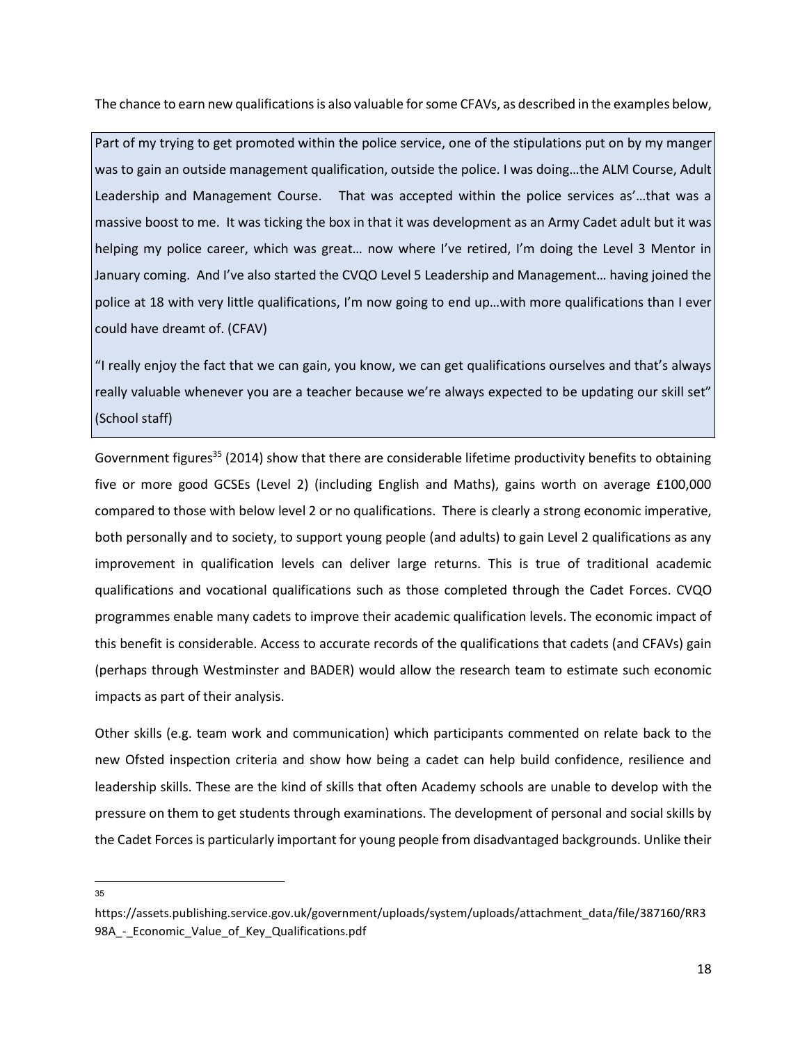The chance to earn new qualifications is also valuable for some CFAVs, as described in the examples below,

> Part of my trying to get promoted within the police service, one of the stipulations put on by my manger was to gain an outside management qualification, outside the police. I was doing…the ALM Course, Adult Leadership and Management Course. That was accepted within the police services as'…that was a massive boost to me. It was ticking the box in that it was development as an Army Cadet adult but it was helping my police career, which was great… now where I've retired, I'm doing the Level 3 Mentor in January coming. And I've also started the CVQO Level 5 Leadership and Management… having joined the police at 18 with very little qualifications, I'm now going to end up…with more qualifications than I ever could have dreamt of. (CFAV)
>
> "I really enjoy the fact that we can gain, you know, we can get qualifications ourselves and that's always really valuable whenever you are a teacher because we're always expected to be updating our skill set" (School staff)

Government figures[35] (2014) show that there are considerable lifetime productivity benefits to obtaining five or more good GCSEs (Level 2) (including English and Maths), gains worth on average £100,000 compared to those with below level 2 or no qualifications. There is clearly a strong economic imperative, both personally and to society, to support young people (and adults) to gain Level 2 qualifications as any improvement in qualification levels can deliver large returns. This is true of traditional academic qualifications and vocational qualifications such as those completed through the Cadet Forces. CVQO programmes enable many cadets to improve their academic qualification levels. The economic impact of this benefit is considerable. Access to accurate records of the qualifications that cadets (and CFAVs) gain (perhaps through Westminster and BADER) would allow the research team to estimate such economic impacts as part of their analysis.

Other skills (e.g. team work and communication) which participants commented on relate back to the new Ofsted inspection criteria and show how being a cadet can help build confidence, resilience and leadership skills. These are the kind of skills that often Academy schools are unable to develop with the pressure on them to get students through examinations. The development of personal and social skills by the Cadet Forces is particularly important for young people from disadvantaged backgrounds. Unlike their

---

[35] https://assets.publishing.service.gov.uk/government/uploads/system/uploads/attachment_data/file/387160/RR398A_-_Economic_Value_of_Key_Qualifications.pdf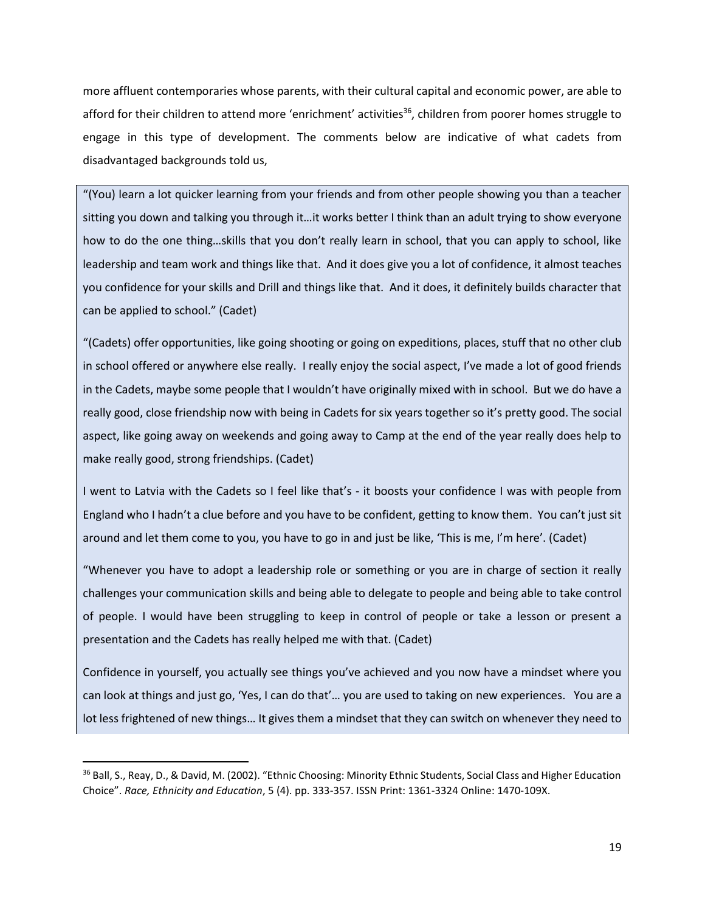more affluent contemporaries whose parents, with their cultural capital and economic power, are able to afford for their children to attend more 'enrichment' activities[36], children from poorer homes struggle to engage in this type of development. The comments below are indicative of what cadets from disadvantaged backgrounds told us,

> "(You) learn a lot quicker learning from your friends and from other people showing you than a teacher sitting you down and talking you through it…it works better I think than an adult trying to show everyone how to do the one thing…skills that you don't really learn in school, that you can apply to school, like leadership and team work and things like that. And it does give you a lot of confidence, it almost teaches you confidence for your skills and Drill and things like that. And it does, it definitely builds character that can be applied to school." (Cadet)
>
> "(Cadets) offer opportunities, like going shooting or going on expeditions, places, stuff that no other club in school offered or anywhere else really. I really enjoy the social aspect, I've made a lot of good friends in the Cadets, maybe some people that I wouldn't have originally mixed with in school. But we do have a really good, close friendship now with being in Cadets for six years together so it's pretty good. The social aspect, like going away on weekends and going away to Camp at the end of the year really does help to make really good, strong friendships. (Cadet)
>
> I went to Latvia with the Cadets so I feel like that's - it boosts your confidence I was with people from England who I hadn't a clue before and you have to be confident, getting to know them. You can't just sit around and let them come to you, you have to go in and just be like, 'This is me, I'm here'. (Cadet)
>
> "Whenever you have to adopt a leadership role or something or you are in charge of section it really challenges your communication skills and being able to delegate to people and being able to take control of people. I would have been struggling to keep in control of people or take a lesson or present a presentation and the Cadets has really helped me with that. (Cadet)
>
> Confidence in yourself, you actually see things you've achieved and you now have a mindset where you can look at things and just go, 'Yes, I can do that'… you are used to taking on new experiences. You are a lot less frightened of new things… It gives them a mindset that they can switch on whenever they need to

[36] Ball, S., Reay, D., & David, M. (2002). "Ethnic Choosing: Minority Ethnic Students, Social Class and Higher Education Choice". *Race, Ethnicity and Education*, 5 (4). pp. 333-357. ISSN Print: 1361-3324 Online: 1470-109X.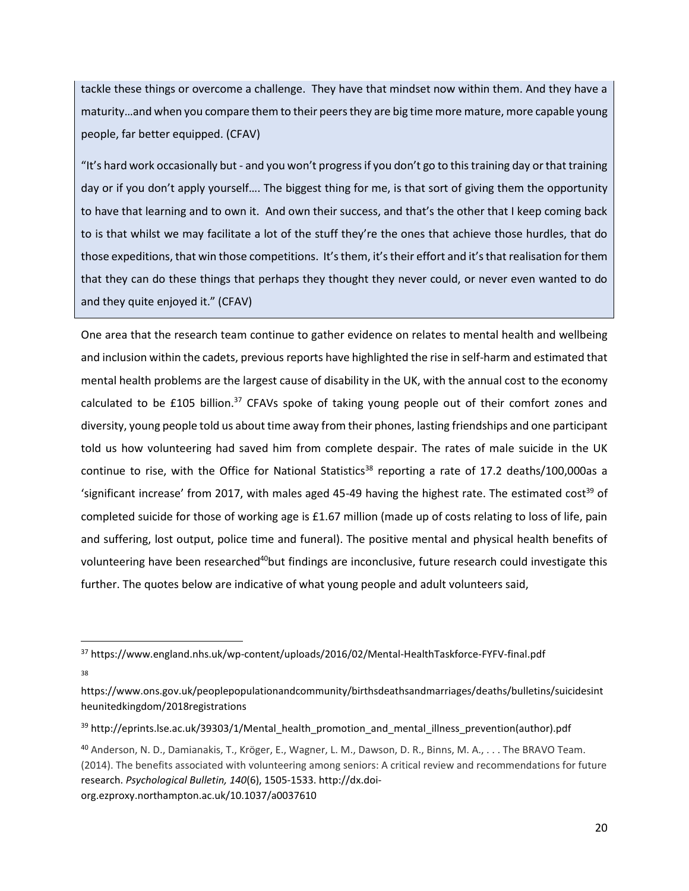tackle these things or overcome a challenge. They have that mindset now within them. And they have a maturity…and when you compare them to their peers they are big time more mature, more capable young people, far better equipped. (CFAV)

"It's hard work occasionally but - and you won't progress if you don't go to this training day or that training day or if you don't apply yourself…. The biggest thing for me, is that sort of giving them the opportunity to have that learning and to own it. And own their success, and that's the other that I keep coming back to is that whilst we may facilitate a lot of the stuff they're the ones that achieve those hurdles, that do those expeditions, that win those competitions. It's them, it's their effort and it's that realisation for them that they can do these things that perhaps they thought they never could, or never even wanted to do and they quite enjoyed it." (CFAV)

One area that the research team continue to gather evidence on relates to mental health and wellbeing and inclusion within the cadets, previous reports have highlighted the rise in self-harm and estimated that mental health problems are the largest cause of disability in the UK, with the annual cost to the economy calculated to be £105 billion.[37] CFAVs spoke of taking young people out of their comfort zones and diversity, young people told us about time away from their phones, lasting friendships and one participant told us how volunteering had saved him from complete despair. The rates of male suicide in the UK continue to rise, with the Office for National Statistics[38] reporting a rate of 17.2 deaths/100,000as a 'significant increase' from 2017, with males aged 45-49 having the highest rate. The estimated cost[39] of completed suicide for those of working age is £1.67 million (made up of costs relating to loss of life, pain and suffering, lost output, police time and funeral). The positive mental and physical health benefits of volunteering have been researched[40]but findings are inconclusive, future research could investigate this further. The quotes below are indicative of what young people and adult volunteers said,

---

[37] https://www.england.nhs.uk/wp-content/uploads/2016/02/Mental-HealthTaskforce-FYFV-final.pdf

[38] https://www.ons.gov.uk/peoplepopulationandcommunity/birthsdeathsandmarriages/deaths/bulletins/suicidesintheunitedkingdom/2018registrations

[39] http://eprints.lse.ac.uk/39303/1/Mental_health_promotion_and_mental_illness_prevention(author).pdf

[40] Anderson, N. D., Damianakis, T., Kröger, E., Wagner, L. M., Dawson, D. R., Binns, M. A., . . . The BRAVO Team. (2014). The benefits associated with volunteering among seniors: A critical review and recommendations for future research. *Psychological Bulletin, 140*(6), 1505-1533. http://dx.doi-org.ezproxy.northampton.ac.uk/10.1037/a0037610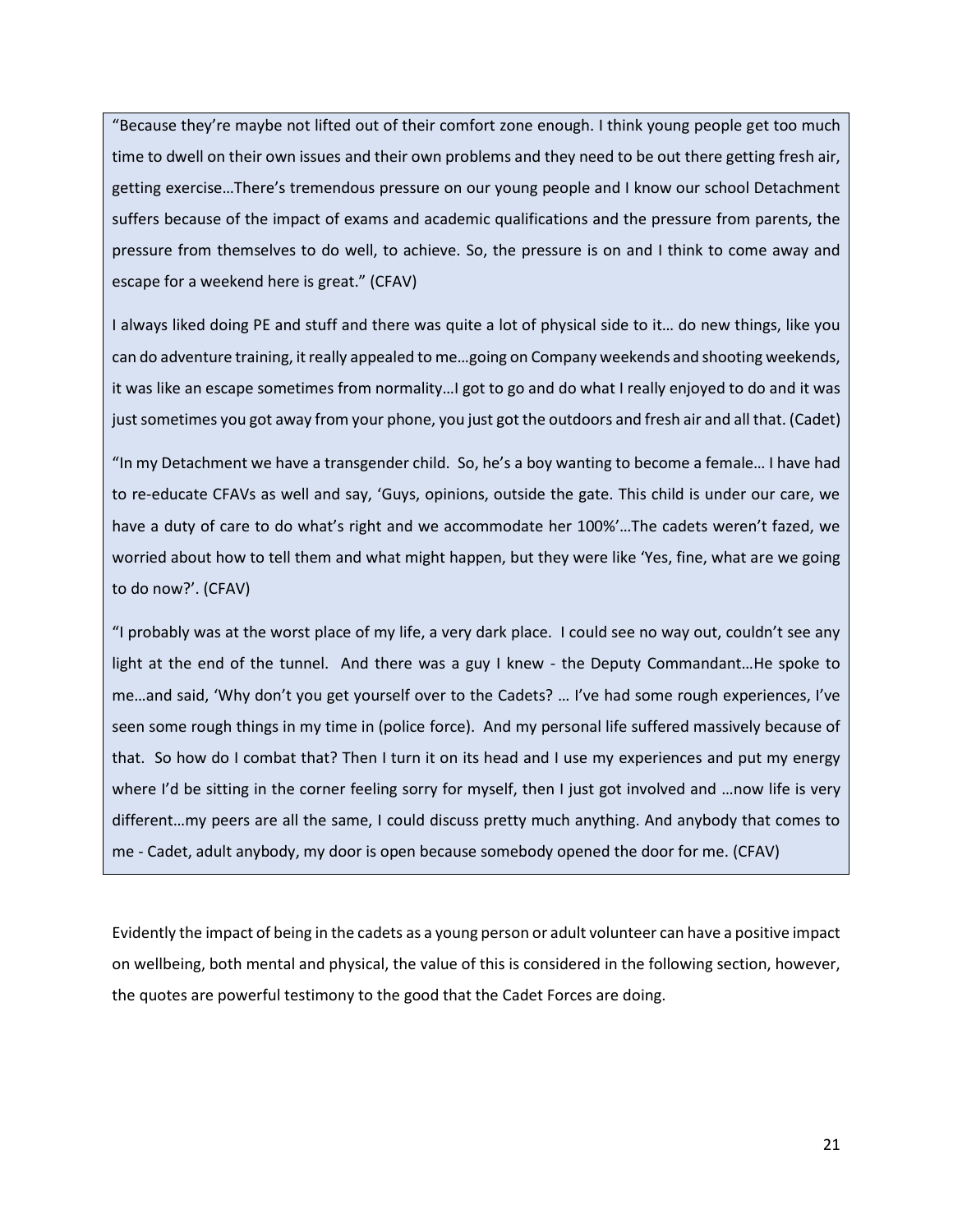"Because they're maybe not lifted out of their comfort zone enough. I think young people get too much time to dwell on their own issues and their own problems and they need to be out there getting fresh air, getting exercise…There's tremendous pressure on our young people and I know our school Detachment suffers because of the impact of exams and academic qualifications and the pressure from parents, the pressure from themselves to do well, to achieve. So, the pressure is on and I think to come away and escape for a weekend here is great." (CFAV)

I always liked doing PE and stuff and there was quite a lot of physical side to it… do new things, like you can do adventure training, it really appealed to me…going on Company weekends and shooting weekends, it was like an escape sometimes from normality…I got to go and do what I really enjoyed to do and it was just sometimes you got away from your phone, you just got the outdoors and fresh air and all that. (Cadet)

"In my Detachment we have a transgender child. So, he's a boy wanting to become a female… I have had to re-educate CFAVs as well and say, 'Guys, opinions, outside the gate. This child is under our care, we have a duty of care to do what's right and we accommodate her 100%'…The cadets weren't fazed, we worried about how to tell them and what might happen, but they were like 'Yes, fine, what are we going to do now?'. (CFAV)

"I probably was at the worst place of my life, a very dark place. I could see no way out, couldn't see any light at the end of the tunnel. And there was a guy I knew - the Deputy Commandant…He spoke to me…and said, 'Why don't you get yourself over to the Cadets? … I've had some rough experiences, I've seen some rough things in my time in (police force). And my personal life suffered massively because of that. So how do I combat that? Then I turn it on its head and I use my experiences and put my energy where I'd be sitting in the corner feeling sorry for myself, then I just got involved and …now life is very different…my peers are all the same, I could discuss pretty much anything. And anybody that comes to me - Cadet, adult anybody, my door is open because somebody opened the door for me. (CFAV)

Evidently the impact of being in the cadets as a young person or adult volunteer can have a positive impact on wellbeing, both mental and physical, the value of this is considered in the following section, however, the quotes are powerful testimony to the good that the Cadet Forces are doing.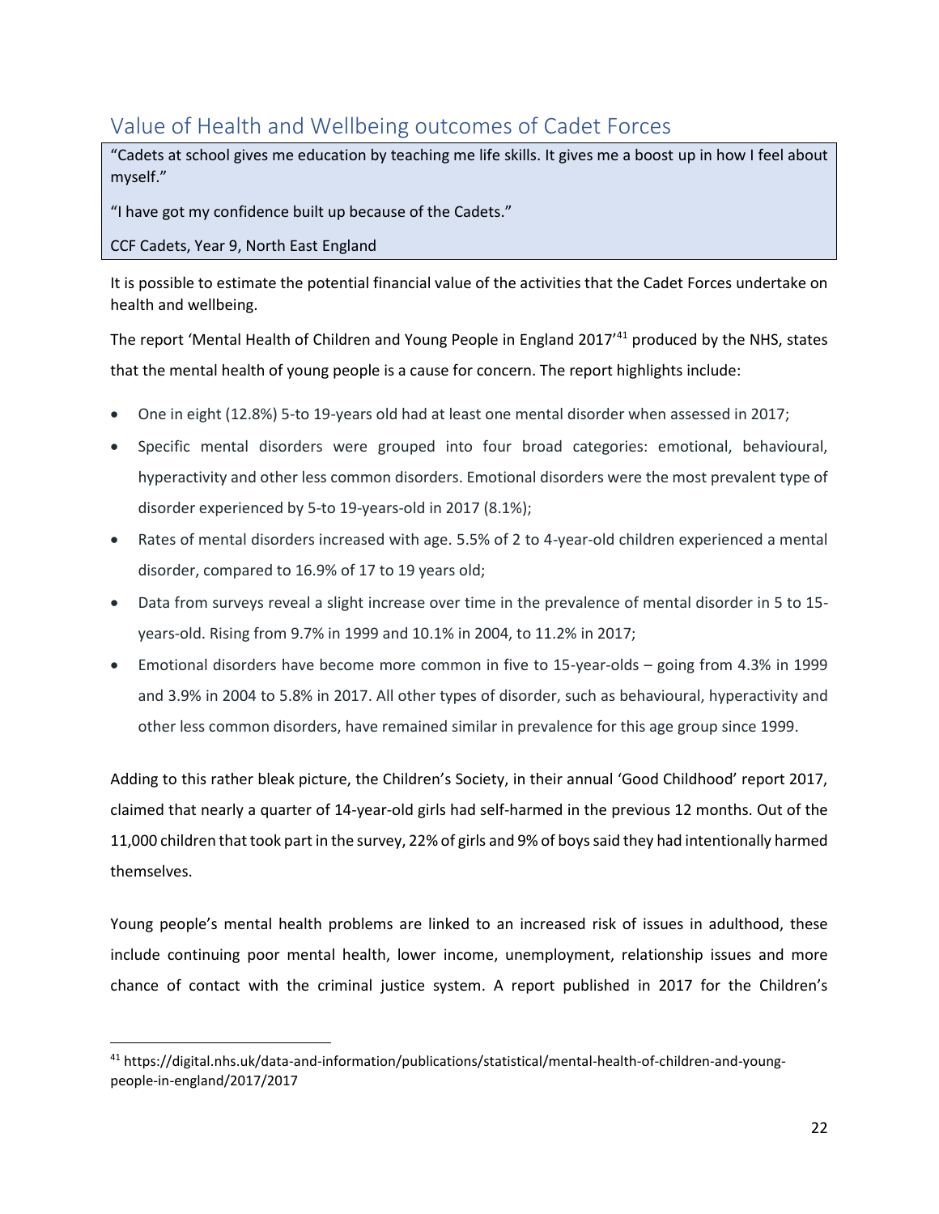## Value of Health and Wellbeing outcomes of Cadet Forces

> "Cadets at school gives me education by teaching me life skills. It gives me a boost up in how I feel about myself."
>
> "I have got my confidence built up because of the Cadets."
>
> CCF Cadets, Year 9, North East England

It is possible to estimate the potential financial value of the activities that the Cadet Forces undertake on health and wellbeing.

The report 'Mental Health of Children and Young People in England 2017'[41] produced by the NHS, states that the mental health of young people is a cause for concern. The report highlights include:

- One in eight (12.8%) 5-to 19-years old had at least one mental disorder when assessed in 2017;
- Specific mental disorders were grouped into four broad categories: emotional, behavioural, hyperactivity and other less common disorders. Emotional disorders were the most prevalent type of disorder experienced by 5-to 19-years-old in 2017 (8.1%);
- Rates of mental disorders increased with age. 5.5% of 2 to 4-year-old children experienced a mental disorder, compared to 16.9% of 17 to 19 years old;
- Data from surveys reveal a slight increase over time in the prevalence of mental disorder in 5 to 15-years-old. Rising from 9.7% in 1999 and 10.1% in 2004, to 11.2% in 2017;
- Emotional disorders have become more common in five to 15-year-olds – going from 4.3% in 1999 and 3.9% in 2004 to 5.8% in 2017. All other types of disorder, such as behavioural, hyperactivity and other less common disorders, have remained similar in prevalence for this age group since 1999.

Adding to this rather bleak picture, the Children's Society, in their annual 'Good Childhood' report 2017, claimed that nearly a quarter of 14-year-old girls had self-harmed in the previous 12 months. Out of the 11,000 children that took part in the survey, 22% of girls and 9% of boys said they had intentionally harmed themselves.

Young people's mental health problems are linked to an increased risk of issues in adulthood, these include continuing poor mental health, lower income, unemployment, relationship issues and more chance of contact with the criminal justice system. A report published in 2017 for the Children's

[41] https://digital.nhs.uk/data-and-information/publications/statistical/mental-health-of-children-and-young-people-in-england/2017/2017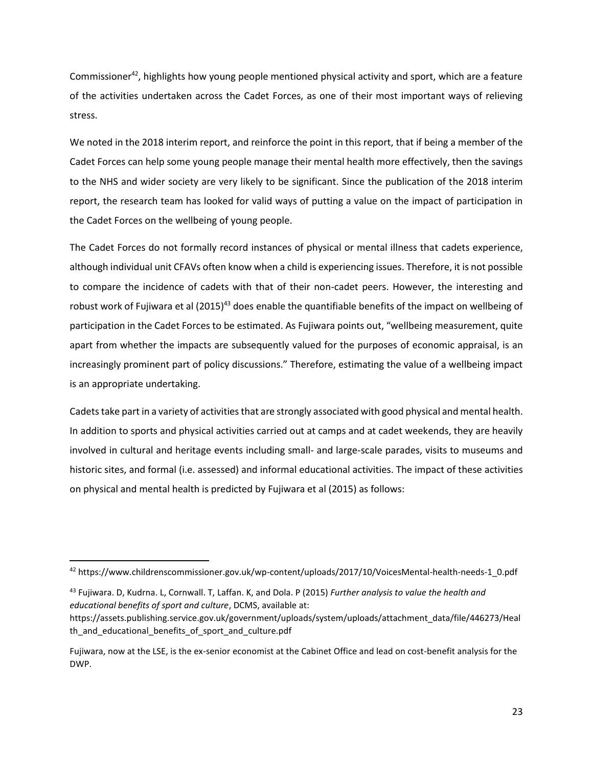Commissioner[42], highlights how young people mentioned physical activity and sport, which are a feature of the activities undertaken across the Cadet Forces, as one of their most important ways of relieving stress.

We noted in the 2018 interim report, and reinforce the point in this report, that if being a member of the Cadet Forces can help some young people manage their mental health more effectively, then the savings to the NHS and wider society are very likely to be significant. Since the publication of the 2018 interim report, the research team has looked for valid ways of putting a value on the impact of participation in the Cadet Forces on the wellbeing of young people.

The Cadet Forces do not formally record instances of physical or mental illness that cadets experience, although individual unit CFAVs often know when a child is experiencing issues. Therefore, it is not possible to compare the incidence of cadets with that of their non-cadet peers. However, the interesting and robust work of Fujiwara et al (2015)[43] does enable the quantifiable benefits of the impact on wellbeing of participation in the Cadet Forces to be estimated. As Fujiwara points out, "wellbeing measurement, quite apart from whether the impacts are subsequently valued for the purposes of economic appraisal, is an increasingly prominent part of policy discussions." Therefore, estimating the value of a wellbeing impact is an appropriate undertaking.

Cadets take part in a variety of activities that are strongly associated with good physical and mental health. In addition to sports and physical activities carried out at camps and at cadet weekends, they are heavily involved in cultural and heritage events including small- and large-scale parades, visits to museums and historic sites, and formal (i.e. assessed) and informal educational activities. The impact of these activities on physical and mental health is predicted by Fujiwara et al (2015) as follows:

---

[42] https://www.childrenscommissioner.gov.uk/wp-content/uploads/2017/10/VoicesMental-health-needs-1_0.pdf

[43] Fujiwara. D, Kudrna. L, Cornwall. T, Laffan. K, and Dola. P (2015) *Further analysis to value the health and educational benefits of sport and culture*, DCMS, available at: https://assets.publishing.service.gov.uk/government/uploads/system/uploads/attachment_data/file/446273/Health_and_educational_benefits_of_sport_and_culture.pdf

Fujiwara, now at the LSE, is the ex-senior economist at the Cabinet Office and lead on cost-benefit analysis for the DWP.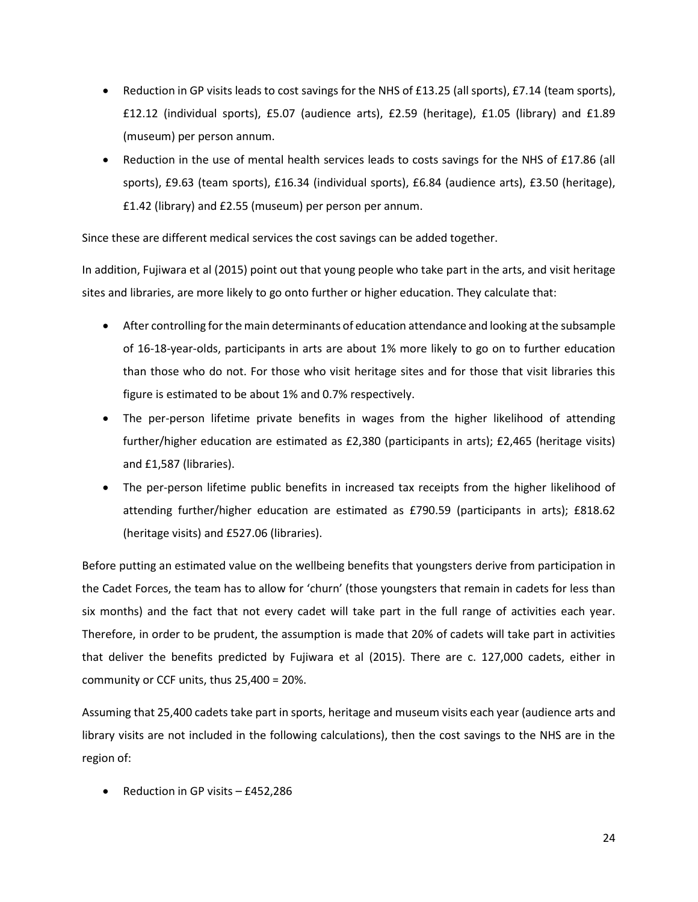- Reduction in GP visits leads to cost savings for the NHS of £13.25 (all sports), £7.14 (team sports), £12.12 (individual sports), £5.07 (audience arts), £2.59 (heritage), £1.05 (library) and £1.89 (museum) per person annum.
- Reduction in the use of mental health services leads to costs savings for the NHS of £17.86 (all sports), £9.63 (team sports), £16.34 (individual sports), £6.84 (audience arts), £3.50 (heritage), £1.42 (library) and £2.55 (museum) per person per annum.

Since these are different medical services the cost savings can be added together.

In addition, Fujiwara et al (2015) point out that young people who take part in the arts, and visit heritage sites and libraries, are more likely to go onto further or higher education. They calculate that:

- After controlling for the main determinants of education attendance and looking at the subsample of 16-18-year-olds, participants in arts are about 1% more likely to go on to further education than those who do not. For those who visit heritage sites and for those that visit libraries this figure is estimated to be about 1% and 0.7% respectively.
- The per-person lifetime private benefits in wages from the higher likelihood of attending further/higher education are estimated as £2,380 (participants in arts); £2,465 (heritage visits) and £1,587 (libraries).
- The per-person lifetime public benefits in increased tax receipts from the higher likelihood of attending further/higher education are estimated as £790.59 (participants in arts); £818.62 (heritage visits) and £527.06 (libraries).

Before putting an estimated value on the wellbeing benefits that youngsters derive from participation in the Cadet Forces, the team has to allow for 'churn' (those youngsters that remain in cadets for less than six months) and the fact that not every cadet will take part in the full range of activities each year. Therefore, in order to be prudent, the assumption is made that 20% of cadets will take part in activities that deliver the benefits predicted by Fujiwara et al (2015). There are c. 127,000 cadets, either in community or CCF units, thus 25,400 = 20%.

Assuming that 25,400 cadets take part in sports, heritage and museum visits each year (audience arts and library visits are not included in the following calculations), then the cost savings to the NHS are in the region of:

- Reduction in GP visits – £452,286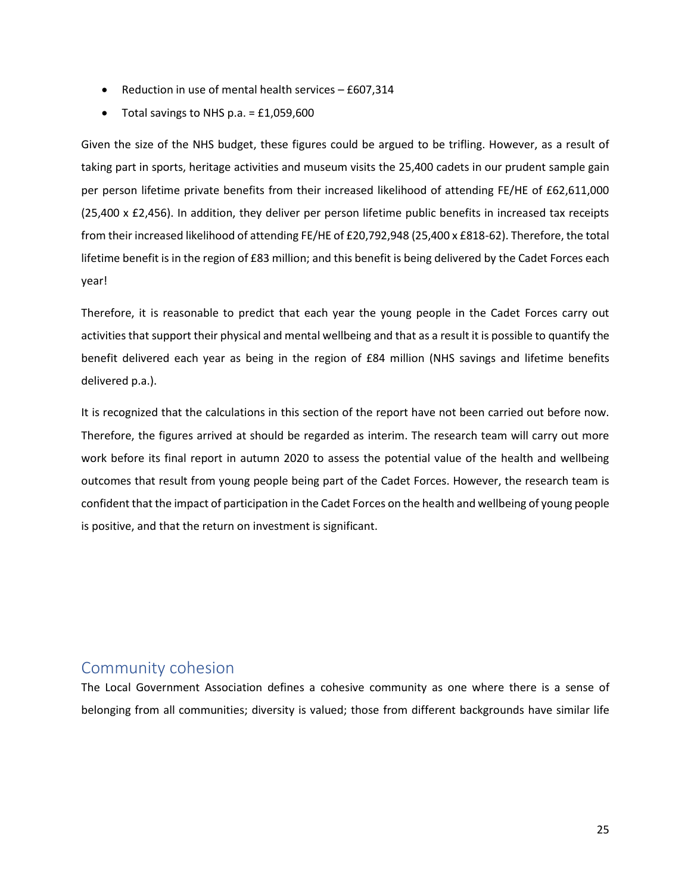- Reduction in use of mental health services – £607,314
- Total savings to NHS p.a. = £1,059,600

Given the size of the NHS budget, these figures could be argued to be trifling. However, as a result of taking part in sports, heritage activities and museum visits the 25,400 cadets in our prudent sample gain per person lifetime private benefits from their increased likelihood of attending FE/HE of £62,611,000 (25,400 x £2,456). In addition, they deliver per person lifetime public benefits in increased tax receipts from their increased likelihood of attending FE/HE of £20,792,948 (25,400 x £818-62). Therefore, the total lifetime benefit is in the region of £83 million; and this benefit is being delivered by the Cadet Forces each year!

Therefore, it is reasonable to predict that each year the young people in the Cadet Forces carry out activities that support their physical and mental wellbeing and that as a result it is possible to quantify the benefit delivered each year as being in the region of £84 million (NHS savings and lifetime benefits delivered p.a.).

It is recognized that the calculations in this section of the report have not been carried out before now. Therefore, the figures arrived at should be regarded as interim. The research team will carry out more work before its final report in autumn 2020 to assess the potential value of the health and wellbeing outcomes that result from young people being part of the Cadet Forces. However, the research team is confident that the impact of participation in the Cadet Forces on the health and wellbeing of young people is positive, and that the return on investment is significant.

## Community cohesion

The Local Government Association defines a cohesive community as one where there is a sense of belonging from all communities; diversity is valued; those from different backgrounds have similar life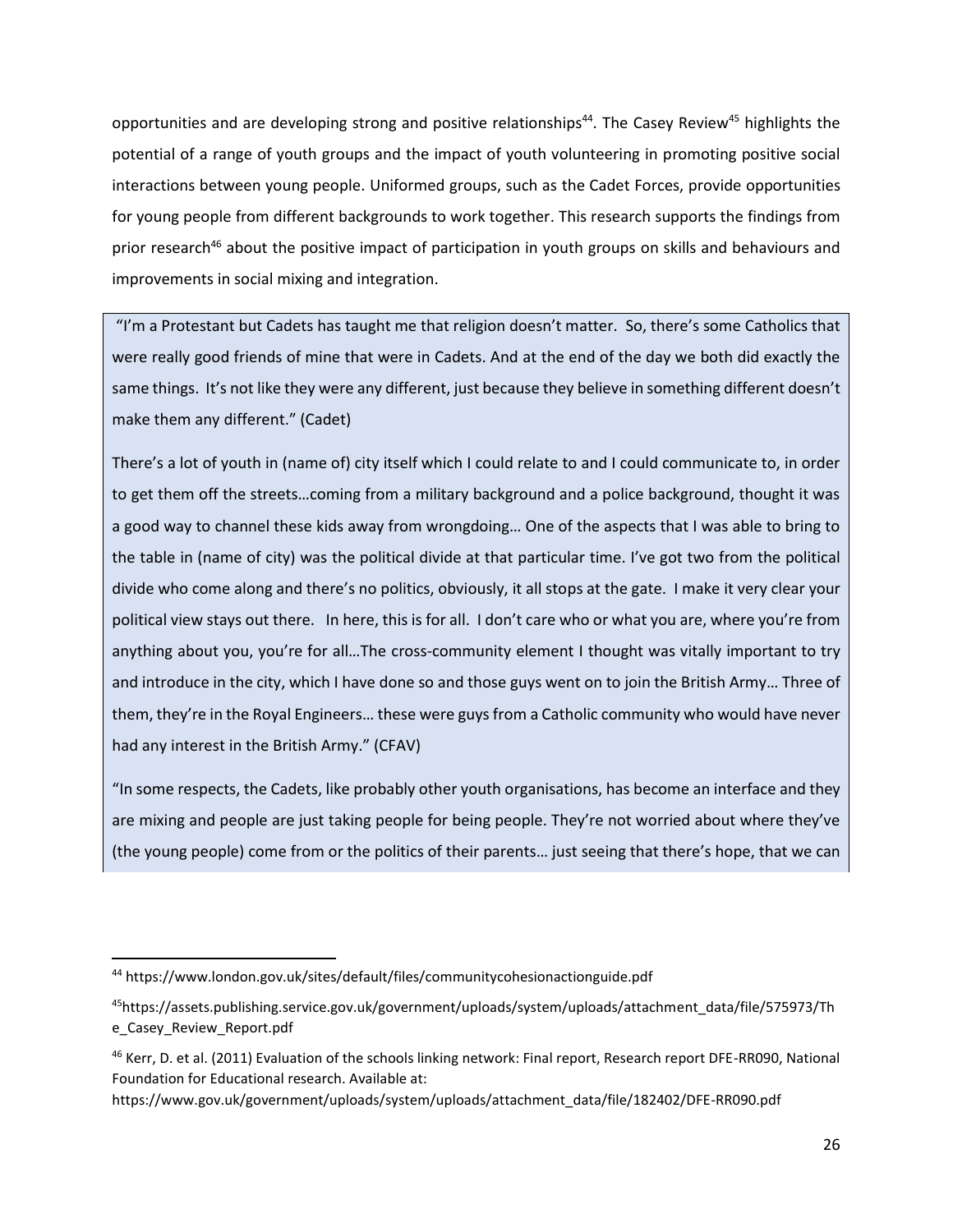opportunities and are developing strong and positive relationships[44]. The Casey Review[45] highlights the potential of a range of youth groups and the impact of youth volunteering in promoting positive social interactions between young people. Uniformed groups, such as the Cadet Forces, provide opportunities for young people from different backgrounds to work together. This research supports the findings from prior research[46] about the positive impact of participation in youth groups on skills and behaviours and improvements in social mixing and integration.

> "I'm a Protestant but Cadets has taught me that religion doesn't matter. So, there's some Catholics that were really good friends of mine that were in Cadets. And at the end of the day we both did exactly the same things. It's not like they were any different, just because they believe in something different doesn't make them any different." (Cadet)
>
> There's a lot of youth in (name of) city itself which I could relate to and I could communicate to, in order to get them off the streets…coming from a military background and a police background, thought it was a good way to channel these kids away from wrongdoing… One of the aspects that I was able to bring to the table in (name of city) was the political divide at that particular time. I've got two from the political divide who come along and there's no politics, obviously, it all stops at the gate. I make it very clear your political view stays out there. In here, this is for all. I don't care who or what you are, where you're from anything about you, you're for all…The cross-community element I thought was vitally important to try and introduce in the city, which I have done so and those guys went on to join the British Army… Three of them, they're in the Royal Engineers… these were guys from a Catholic community who would have never had any interest in the British Army." (CFAV)
>
> "In some respects, the Cadets, like probably other youth organisations, has become an interface and they are mixing and people are just taking people for being people. They're not worried about where they've (the young people) come from or the politics of their parents… just seeing that there's hope, that we can

---

[44] https://www.london.gov.uk/sites/default/files/communitycohesionactionguide.pdf

[45] https://assets.publishing.service.gov.uk/government/uploads/system/uploads/attachment_data/file/575973/The_Casey_Review_Report.pdf

[46] Kerr, D. et al. (2011) Evaluation of the schools linking network: Final report, Research report DFE-RR090, National Foundation for Educational research. Available at: https://www.gov.uk/government/uploads/system/uploads/attachment_data/file/182402/DFE-RR090.pdf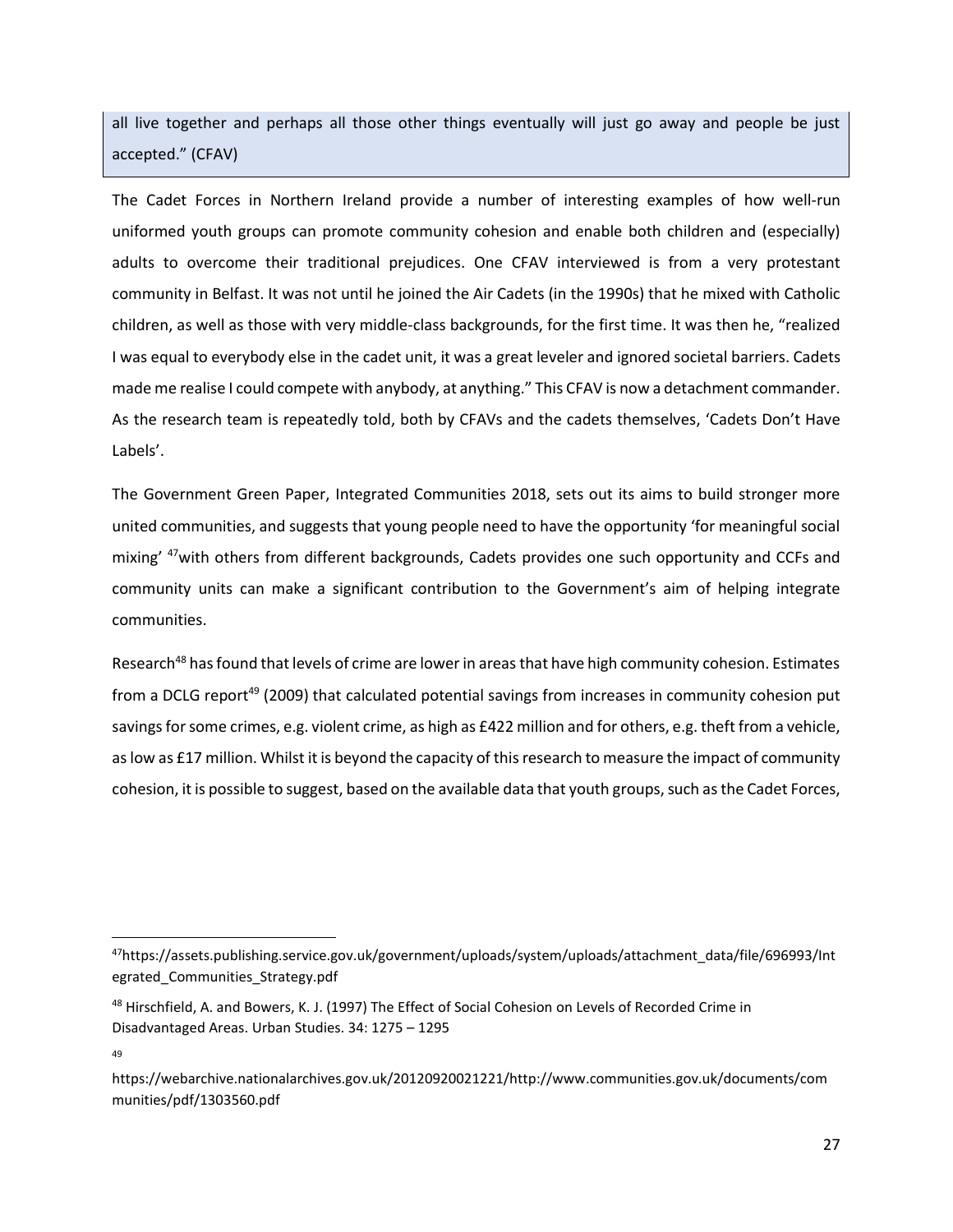> all live together and perhaps all those other things eventually will just go away and people be just accepted." (CFAV)

The Cadet Forces in Northern Ireland provide a number of interesting examples of how well-run uniformed youth groups can promote community cohesion and enable both children and (especially) adults to overcome their traditional prejudices. One CFAV interviewed is from a very protestant community in Belfast. It was not until he joined the Air Cadets (in the 1990s) that he mixed with Catholic children, as well as those with very middle-class backgrounds, for the first time. It was then he, "realized I was equal to everybody else in the cadet unit, it was a great leveler and ignored societal barriers. Cadets made me realise I could compete with anybody, at anything." This CFAV is now a detachment commander. As the research team is repeatedly told, both by CFAVs and the cadets themselves, 'Cadets Don't Have Labels'.

The Government Green Paper, Integrated Communities 2018, sets out its aims to build stronger more united communities, and suggests that young people need to have the opportunity 'for meaningful social mixing' [47]with others from different backgrounds, Cadets provides one such opportunity and CCFs and community units can make a significant contribution to the Government's aim of helping integrate communities.

Research[48] has found that levels of crime are lower in areas that have high community cohesion. Estimates from a DCLG report[49] (2009) that calculated potential savings from increases in community cohesion put savings for some crimes, e.g. violent crime, as high as £422 million and for others, e.g. theft from a vehicle, as low as £17 million. Whilst it is beyond the capacity of this research to measure the impact of community cohesion, it is possible to suggest, based on the available data that youth groups, such as the Cadet Forces,

---

[47] https://assets.publishing.service.gov.uk/government/uploads/system/uploads/attachment_data/file/696993/Integrated_Communities_Strategy.pdf

[48] Hirschfield, A. and Bowers, K. J. (1997) The Effect of Social Cohesion on Levels of Recorded Crime in Disadvantaged Areas. Urban Studies. 34: 1275 – 1295

[49] https://webarchive.nationalarchives.gov.uk/20120920021221/http://www.communities.gov.uk/documents/communities/pdf/1303560.pdf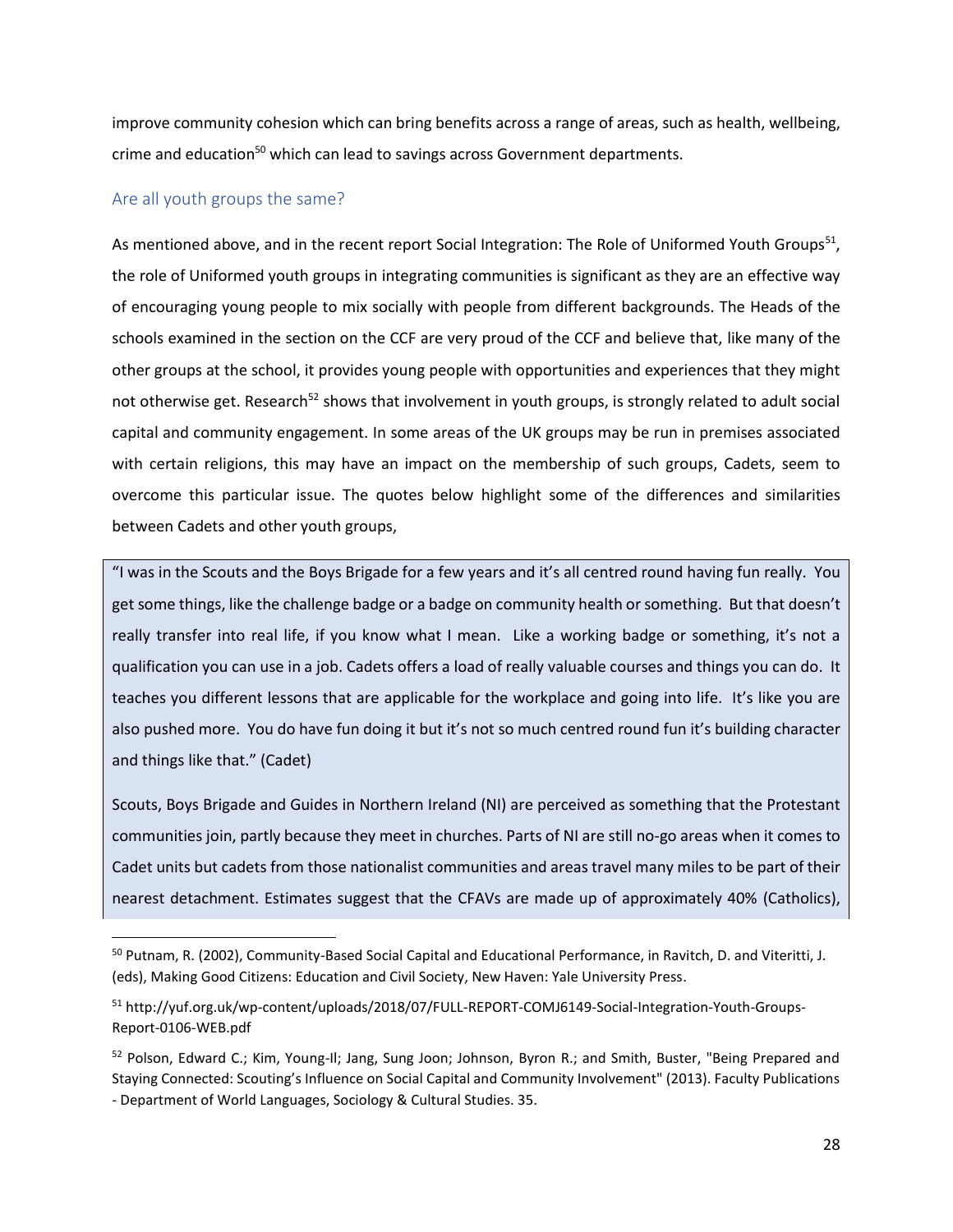improve community cohesion which can bring benefits across a range of areas, such as health, wellbeing, crime and education[50] which can lead to savings across Government departments.

## Are all youth groups the same?

As mentioned above, and in the recent report Social Integration: The Role of Uniformed Youth Groups[51], the role of Uniformed youth groups in integrating communities is significant as they are an effective way of encouraging young people to mix socially with people from different backgrounds. The Heads of the schools examined in the section on the CCF are very proud of the CCF and believe that, like many of the other groups at the school, it provides young people with opportunities and experiences that they might not otherwise get. Research[52] shows that involvement in youth groups, is strongly related to adult social capital and community engagement. In some areas of the UK groups may be run in premises associated with certain religions, this may have an impact on the membership of such groups, Cadets, seem to overcome this particular issue. The quotes below highlight some of the differences and similarities between Cadets and other youth groups,

> "I was in the Scouts and the Boys Brigade for a few years and it's all centred round having fun really. You get some things, like the challenge badge or a badge on community health or something. But that doesn't really transfer into real life, if you know what I mean. Like a working badge or something, it's not a qualification you can use in a job. Cadets offers a load of really valuable courses and things you can do. It teaches you different lessons that are applicable for the workplace and going into life. It's like you are also pushed more. You do have fun doing it but it's not so much centred round fun it's building character and things like that." (Cadet)
>
> Scouts, Boys Brigade and Guides in Northern Ireland (NI) are perceived as something that the Protestant communities join, partly because they meet in churches. Parts of NI are still no-go areas when it comes to Cadet units but cadets from those nationalist communities and areas travel many miles to be part of their nearest detachment. Estimates suggest that the CFAVs are made up of approximately 40% (Catholics),

[50] Putnam, R. (2002), Community-Based Social Capital and Educational Performance, in Ravitch, D. and Viteritti, J. (eds), Making Good Citizens: Education and Civil Society, New Haven: Yale University Press.

[51] http://yuf.org.uk/wp-content/uploads/2018/07/FULL-REPORT-COMJ6149-Social-Integration-Youth-Groups-Report-0106-WEB.pdf

[52] Polson, Edward C.; Kim, Young-Il; Jang, Sung Joon; Johnson, Byron R.; and Smith, Buster, "Being Prepared and Staying Connected: Scouting's Influence on Social Capital and Community Involvement" (2013). Faculty Publications - Department of World Languages, Sociology & Cultural Studies. 35.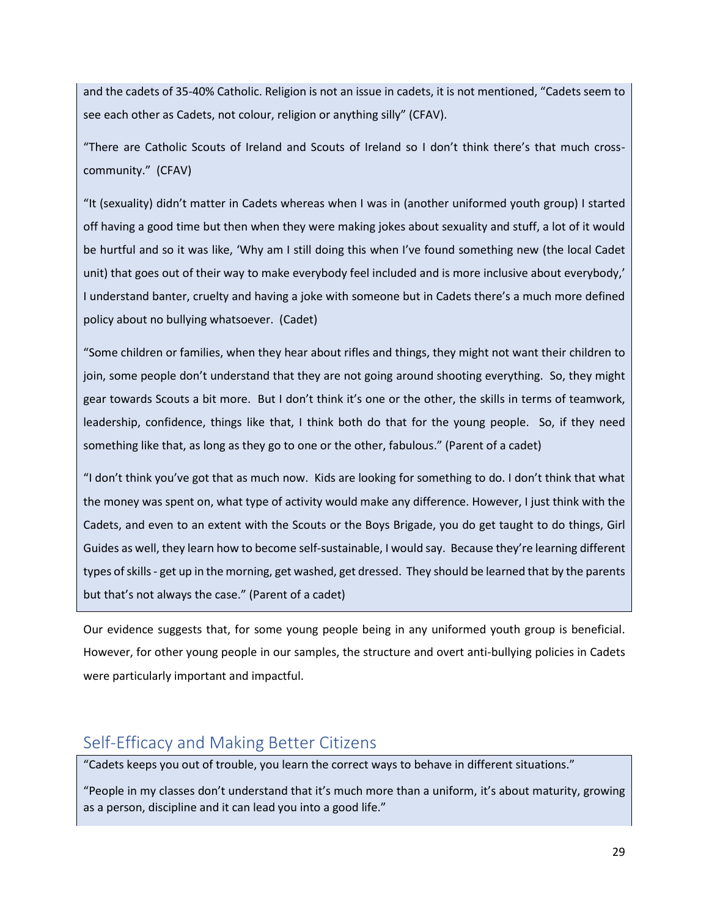and the cadets of 35-40% Catholic. Religion is not an issue in cadets, it is not mentioned, "Cadets seem to see each other as Cadets, not colour, religion or anything silly" (CFAV).

"There are Catholic Scouts of Ireland and Scouts of Ireland so I don't think there's that much cross-community." (CFAV)

"It (sexuality) didn't matter in Cadets whereas when I was in (another uniformed youth group) I started off having a good time but then when they were making jokes about sexuality and stuff, a lot of it would be hurtful and so it was like, 'Why am I still doing this when I've found something new (the local Cadet unit) that goes out of their way to make everybody feel included and is more inclusive about everybody,' I understand banter, cruelty and having a joke with someone but in Cadets there's a much more defined policy about no bullying whatsoever. (Cadet)

"Some children or families, when they hear about rifles and things, they might not want their children to join, some people don't understand that they are not going around shooting everything. So, they might gear towards Scouts a bit more. But I don't think it's one or the other, the skills in terms of teamwork, leadership, confidence, things like that, I think both do that for the young people. So, if they need something like that, as long as they go to one or the other, fabulous." (Parent of a cadet)

"I don't think you've got that as much now. Kids are looking for something to do. I don't think that what the money was spent on, what type of activity would make any difference. However, I just think with the Cadets, and even to an extent with the Scouts or the Boys Brigade, you do get taught to do things, Girl Guides as well, they learn how to become self-sustainable, I would say. Because they're learning different types of skills - get up in the morning, get washed, get dressed. They should be learned that by the parents but that's not always the case." (Parent of a cadet)

Our evidence suggests that, for some young people being in any uniformed youth group is beneficial. However, for other young people in our samples, the structure and overt anti-bullying policies in Cadets were particularly important and impactful.

## Self-Efficacy and Making Better Citizens

"Cadets keeps you out of trouble, you learn the correct ways to behave in different situations."

"People in my classes don't understand that it's much more than a uniform, it's about maturity, growing as a person, discipline and it can lead you into a good life."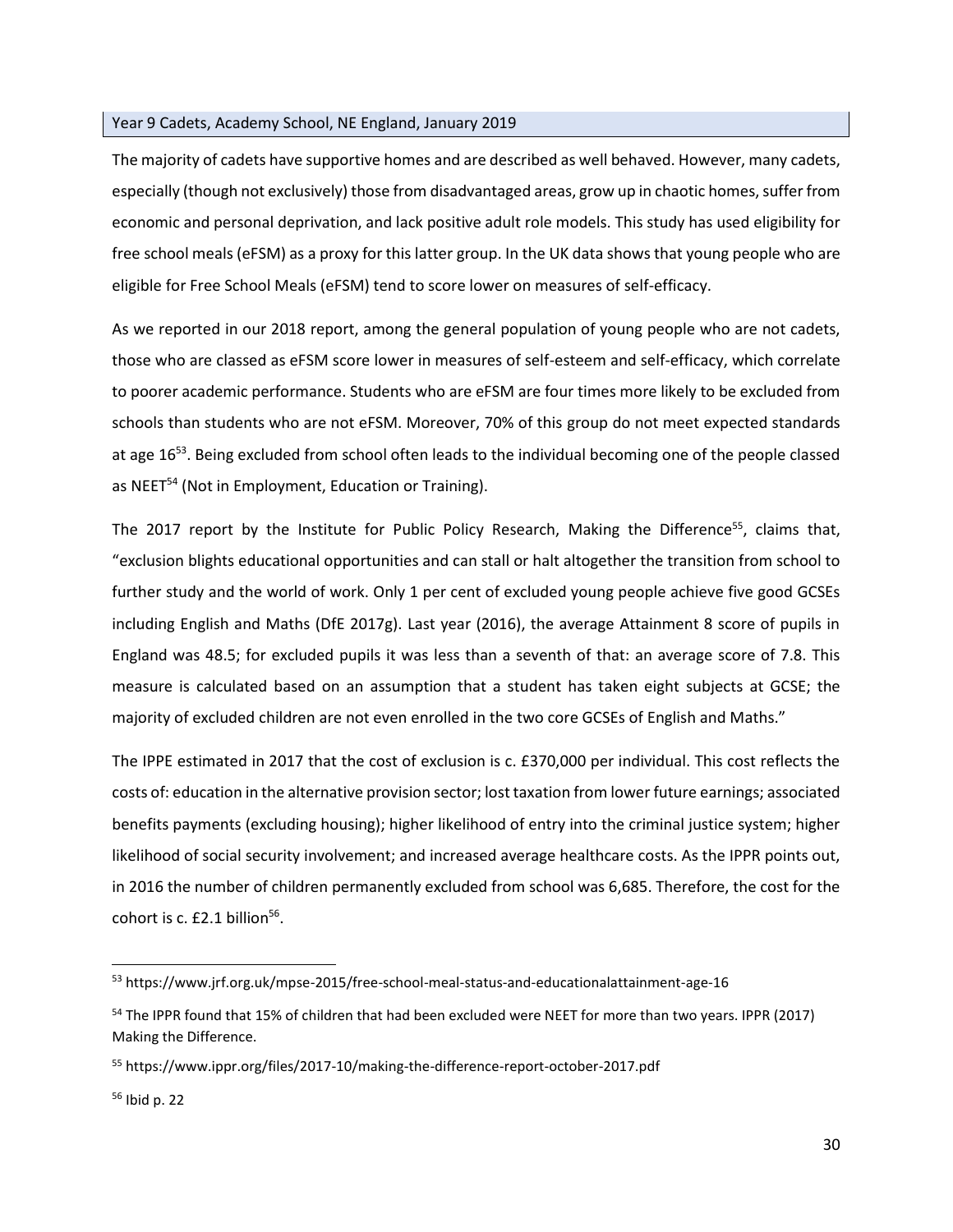## Year 9 Cadets, Academy School, NE England, January 2019

The majority of cadets have supportive homes and are described as well behaved. However, many cadets, especially (though not exclusively) those from disadvantaged areas, grow up in chaotic homes, suffer from economic and personal deprivation, and lack positive adult role models. This study has used eligibility for free school meals (eFSM) as a proxy for this latter group. In the UK data shows that young people who are eligible for Free School Meals (eFSM) tend to score lower on measures of self-efficacy.

As we reported in our 2018 report, among the general population of young people who are not cadets, those who are classed as eFSM score lower in measures of self-esteem and self-efficacy, which correlate to poorer academic performance. Students who are eFSM are four times more likely to be excluded from schools than students who are not eFSM. Moreover, 70% of this group do not meet expected standards at age 16[53]. Being excluded from school often leads to the individual becoming one of the people classed as NEET[54] (Not in Employment, Education or Training).

The 2017 report by the Institute for Public Policy Research, Making the Difference[55], claims that, "exclusion blights educational opportunities and can stall or halt altogether the transition from school to further study and the world of work. Only 1 per cent of excluded young people achieve five good GCSEs including English and Maths (DfE 2017g). Last year (2016), the average Attainment 8 score of pupils in England was 48.5; for excluded pupils it was less than a seventh of that: an average score of 7.8. This measure is calculated based on an assumption that a student has taken eight subjects at GCSE; the majority of excluded children are not even enrolled in the two core GCSEs of English and Maths."

The IPPE estimated in 2017 that the cost of exclusion is c. £370,000 per individual. This cost reflects the costs of: education in the alternative provision sector; lost taxation from lower future earnings; associated benefits payments (excluding housing); higher likelihood of entry into the criminal justice system; higher likelihood of social security involvement; and increased average healthcare costs. As the IPPR points out, in 2016 the number of children permanently excluded from school was 6,685. Therefore, the cost for the cohort is c. £2.1 billion[56].

---

[53] https://www.jrf.org.uk/mpse-2015/free-school-meal-status-and-educationalattainment-age-16

[54] The IPPR found that 15% of children that had been excluded were NEET for more than two years. IPPR (2017) Making the Difference.

[55] https://www.ippr.org/files/2017-10/making-the-difference-report-october-2017.pdf

[56] Ibid p. 22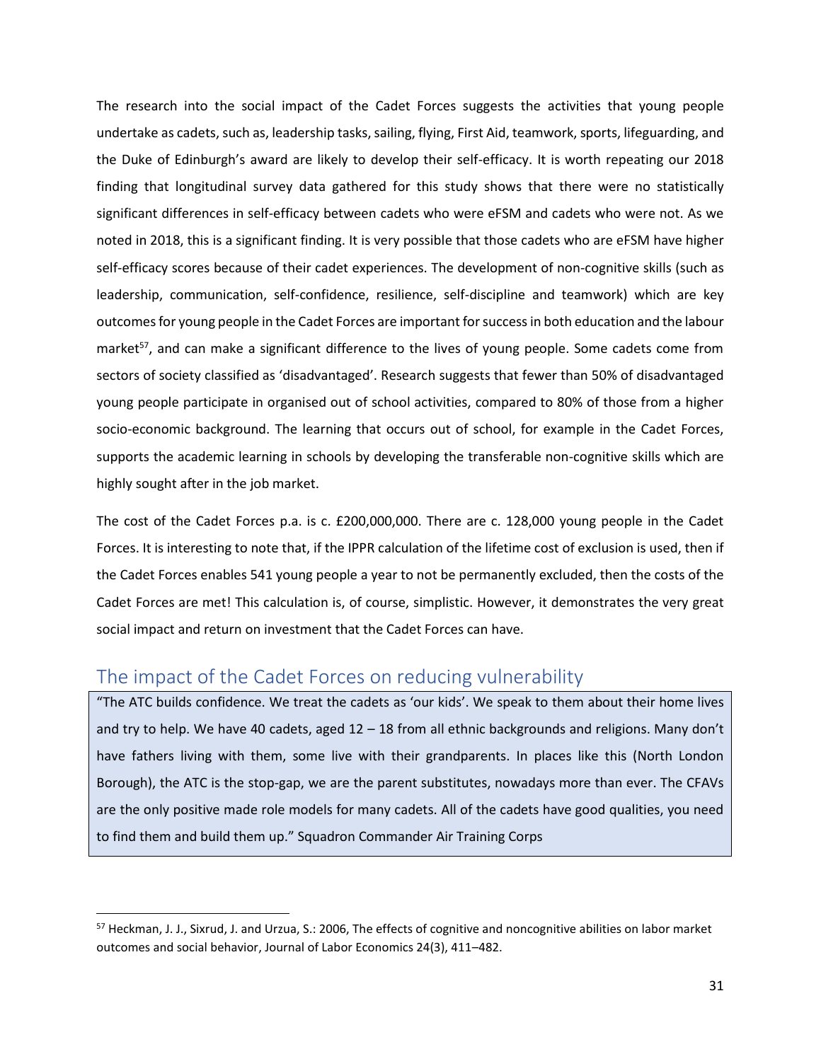The research into the social impact of the Cadet Forces suggests the activities that young people undertake as cadets, such as, leadership tasks, sailing, flying, First Aid, teamwork, sports, lifeguarding, and the Duke of Edinburgh's award are likely to develop their self-efficacy. It is worth repeating our 2018 finding that longitudinal survey data gathered for this study shows that there were no statistically significant differences in self-efficacy between cadets who were eFSM and cadets who were not. As we noted in 2018, this is a significant finding. It is very possible that those cadets who are eFSM have higher self-efficacy scores because of their cadet experiences. The development of non-cognitive skills (such as leadership, communication, self-confidence, resilience, self-discipline and teamwork) which are key outcomes for young people in the Cadet Forces are important for success in both education and the labour market[57], and can make a significant difference to the lives of young people. Some cadets come from sectors of society classified as 'disadvantaged'. Research suggests that fewer than 50% of disadvantaged young people participate in organised out of school activities, compared to 80% of those from a higher socio-economic background. The learning that occurs out of school, for example in the Cadet Forces, supports the academic learning in schools by developing the transferable non-cognitive skills which are highly sought after in the job market.

The cost of the Cadet Forces p.a. is c. £200,000,000. There are c. 128,000 young people in the Cadet Forces. It is interesting to note that, if the IPPR calculation of the lifetime cost of exclusion is used, then if the Cadet Forces enables 541 young people a year to not be permanently excluded, then the costs of the Cadet Forces are met! This calculation is, of course, simplistic. However, it demonstrates the very great social impact and return on investment that the Cadet Forces can have.

## The impact of the Cadet Forces on reducing vulnerability

> "The ATC builds confidence. We treat the cadets as 'our kids'. We speak to them about their home lives and try to help. We have 40 cadets, aged 12 – 18 from all ethnic backgrounds and religions. Many don't have fathers living with them, some live with their grandparents. In places like this (North London Borough), the ATC is the stop-gap, we are the parent substitutes, nowadays more than ever. The CFAVs are the only positive made role models for many cadets. All of the cadets have good qualities, you need to find them and build them up." Squadron Commander Air Training Corps

---

[57] Heckman, J. J., Sixrud, J. and Urzua, S.: 2006, The effects of cognitive and noncognitive abilities on labor market outcomes and social behavior, Journal of Labor Economics 24(3), 411–482.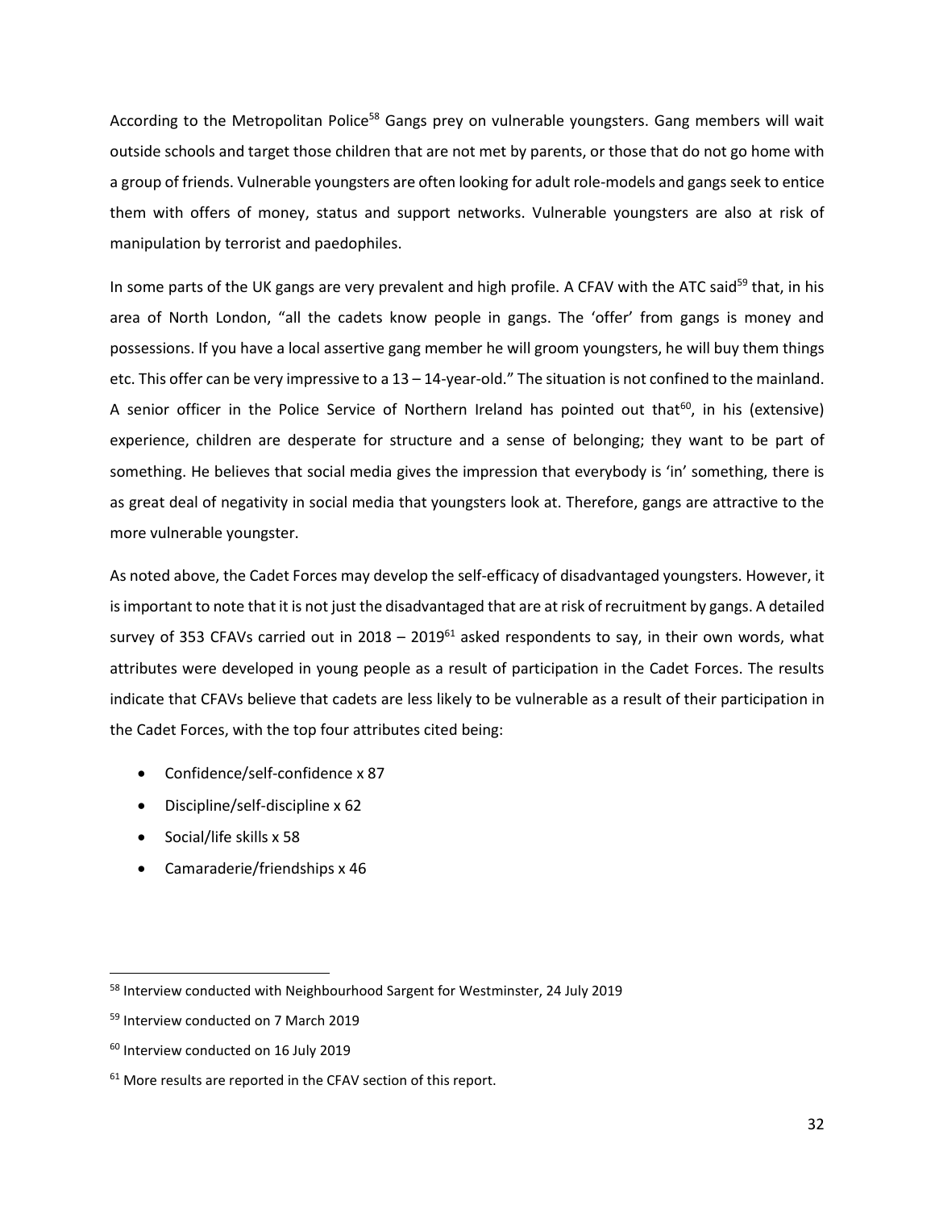According to the Metropolitan Police[58] Gangs prey on vulnerable youngsters. Gang members will wait outside schools and target those children that are not met by parents, or those that do not go home with a group of friends. Vulnerable youngsters are often looking for adult role-models and gangs seek to entice them with offers of money, status and support networks. Vulnerable youngsters are also at risk of manipulation by terrorist and paedophiles.

In some parts of the UK gangs are very prevalent and high profile. A CFAV with the ATC said[59] that, in his area of North London, "all the cadets know people in gangs. The 'offer' from gangs is money and possessions. If you have a local assertive gang member he will groom youngsters, he will buy them things etc. This offer can be very impressive to a 13 – 14-year-old." The situation is not confined to the mainland. A senior officer in the Police Service of Northern Ireland has pointed out that[60], in his (extensive) experience, children are desperate for structure and a sense of belonging; they want to be part of something. He believes that social media gives the impression that everybody is 'in' something, there is as great deal of negativity in social media that youngsters look at. Therefore, gangs are attractive to the more vulnerable youngster.

As noted above, the Cadet Forces may develop the self-efficacy of disadvantaged youngsters. However, it is important to note that it is not just the disadvantaged that are at risk of recruitment by gangs. A detailed survey of 353 CFAVs carried out in 2018 – 2019[61] asked respondents to say, in their own words, what attributes were developed in young people as a result of participation in the Cadet Forces. The results indicate that CFAVs believe that cadets are less likely to be vulnerable as a result of their participation in the Cadet Forces, with the top four attributes cited being:

- Confidence/self-confidence x 87
- Discipline/self-discipline x 62
- Social/life skills x 58
- Camaraderie/friendships x 46

---

[58] Interview conducted with Neighbourhood Sargent for Westminster, 24 July 2019

[59] Interview conducted on 7 March 2019

[60] Interview conducted on 16 July 2019

[61] More results are reported in the CFAV section of this report.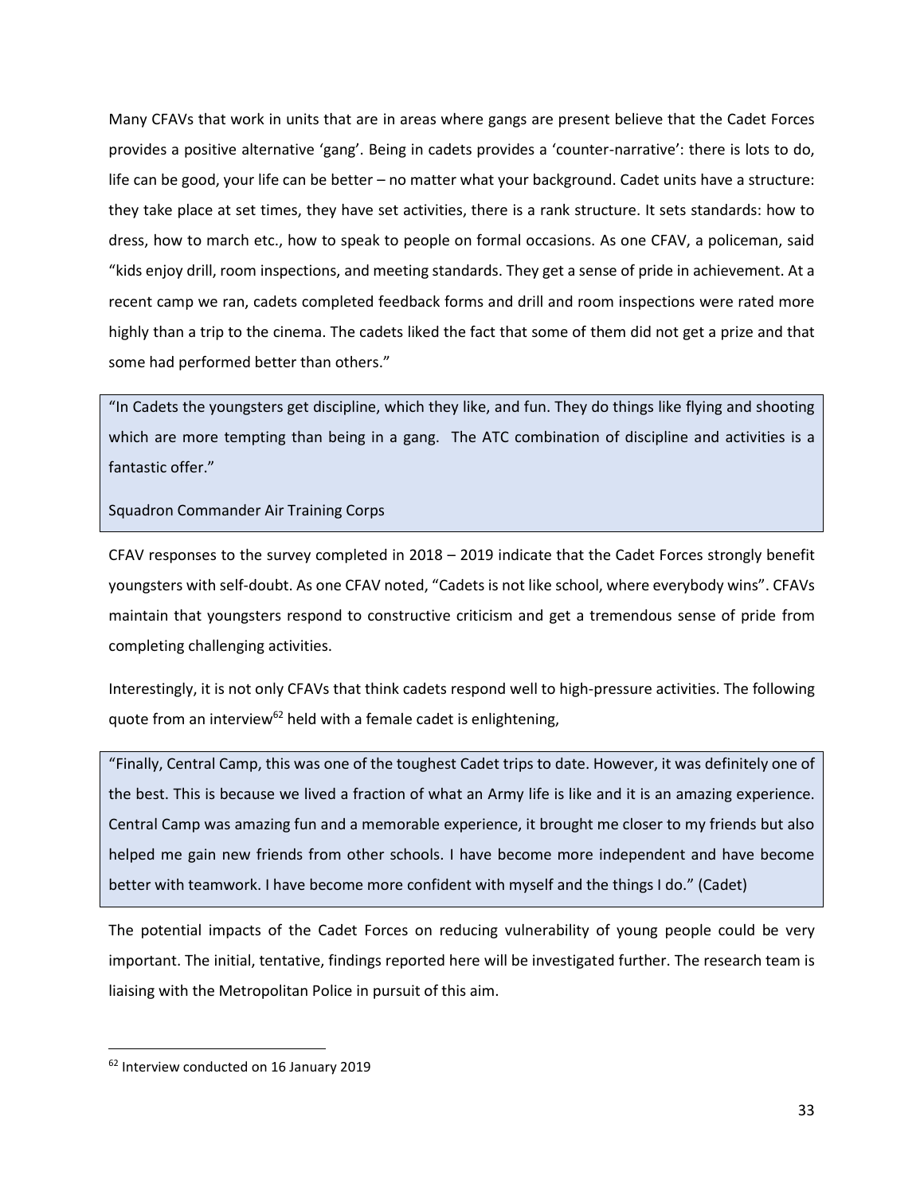Many CFAVs that work in units that are in areas where gangs are present believe that the Cadet Forces provides a positive alternative 'gang'. Being in cadets provides a 'counter-narrative': there is lots to do, life can be good, your life can be better – no matter what your background. Cadet units have a structure: they take place at set times, they have set activities, there is a rank structure. It sets standards: how to dress, how to march etc., how to speak to people on formal occasions. As one CFAV, a policeman, said "kids enjoy drill, room inspections, and meeting standards. They get a sense of pride in achievement. At a recent camp we ran, cadets completed feedback forms and drill and room inspections were rated more highly than a trip to the cinema. The cadets liked the fact that some of them did not get a prize and that some had performed better than others."

> "In Cadets the youngsters get discipline, which they like, and fun. They do things like flying and shooting which are more tempting than being in a gang. The ATC combination of discipline and activities is a fantastic offer."
>
> Squadron Commander Air Training Corps

CFAV responses to the survey completed in 2018 – 2019 indicate that the Cadet Forces strongly benefit youngsters with self-doubt. As one CFAV noted, "Cadets is not like school, where everybody wins". CFAVs maintain that youngsters respond to constructive criticism and get a tremendous sense of pride from completing challenging activities.

Interestingly, it is not only CFAVs that think cadets respond well to high-pressure activities. The following quote from an interview[62] held with a female cadet is enlightening,

> "Finally, Central Camp, this was one of the toughest Cadet trips to date. However, it was definitely one of the best. This is because we lived a fraction of what an Army life is like and it is an amazing experience. Central Camp was amazing fun and a memorable experience, it brought me closer to my friends but also helped me gain new friends from other schools. I have become more independent and have become better with teamwork. I have become more confident with myself and the things I do." (Cadet)

The potential impacts of the Cadet Forces on reducing vulnerability of young people could be very important. The initial, tentative, findings reported here will be investigated further. The research team is liaising with the Metropolitan Police in pursuit of this aim.

[62] Interview conducted on 16 January 2019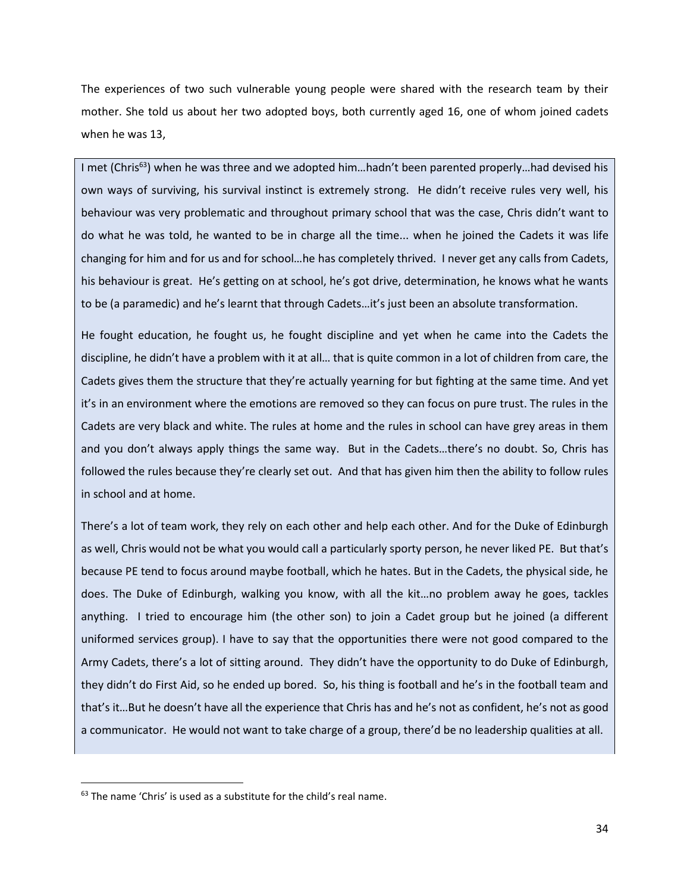The experiences of two such vulnerable young people were shared with the research team by their mother. She told us about her two adopted boys, both currently aged 16, one of whom joined cadets when he was 13,

> I met (Chris[63]) when he was three and we adopted him…hadn't been parented properly…had devised his own ways of surviving, his survival instinct is extremely strong. He didn't receive rules very well, his behaviour was very problematic and throughout primary school that was the case, Chris didn't want to do what he was told, he wanted to be in charge all the time... when he joined the Cadets it was life changing for him and for us and for school…he has completely thrived. I never get any calls from Cadets, his behaviour is great. He's getting on at school, he's got drive, determination, he knows what he wants to be (a paramedic) and he's learnt that through Cadets…it's just been an absolute transformation.
>
> He fought education, he fought us, he fought discipline and yet when he came into the Cadets the discipline, he didn't have a problem with it at all… that is quite common in a lot of children from care, the Cadets gives them the structure that they're actually yearning for but fighting at the same time. And yet it's in an environment where the emotions are removed so they can focus on pure trust. The rules in the Cadets are very black and white. The rules at home and the rules in school can have grey areas in them and you don't always apply things the same way. But in the Cadets…there's no doubt. So, Chris has followed the rules because they're clearly set out. And that has given him then the ability to follow rules in school and at home.
>
> There's a lot of team work, they rely on each other and help each other. And for the Duke of Edinburgh as well, Chris would not be what you would call a particularly sporty person, he never liked PE. But that's because PE tend to focus around maybe football, which he hates. But in the Cadets, the physical side, he does. The Duke of Edinburgh, walking you know, with all the kit…no problem away he goes, tackles anything. I tried to encourage him (the other son) to join a Cadet group but he joined (a different uniformed services group). I have to say that the opportunities there were not good compared to the Army Cadets, there's a lot of sitting around. They didn't have the opportunity to do Duke of Edinburgh, they didn't do First Aid, so he ended up bored. So, his thing is football and he's in the football team and that's it…But he doesn't have all the experience that Chris has and he's not as confident, he's not as good a communicator. He would not want to take charge of a group, there'd be no leadership qualities at all.

[63] The name 'Chris' is used as a substitute for the child's real name.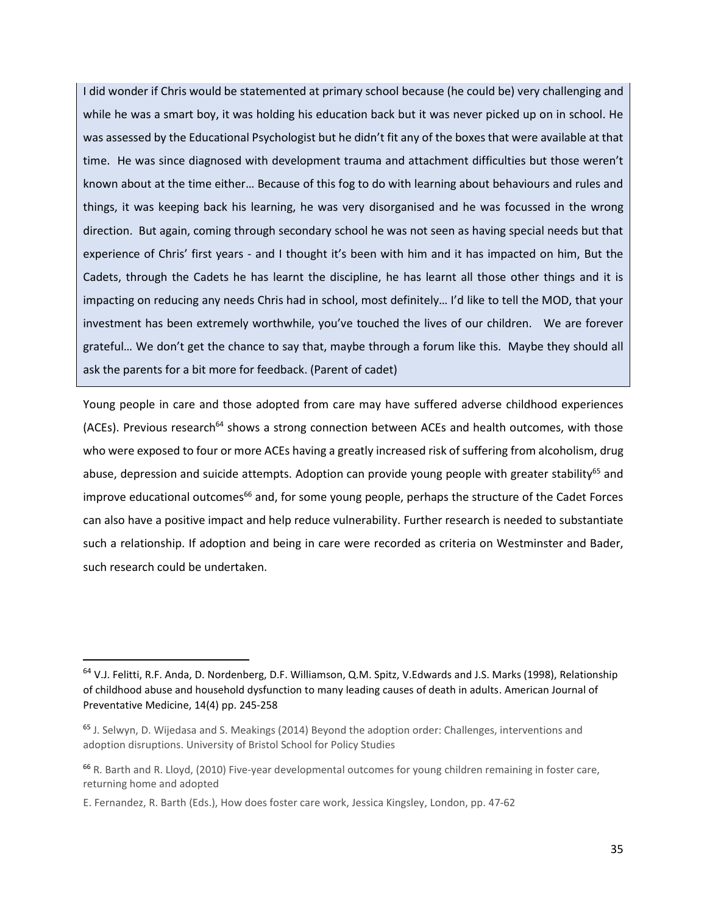> I did wonder if Chris would be statemented at primary school because (he could be) very challenging and while he was a smart boy, it was holding his education back but it was never picked up on in school. He was assessed by the Educational Psychologist but he didn't fit any of the boxes that were available at that time. He was since diagnosed with development trauma and attachment difficulties but those weren't known about at the time either… Because of this fog to do with learning about behaviours and rules and things, it was keeping back his learning, he was very disorganised and he was focussed in the wrong direction. But again, coming through secondary school he was not seen as having special needs but that experience of Chris' first years - and I thought it's been with him and it has impacted on him, But the Cadets, through the Cadets he has learnt the discipline, he has learnt all those other things and it is impacting on reducing any needs Chris had in school, most definitely… I'd like to tell the MOD, that your investment has been extremely worthwhile, you've touched the lives of our children. We are forever grateful… We don't get the chance to say that, maybe through a forum like this. Maybe they should all ask the parents for a bit more for feedback. (Parent of cadet)

Young people in care and those adopted from care may have suffered adverse childhood experiences (ACEs). Previous research[64] shows a strong connection between ACEs and health outcomes, with those who were exposed to four or more ACEs having a greatly increased risk of suffering from alcoholism, drug abuse, depression and suicide attempts. Adoption can provide young people with greater stability[65] and improve educational outcomes[66] and, for some young people, perhaps the structure of the Cadet Forces can also have a positive impact and help reduce vulnerability. Further research is needed to substantiate such a relationship. If adoption and being in care were recorded as criteria on Westminster and Bader, such research could be undertaken.

---

[64] V.J. Felitti, R.F. Anda, D. Nordenberg, D.F. Williamson, Q.M. Spitz, V.Edwards and J.S. Marks (1998), Relationship of childhood abuse and household dysfunction to many leading causes of death in adults. American Journal of Preventative Medicine, 14(4) pp. 245-258

[65] J. Selwyn, D. Wijedasa and S. Meakings (2014) Beyond the adoption order: Challenges, interventions and adoption disruptions. University of Bristol School for Policy Studies

[66] R. Barth and R. Lloyd, (2010) Five-year developmental outcomes for young children remaining in foster care, returning home and adopted

E. Fernandez, R. Barth (Eds.), How does foster care work, Jessica Kingsley, London, pp. 47-62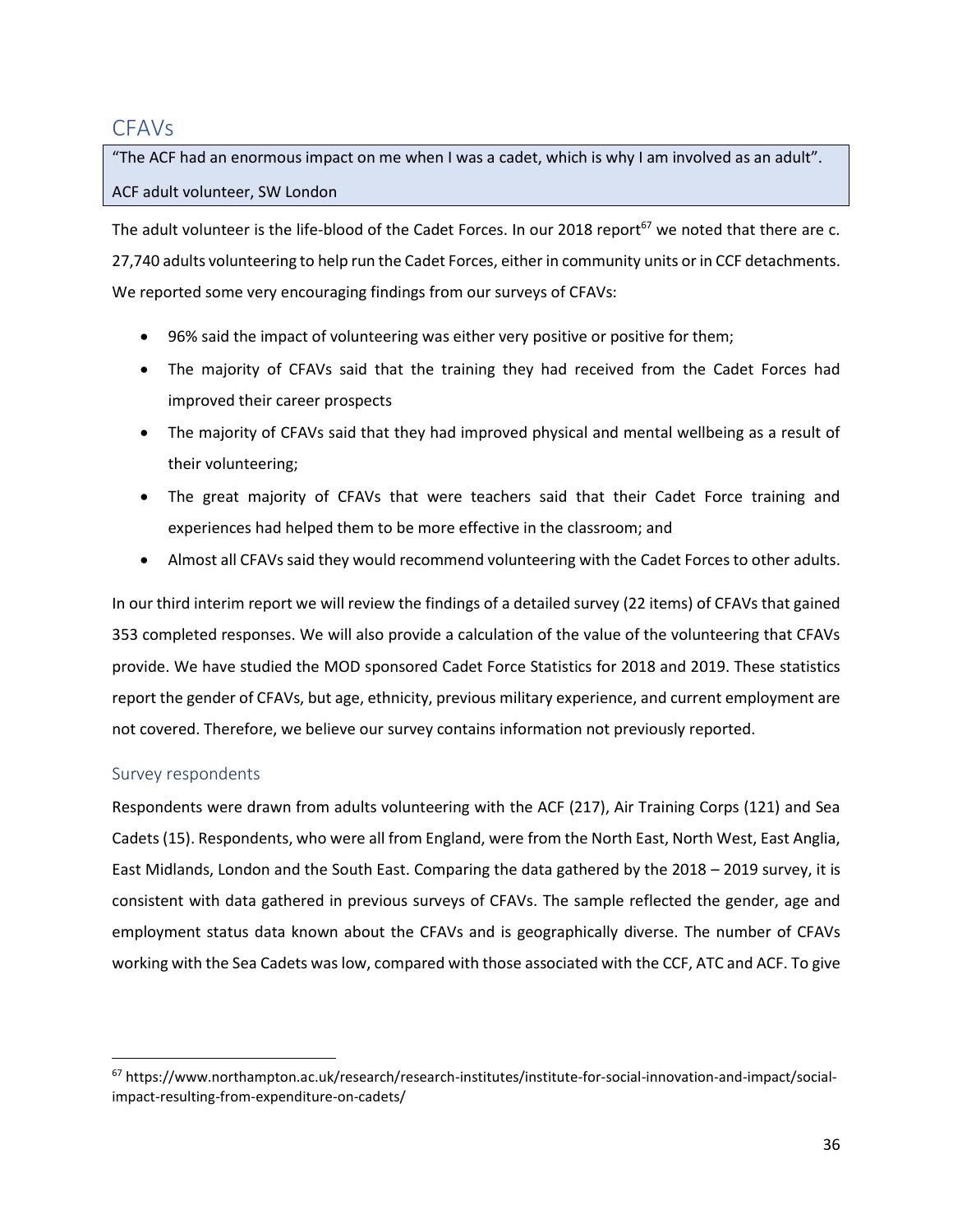## CFAVs

> "The ACF had an enormous impact on me when I was a cadet, which is why I am involved as an adult".
>
> ACF adult volunteer, SW London

The adult volunteer is the life-blood of the Cadet Forces. In our 2018 report[67] we noted that there are c. 27,740 adults volunteering to help run the Cadet Forces, either in community units or in CCF detachments. We reported some very encouraging findings from our surveys of CFAVs:

- 96% said the impact of volunteering was either very positive or positive for them;
- The majority of CFAVs said that the training they had received from the Cadet Forces had improved their career prospects
- The majority of CFAVs said that they had improved physical and mental wellbeing as a result of their volunteering;
- The great majority of CFAVs that were teachers said that their Cadet Force training and experiences had helped them to be more effective in the classroom; and
- Almost all CFAVs said they would recommend volunteering with the Cadet Forces to other adults.

In our third interim report we will review the findings of a detailed survey (22 items) of CFAVs that gained 353 completed responses. We will also provide a calculation of the value of the volunteering that CFAVs provide. We have studied the MOD sponsored Cadet Force Statistics for 2018 and 2019. These statistics report the gender of CFAVs, but age, ethnicity, previous military experience, and current employment are not covered. Therefore, we believe our survey contains information not previously reported.

### Survey respondents

Respondents were drawn from adults volunteering with the ACF (217), Air Training Corps (121) and Sea Cadets (15). Respondents, who were all from England, were from the North East, North West, East Anglia, East Midlands, London and the South East. Comparing the data gathered by the 2018 – 2019 survey, it is consistent with data gathered in previous surveys of CFAVs. The sample reflected the gender, age and employment status data known about the CFAVs and is geographically diverse. The number of CFAVs working with the Sea Cadets was low, compared with those associated with the CCF, ATC and ACF. To give

[67] https://www.northampton.ac.uk/research/research-institutes/institute-for-social-innovation-and-impact/social-impact-resulting-from-expenditure-on-cadets/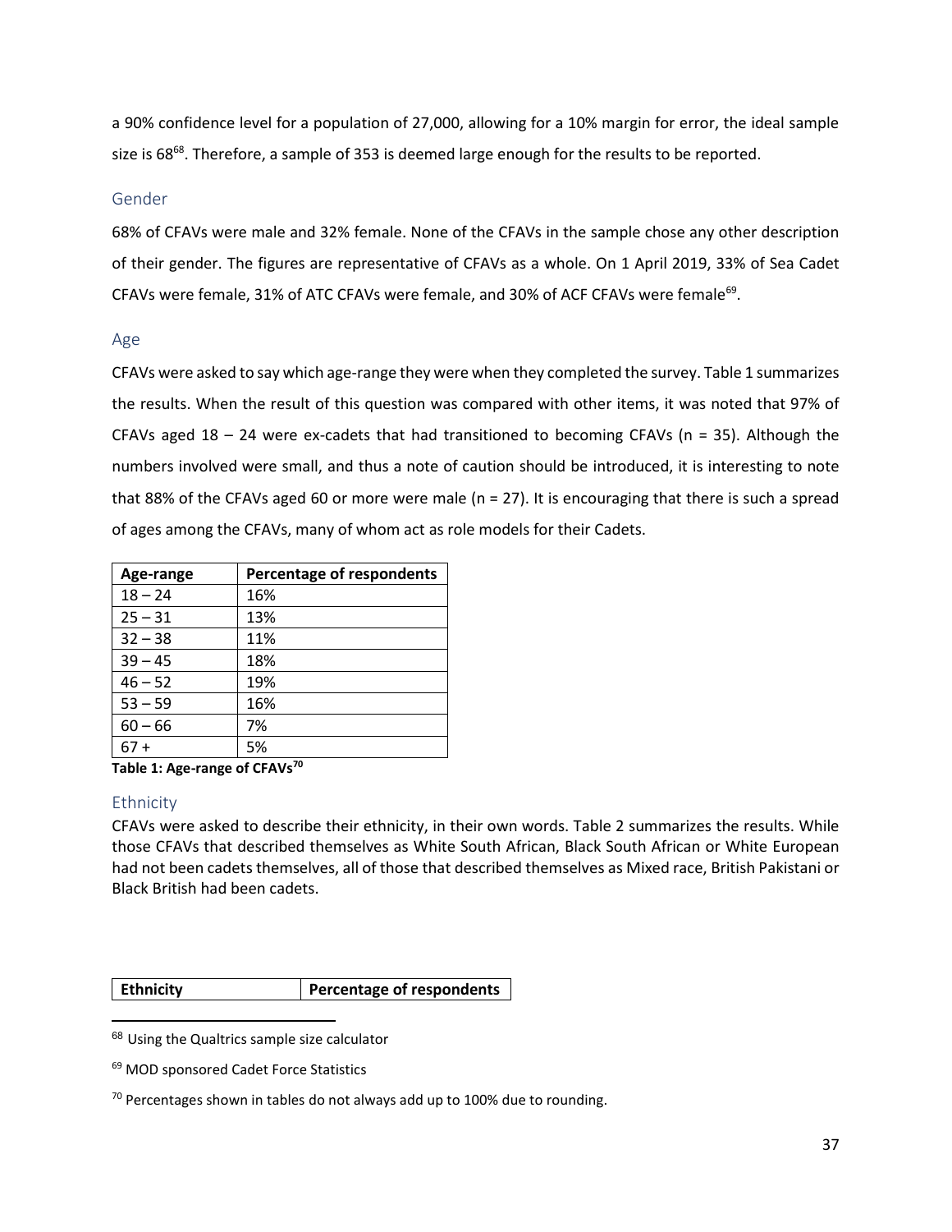a 90% confidence level for a population of 27,000, allowing for a 10% margin for error, the ideal sample size is 68[68]. Therefore, a sample of 353 is deemed large enough for the results to be reported.

### Gender

68% of CFAVs were male and 32% female. None of the CFAVs in the sample chose any other description of their gender. The figures are representative of CFAVs as a whole. On 1 April 2019, 33% of Sea Cadet CFAVs were female, 31% of ATC CFAVs were female, and 30% of ACF CFAVs were female[69].

### Age

CFAVs were asked to say which age-range they were when they completed the survey. Table 1 summarizes the results. When the result of this question was compared with other items, it was noted that 97% of CFAVs aged 18 – 24 were ex-cadets that had transitioned to becoming CFAVs (n = 35). Although the numbers involved were small, and thus a note of caution should be introduced, it is interesting to note that 88% of the CFAVs aged 60 or more were male (n = 27). It is encouraging that there is such a spread of ages among the CFAVs, many of whom act as role models for their Cadets.

| Age-range | Percentage of respondents |
|---|---|
| 18 – 24 | 16% |
| 25 – 31 | 13% |
| 32 – 38 | 11% |
| 39 – 45 | 18% |
| 46 – 52 | 19% |
| 53 – 59 | 16% |
| 60 – 66 | 7% |
| 67 + | 5% |

**Table 1: Age-range of CFAVs[70]**

### Ethnicity

CFAVs were asked to describe their ethnicity, in their own words. Table 2 summarizes the results. While those CFAVs that described themselves as White South African, Black South African or White European had not been cadets themselves, all of those that described themselves as Mixed race, British Pakistani or Black British had been cadets.

| Ethnicity | Percentage of respondents |
|---|---|

---

[68] Using the Qualtrics sample size calculator

[69] MOD sponsored Cadet Force Statistics

[70] Percentages shown in tables do not always add up to 100% due to rounding.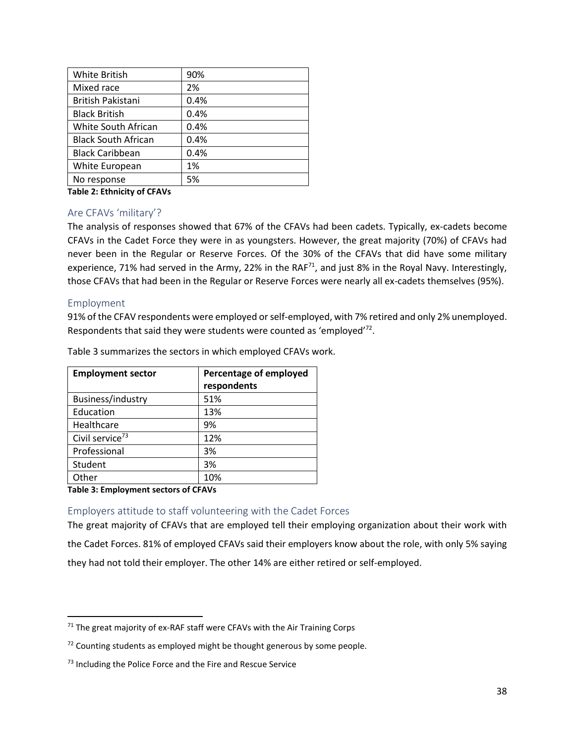| White British | 90% |
|---|---|
| Mixed race | 2% |
| British Pakistani | 0.4% |
| Black British | 0.4% |
| White South African | 0.4% |
| Black South African | 0.4% |
| Black Caribbean | 0.4% |
| White European | 1% |
| No response | 5% |

**Table 2: Ethnicity of CFAVs**

### Are CFAVs 'military'?

The analysis of responses showed that 67% of the CFAVs had been cadets. Typically, ex-cadets become CFAVs in the Cadet Force they were in as youngsters. However, the great majority (70%) of CFAVs had never been in the Regular or Reserve Forces. Of the 30% of the CFAVs that did have some military experience, 71% had served in the Army, 22% in the RAF[71], and just 8% in the Royal Navy. Interestingly, those CFAVs that had been in the Regular or Reserve Forces were nearly all ex-cadets themselves (95%).

### Employment

91% of the CFAV respondents were employed or self-employed, with 7% retired and only 2% unemployed. Respondents that said they were students were counted as 'employed'[72].

Table 3 summarizes the sectors in which employed CFAVs work.

| Employment sector | Percentage of employed respondents |
|---|---|
| Business/industry | 51% |
| Education | 13% |
| Healthcare | 9% |
| Civil service[73] | 12% |
| Professional | 3% |
| Student | 3% |
| Other | 10% |

**Table 3: Employment sectors of CFAVs**

### Employers attitude to staff volunteering with the Cadet Forces

The great majority of CFAVs that are employed tell their employing organization about their work with the Cadet Forces. 81% of employed CFAVs said their employers know about the role, with only 5% saying they had not told their employer. The other 14% are either retired or self-employed.

---

[71] The great majority of ex-RAF staff were CFAVs with the Air Training Corps

[72] Counting students as employed might be thought generous by some people.

[73] Including the Police Force and the Fire and Rescue Service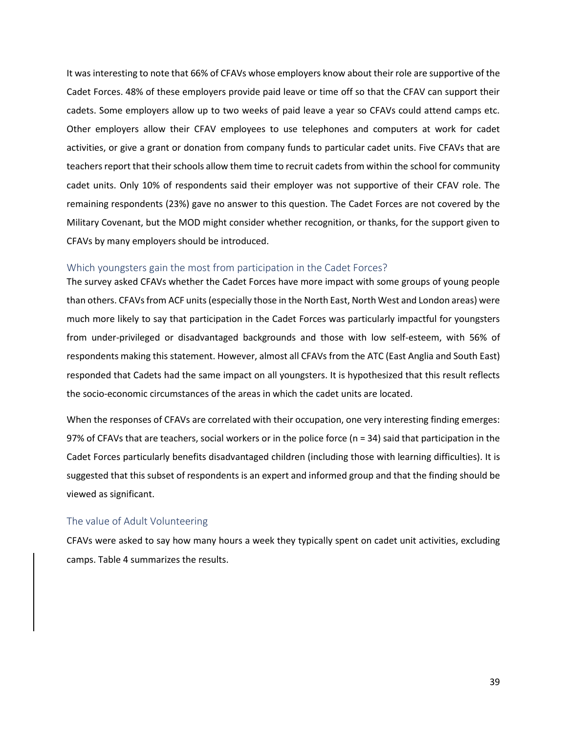It was interesting to note that 66% of CFAVs whose employers know about their role are supportive of the Cadet Forces. 48% of these employers provide paid leave or time off so that the CFAV can support their cadets. Some employers allow up to two weeks of paid leave a year so CFAVs could attend camps etc. Other employers allow their CFAV employees to use telephones and computers at work for cadet activities, or give a grant or donation from company funds to particular cadet units. Five CFAVs that are teachers report that their schools allow them time to recruit cadets from within the school for community cadet units. Only 10% of respondents said their employer was not supportive of their CFAV role. The remaining respondents (23%) gave no answer to this question. The Cadet Forces are not covered by the Military Covenant, but the MOD might consider whether recognition, or thanks, for the support given to CFAVs by many employers should be introduced.

## Which youngsters gain the most from participation in the Cadet Forces?

The survey asked CFAVs whether the Cadet Forces have more impact with some groups of young people than others. CFAVs from ACF units (especially those in the North East, North West and London areas) were much more likely to say that participation in the Cadet Forces was particularly impactful for youngsters from under-privileged or disadvantaged backgrounds and those with low self-esteem, with 56% of respondents making this statement. However, almost all CFAVs from the ATC (East Anglia and South East) responded that Cadets had the same impact on all youngsters. It is hypothesized that this result reflects the socio-economic circumstances of the areas in which the cadet units are located.

When the responses of CFAVs are correlated with their occupation, one very interesting finding emerges: 97% of CFAVs that are teachers, social workers or in the police force (n = 34) said that participation in the Cadet Forces particularly benefits disadvantaged children (including those with learning difficulties). It is suggested that this subset of respondents is an expert and informed group and that the finding should be viewed as significant.

## The value of Adult Volunteering

CFAVs were asked to say how many hours a week they typically spent on cadet unit activities, excluding camps. Table 4 summarizes the results.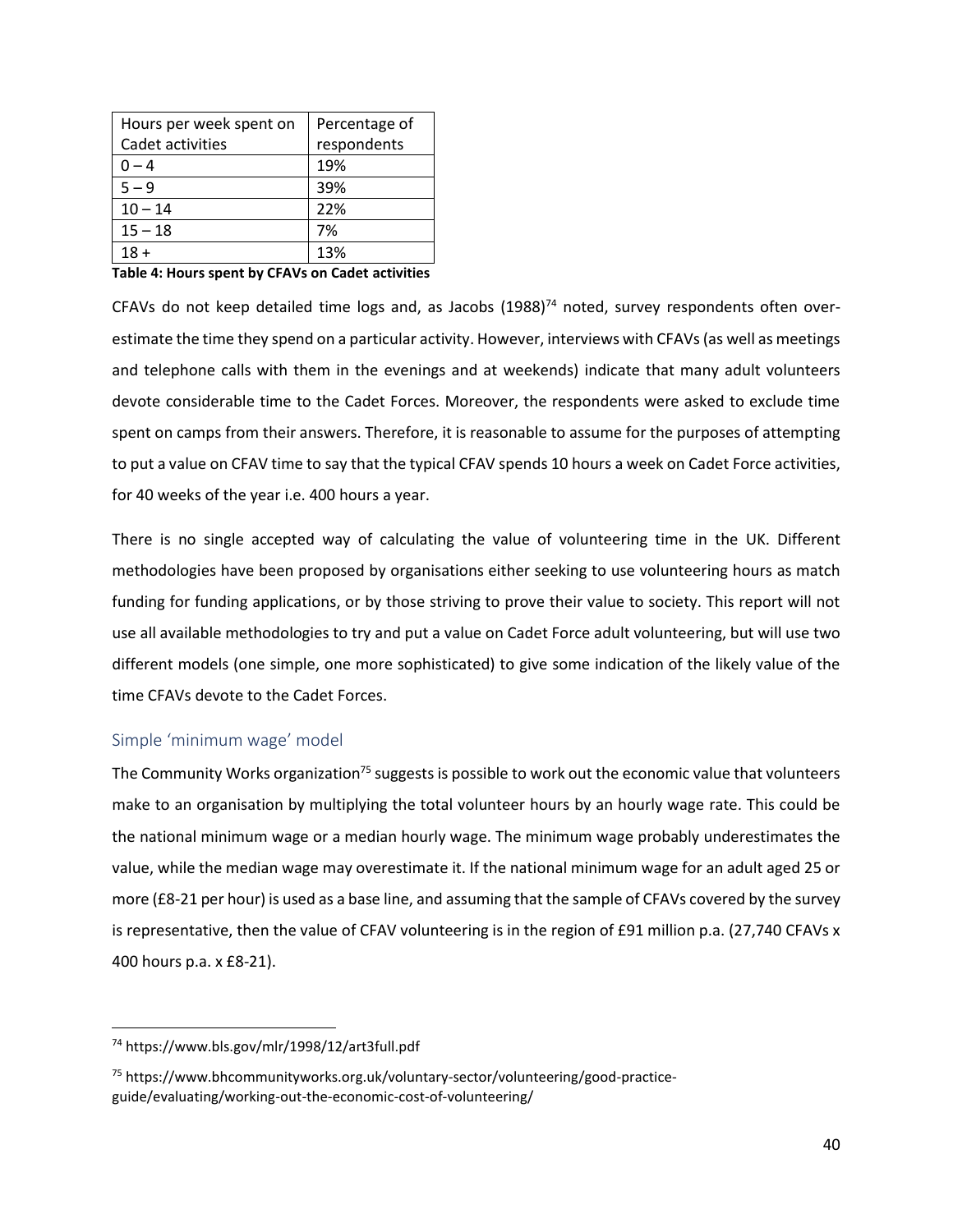| Hours per week spent on Cadet activities | Percentage of respondents |
|---|---|
| 0 – 4 | 19% |
| 5 – 9 | 39% |
| 10 – 14 | 22% |
| 15 – 18 | 7% |
| 18 + | 13% |

**Table 4: Hours spent by CFAVs on Cadet activities**

CFAVs do not keep detailed time logs and, as Jacobs (1988)[74] noted, survey respondents often over-estimate the time they spend on a particular activity. However, interviews with CFAVs (as well as meetings and telephone calls with them in the evenings and at weekends) indicate that many adult volunteers devote considerable time to the Cadet Forces. Moreover, the respondents were asked to exclude time spent on camps from their answers. Therefore, it is reasonable to assume for the purposes of attempting to put a value on CFAV time to say that the typical CFAV spends 10 hours a week on Cadet Force activities, for 40 weeks of the year i.e. 400 hours a year.

There is no single accepted way of calculating the value of volunteering time in the UK. Different methodologies have been proposed by organisations either seeking to use volunteering hours as match funding for funding applications, or by those striving to prove their value to society. This report will not use all available methodologies to try and put a value on Cadet Force adult volunteering, but will use two different models (one simple, one more sophisticated) to give some indication of the likely value of the time CFAVs devote to the Cadet Forces.

## Simple 'minimum wage' model

The Community Works organization[75] suggests is possible to work out the economic value that volunteers make to an organisation by multiplying the total volunteer hours by an hourly wage rate. This could be the national minimum wage or a median hourly wage. The minimum wage probably underestimates the value, while the median wage may overestimate it. If the national minimum wage for an adult aged 25 or more (£8-21 per hour) is used as a base line, and assuming that the sample of CFAVs covered by the survey is representative, then the value of CFAV volunteering is in the region of £91 million p.a. (27,740 CFAVs x 400 hours p.a. x £8-21).

---

[74] https://www.bls.gov/mlr/1998/12/art3full.pdf

[75] https://www.bhcommunityworks.org.uk/voluntary-sector/volunteering/good-practice-guide/evaluating/working-out-the-economic-cost-of-volunteering/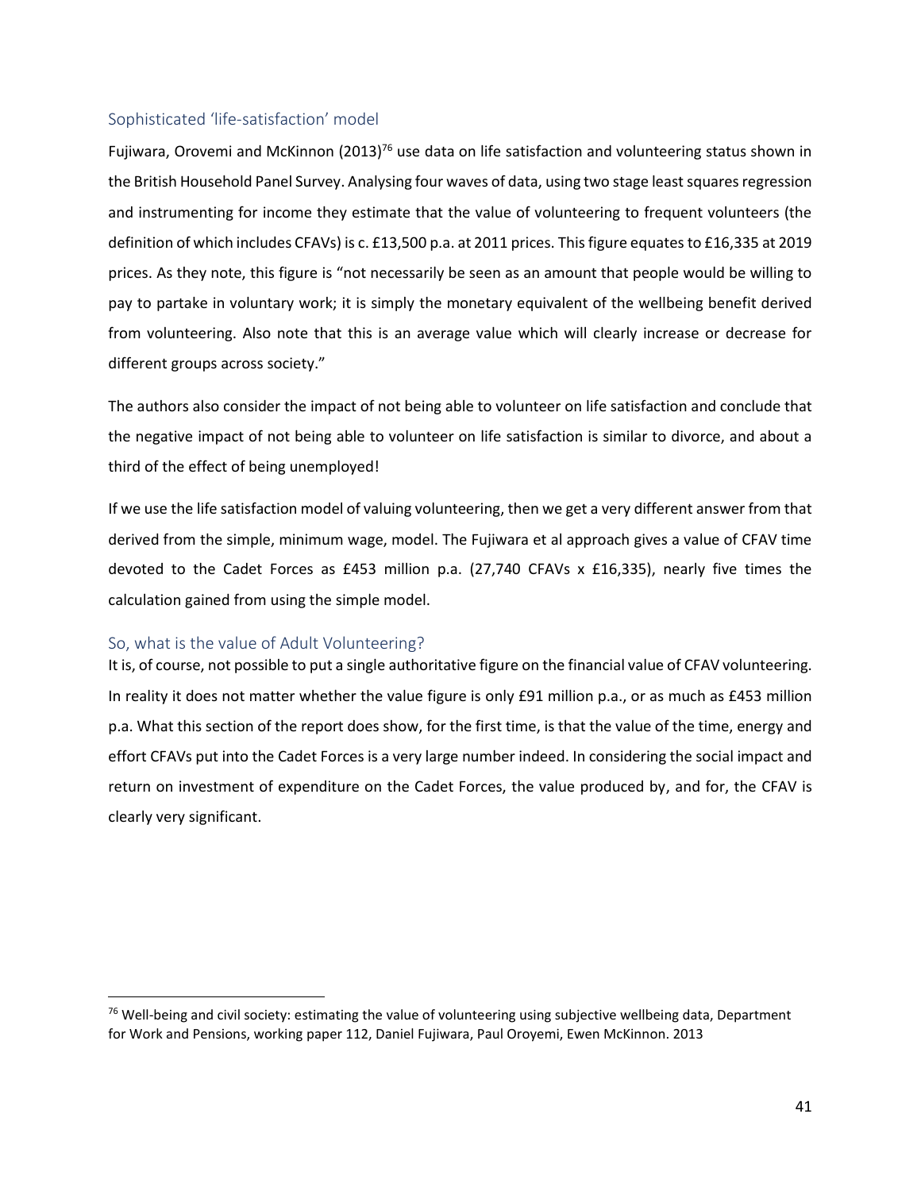### Sophisticated 'life-satisfaction' model

Fujiwara, Orovemi and McKinnon (2013)[76] use data on life satisfaction and volunteering status shown in the British Household Panel Survey. Analysing four waves of data, using two stage least squares regression and instrumenting for income they estimate that the value of volunteering to frequent volunteers (the definition of which includes CFAVs) is c. £13,500 p.a. at 2011 prices. This figure equates to £16,335 at 2019 prices. As they note, this figure is "not necessarily be seen as an amount that people would be willing to pay to partake in voluntary work; it is simply the monetary equivalent of the wellbeing benefit derived from volunteering. Also note that this is an average value which will clearly increase or decrease for different groups across society."

The authors also consider the impact of not being able to volunteer on life satisfaction and conclude that the negative impact of not being able to volunteer on life satisfaction is similar to divorce, and about a third of the effect of being unemployed!

If we use the life satisfaction model of valuing volunteering, then we get a very different answer from that derived from the simple, minimum wage, model. The Fujiwara et al approach gives a value of CFAV time devoted to the Cadet Forces as £453 million p.a. (27,740 CFAVs x £16,335), nearly five times the calculation gained from using the simple model.

### So, what is the value of Adult Volunteering?

It is, of course, not possible to put a single authoritative figure on the financial value of CFAV volunteering. In reality it does not matter whether the value figure is only £91 million p.a., or as much as £453 million p.a. What this section of the report does show, for the first time, is that the value of the time, energy and effort CFAVs put into the Cadet Forces is a very large number indeed. In considering the social impact and return on investment of expenditure on the Cadet Forces, the value produced by, and for, the CFAV is clearly very significant.

---

[76] Well-being and civil society: estimating the value of volunteering using subjective wellbeing data, Department for Work and Pensions, working paper 112, Daniel Fujiwara, Paul Oroyemi, Ewen McKinnon. 2013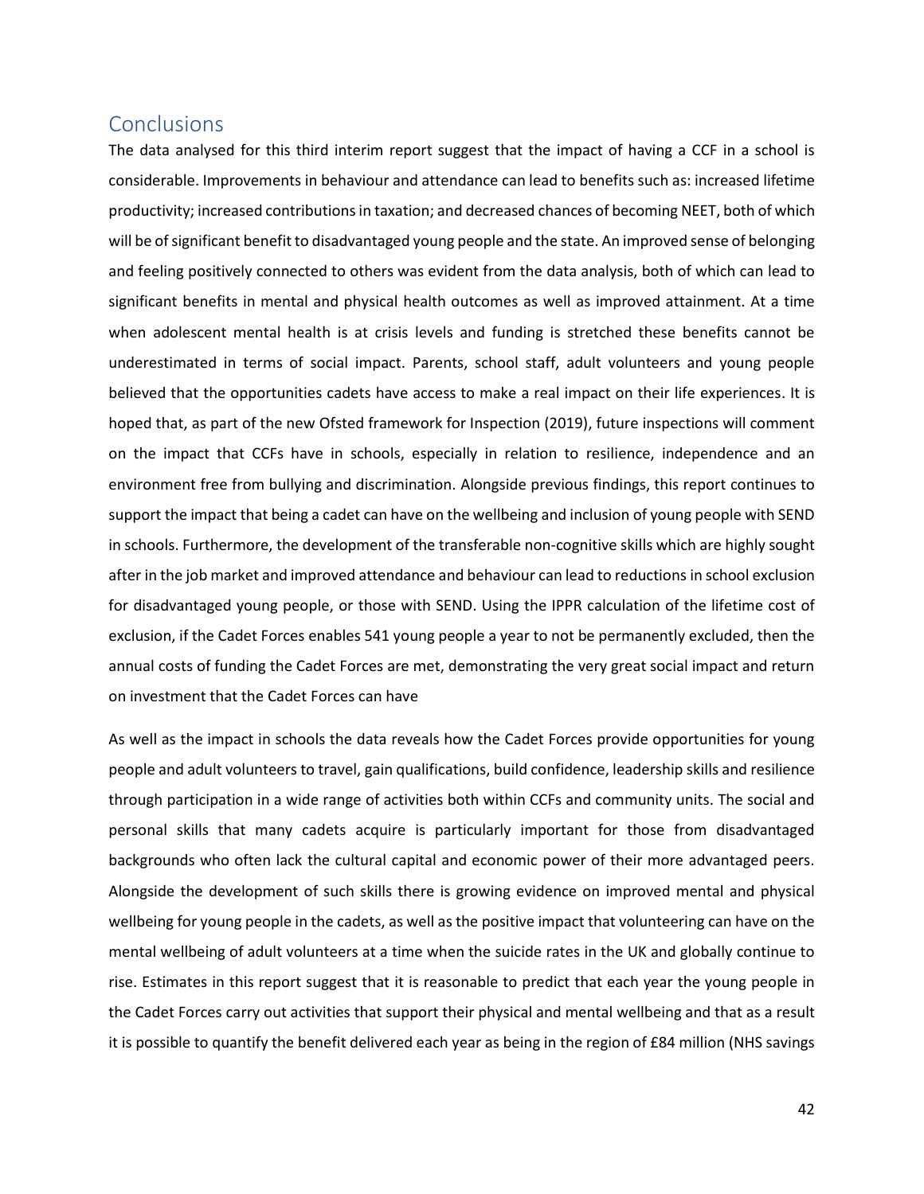## Conclusions

The data analysed for this third interim report suggest that the impact of having a CCF in a school is considerable. Improvements in behaviour and attendance can lead to benefits such as: increased lifetime productivity; increased contributions in taxation; and decreased chances of becoming NEET, both of which will be of significant benefit to disadvantaged young people and the state. An improved sense of belonging and feeling positively connected to others was evident from the data analysis, both of which can lead to significant benefits in mental and physical health outcomes as well as improved attainment. At a time when adolescent mental health is at crisis levels and funding is stretched these benefits cannot be underestimated in terms of social impact. Parents, school staff, adult volunteers and young people believed that the opportunities cadets have access to make a real impact on their life experiences. It is hoped that, as part of the new Ofsted framework for Inspection (2019), future inspections will comment on the impact that CCFs have in schools, especially in relation to resilience, independence and an environment free from bullying and discrimination. Alongside previous findings, this report continues to support the impact that being a cadet can have on the wellbeing and inclusion of young people with SEND in schools. Furthermore, the development of the transferable non-cognitive skills which are highly sought after in the job market and improved attendance and behaviour can lead to reductions in school exclusion for disadvantaged young people, or those with SEND. Using the IPPR calculation of the lifetime cost of exclusion, if the Cadet Forces enables 541 young people a year to not be permanently excluded, then the annual costs of funding the Cadet Forces are met, demonstrating the very great social impact and return on investment that the Cadet Forces can have

As well as the impact in schools the data reveals how the Cadet Forces provide opportunities for young people and adult volunteers to travel, gain qualifications, build confidence, leadership skills and resilience through participation in a wide range of activities both within CCFs and community units. The social and personal skills that many cadets acquire is particularly important for those from disadvantaged backgrounds who often lack the cultural capital and economic power of their more advantaged peers. Alongside the development of such skills there is growing evidence on improved mental and physical wellbeing for young people in the cadets, as well as the positive impact that volunteering can have on the mental wellbeing of adult volunteers at a time when the suicide rates in the UK and globally continue to rise. Estimates in this report suggest that it is reasonable to predict that each year the young people in the Cadet Forces carry out activities that support their physical and mental wellbeing and that as a result it is possible to quantify the benefit delivered each year as being in the region of £84 million (NHS savings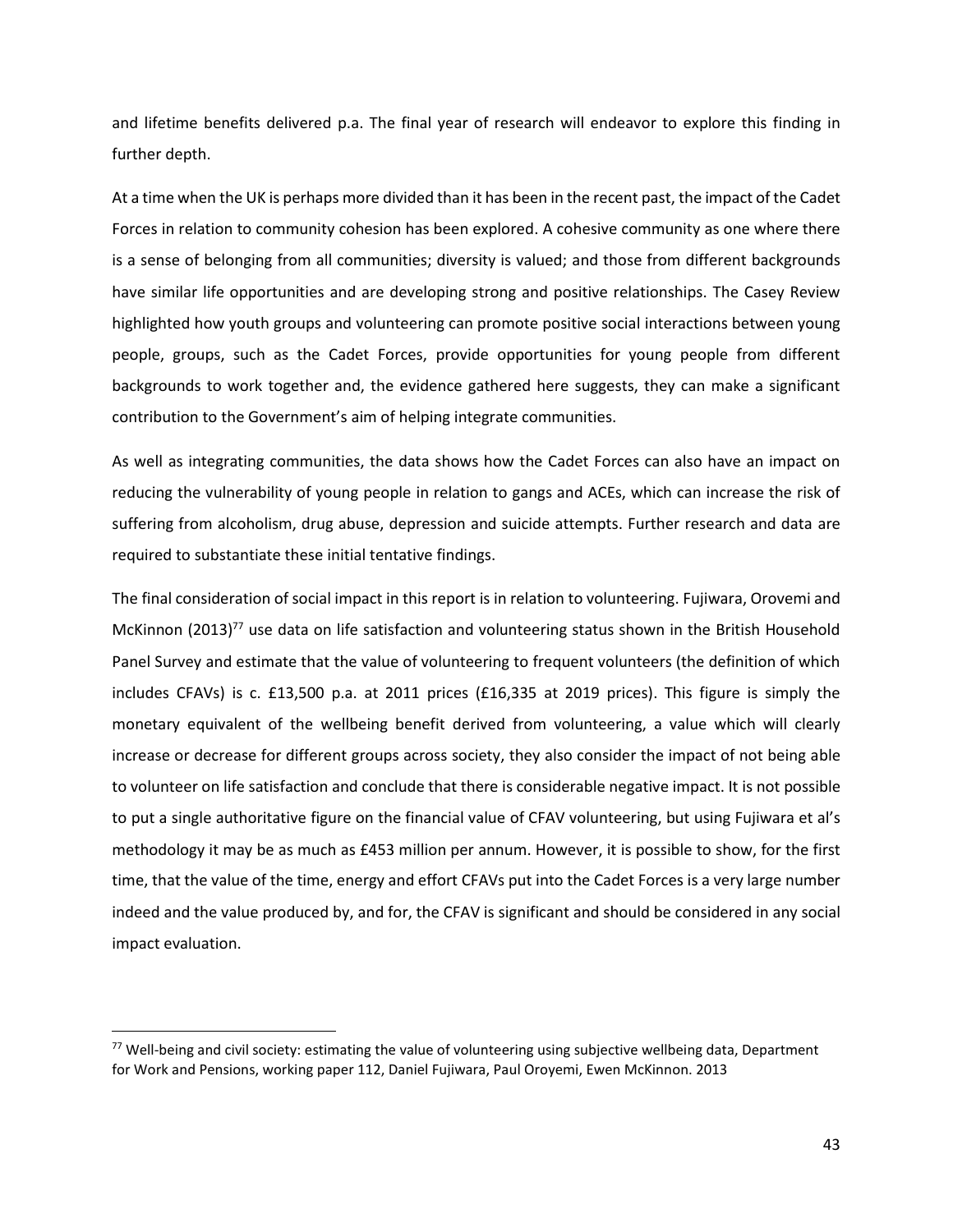and lifetime benefits delivered p.a. The final year of research will endeavor to explore this finding in further depth.

At a time when the UK is perhaps more divided than it has been in the recent past, the impact of the Cadet Forces in relation to community cohesion has been explored. A cohesive community as one where there is a sense of belonging from all communities; diversity is valued; and those from different backgrounds have similar life opportunities and are developing strong and positive relationships. The Casey Review highlighted how youth groups and volunteering can promote positive social interactions between young people, groups, such as the Cadet Forces, provide opportunities for young people from different backgrounds to work together and, the evidence gathered here suggests, they can make a significant contribution to the Government's aim of helping integrate communities.

As well as integrating communities, the data shows how the Cadet Forces can also have an impact on reducing the vulnerability of young people in relation to gangs and ACEs, which can increase the risk of suffering from alcoholism, drug abuse, depression and suicide attempts. Further research and data are required to substantiate these initial tentative findings.

The final consideration of social impact in this report is in relation to volunteering. Fujiwara, Orovemi and McKinnon (2013)[77] use data on life satisfaction and volunteering status shown in the British Household Panel Survey and estimate that the value of volunteering to frequent volunteers (the definition of which includes CFAVs) is c. £13,500 p.a. at 2011 prices (£16,335 at 2019 prices). This figure is simply the monetary equivalent of the wellbeing benefit derived from volunteering, a value which will clearly increase or decrease for different groups across society, they also consider the impact of not being able to volunteer on life satisfaction and conclude that there is considerable negative impact. It is not possible to put a single authoritative figure on the financial value of CFAV volunteering, but using Fujiwara et al's methodology it may be as much as £453 million per annum. However, it is possible to show, for the first time, that the value of the time, energy and effort CFAVs put into the Cadet Forces is a very large number indeed and the value produced by, and for, the CFAV is significant and should be considered in any social impact evaluation.

[77] Well-being and civil society: estimating the value of volunteering using subjective wellbeing data, Department for Work and Pensions, working paper 112, Daniel Fujiwara, Paul Oroyemi, Ewen McKinnon. 2013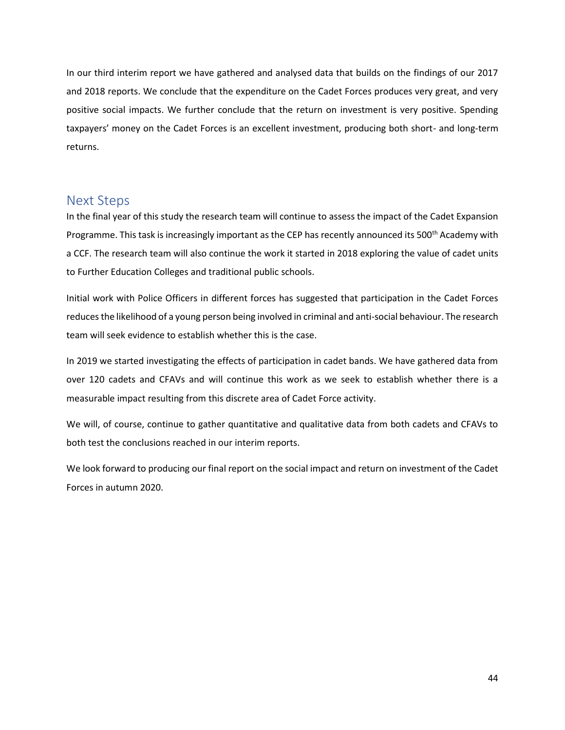In our third interim report we have gathered and analysed data that builds on the findings of our 2017 and 2018 reports. We conclude that the expenditure on the Cadet Forces produces very great, and very positive social impacts. We further conclude that the return on investment is very positive. Spending taxpayers' money on the Cadet Forces is an excellent investment, producing both short- and long-term returns.

## Next Steps

In the final year of this study the research team will continue to assess the impact of the Cadet Expansion Programme. This task is increasingly important as the CEP has recently announced its 500th Academy with a CCF. The research team will also continue the work it started in 2018 exploring the value of cadet units to Further Education Colleges and traditional public schools.

Initial work with Police Officers in different forces has suggested that participation in the Cadet Forces reduces the likelihood of a young person being involved in criminal and anti-social behaviour. The research team will seek evidence to establish whether this is the case.

In 2019 we started investigating the effects of participation in cadet bands. We have gathered data from over 120 cadets and CFAVs and will continue this work as we seek to establish whether there is a measurable impact resulting from this discrete area of Cadet Force activity.

We will, of course, continue to gather quantitative and qualitative data from both cadets and CFAVs to both test the conclusions reached in our interim reports.

We look forward to producing our final report on the social impact and return on investment of the Cadet Forces in autumn 2020.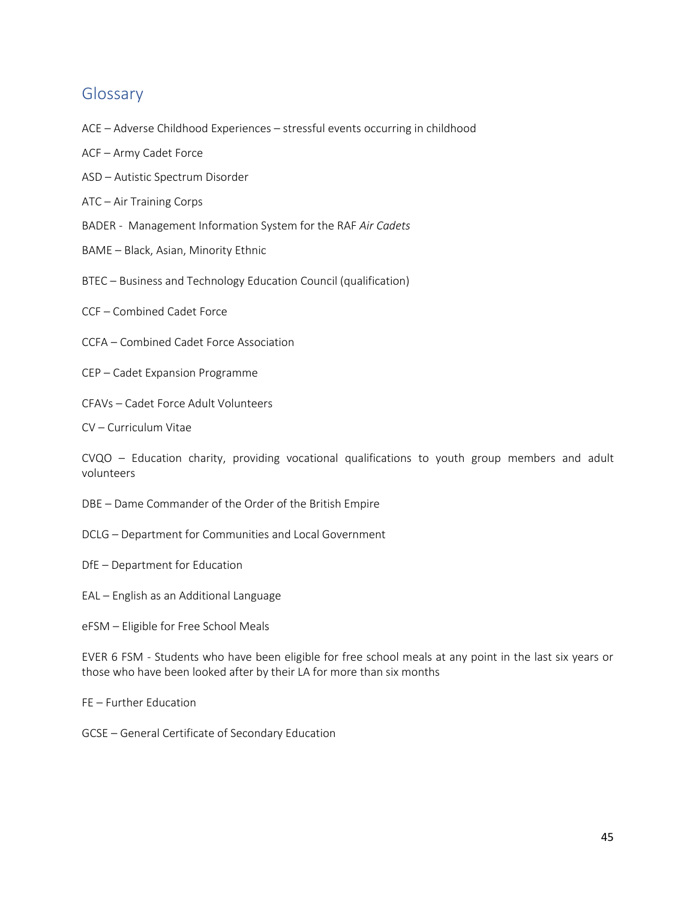## Glossary

ACE – Adverse Childhood Experiences – stressful events occurring in childhood

ACF – Army Cadet Force

ASD – Autistic Spectrum Disorder

ATC – Air Training Corps

BADER - Management Information System for the RAF *Air Cadets*

BAME – Black, Asian, Minority Ethnic

BTEC – Business and Technology Education Council (qualification)

CCF – Combined Cadet Force

CCFA – Combined Cadet Force Association

CEP – Cadet Expansion Programme

CFAVs – Cadet Force Adult Volunteers

CV – Curriculum Vitae

CVQO – Education charity, providing vocational qualifications to youth group members and adult volunteers

DBE – Dame Commander of the Order of the British Empire

DCLG – Department for Communities and Local Government

DfE – Department for Education

EAL – English as an Additional Language

eFSM – Eligible for Free School Meals

EVER 6 FSM - Students who have been eligible for free school meals at any point in the last six years or those who have been looked after by their LA for more than six months

FE – Further Education

GCSE – General Certificate of Secondary Education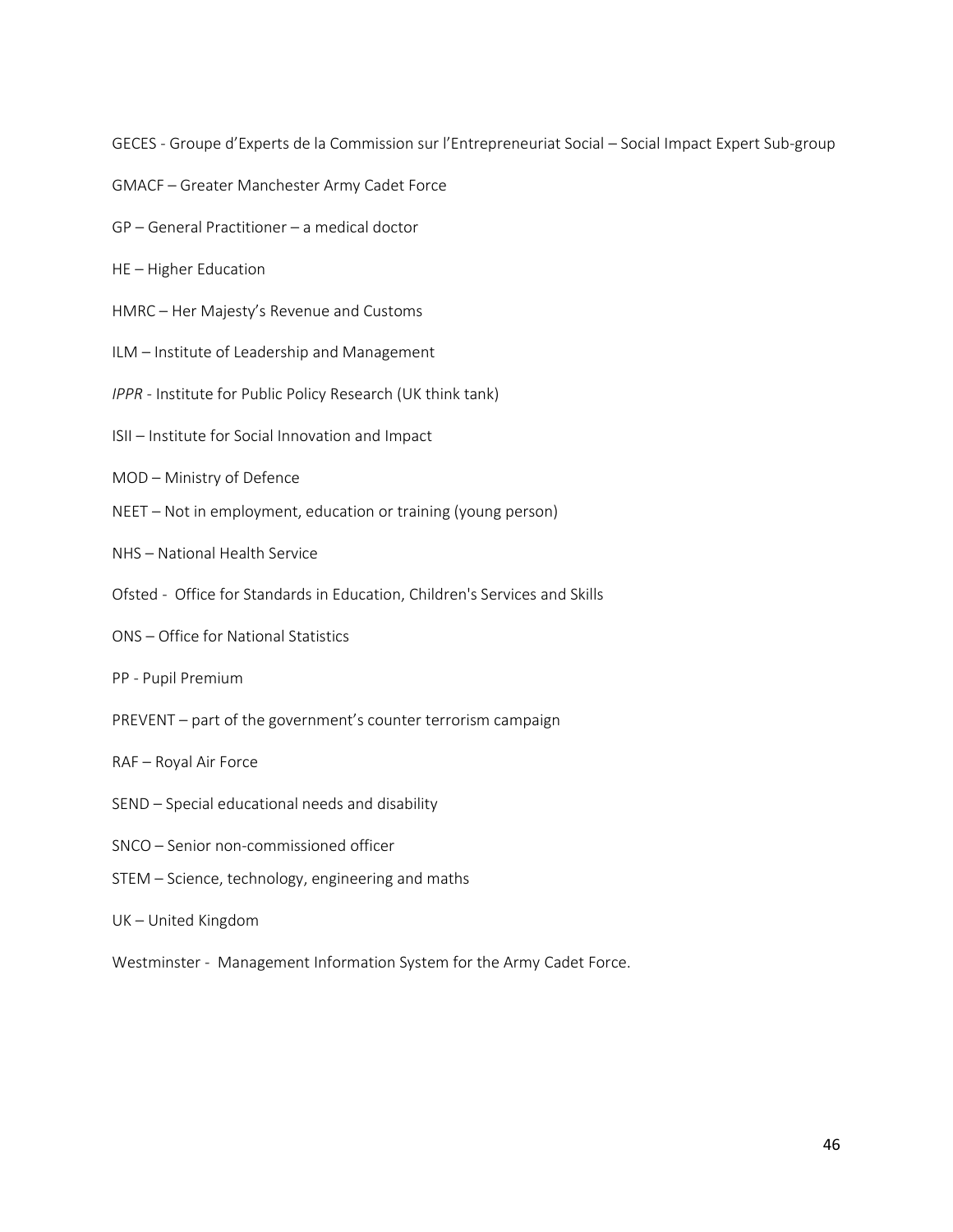GECES - Groupe d'Experts de la Commission sur l'Entrepreneuriat Social – Social Impact Expert Sub-group

GMACF – Greater Manchester Army Cadet Force

GP – General Practitioner – a medical doctor

HE – Higher Education

HMRC – Her Majesty's Revenue and Customs

ILM – Institute of Leadership and Management

*IPPR* - Institute for Public Policy Research (UK think tank)

ISII – Institute for Social Innovation and Impact

MOD – Ministry of Defence

NEET – Not in employment, education or training (young person)

NHS – National Health Service

Ofsted - Office for Standards in Education, Children's Services and Skills

ONS – Office for National Statistics

PP - Pupil Premium

PREVENT – part of the government's counter terrorism campaign

RAF – Royal Air Force

SEND – Special educational needs and disability

SNCO – Senior non-commissioned officer

STEM – Science, technology, engineering and maths

UK – United Kingdom

Westminster - Management Information System for the Army Cadet Force.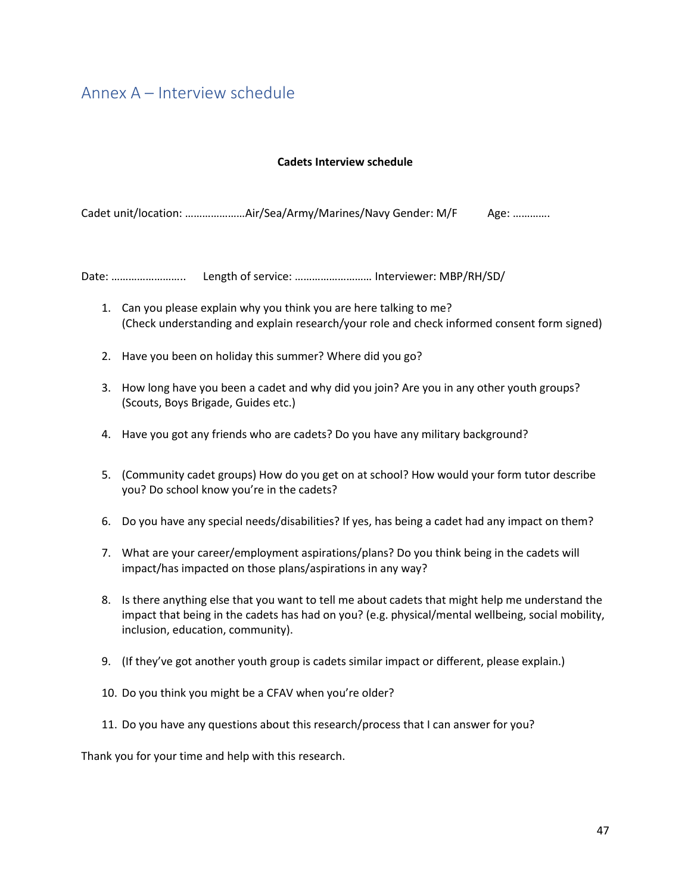## Annex A – Interview schedule

**Cadets Interview schedule**

Cadet unit/location: …………………Air/Sea/Army/Marines/Navy Gender: M/F Age: ………….

Date: …………………….. Length of service: ……………………… Interviewer: MBP/RH/SD/

1. Can you please explain why you think you are here talking to me? (Check understanding and explain research/your role and check informed consent form signed)
2. Have you been on holiday this summer? Where did you go?
3. How long have you been a cadet and why did you join? Are you in any other youth groups? (Scouts, Boys Brigade, Guides etc.)
4. Have you got any friends who are cadets? Do you have any military background?
5. (Community cadet groups) How do you get on at school? How would your form tutor describe you? Do school know you're in the cadets?
6. Do you have any special needs/disabilities? If yes, has being a cadet had any impact on them?
7. What are your career/employment aspirations/plans? Do you think being in the cadets will impact/has impacted on those plans/aspirations in any way?
8. Is there anything else that you want to tell me about cadets that might help me understand the impact that being in the cadets has had on you? (e.g. physical/mental wellbeing, social mobility, inclusion, education, community).
9. (If they've got another youth group is cadets similar impact or different, please explain.)
10. Do you think you might be a CFAV when you're older?
11. Do you have any questions about this research/process that I can answer for you?

Thank you for your time and help with this research.